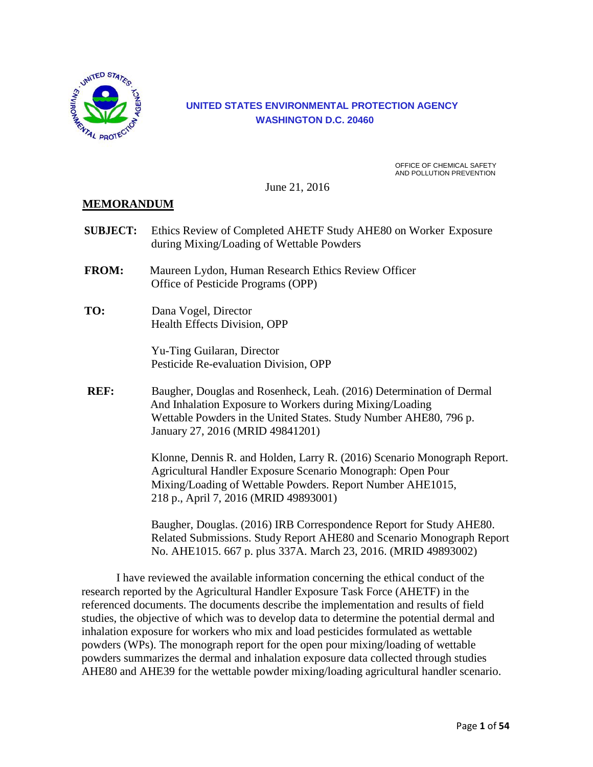**UNITED STATES ENVIRONMENTAL PROTECTION AGENCY**
**WASHINGTON D.C. 20460**

OFFICE OF CHEMICAL SAFETY
AND POLLUTION PREVENTION

June 21, 2016

**MEMORANDUM**

**SUBJECT:** Ethics Review of Completed AHETF Study AHE80 on Worker Exposure during Mixing/Loading of Wettable Powders

**FROM:** Maureen Lydon, Human Research Ethics Review Officer
Office of Pesticide Programs (OPP)

**TO:** Dana Vogel, Director
Health Effects Division, OPP

Yu-Ting Guilaran, Director
Pesticide Re-evaluation Division, OPP

**REF:** Baugher, Douglas and Rosenheck, Leah. (2016) Determination of Dermal And Inhalation Exposure to Workers during Mixing/Loading Wettable Powders in the United States. Study Number AHE80, 796 p. January 27, 2016 (MRID 49841201)

Klonne, Dennis R. and Holden, Larry R. (2016) Scenario Monograph Report. Agricultural Handler Exposure Scenario Monograph: Open Pour Mixing/Loading of Wettable Powders. Report Number AHE1015, 218 p., April 7, 2016 (MRID 49893001)

Baugher, Douglas. (2016) IRB Correspondence Report for Study AHE80. Related Submissions. Study Report AHE80 and Scenario Monograph Report No. AHE1015. 667 p. plus 337A. March 23, 2016. (MRID 49893002)

I have reviewed the available information concerning the ethical conduct of the research reported by the Agricultural Handler Exposure Task Force (AHETF) in the referenced documents. The documents describe the implementation and results of field studies, the objective of which was to develop data to determine the potential dermal and inhalation exposure for workers who mix and load pesticides formulated as wettable powders (WPs). The monograph report for the open pour mixing/loading of wettable powders summarizes the dermal and inhalation exposure data collected through studies AHE80 and AHE39 for the wettable powder mixing/loading agricultural handler scenario.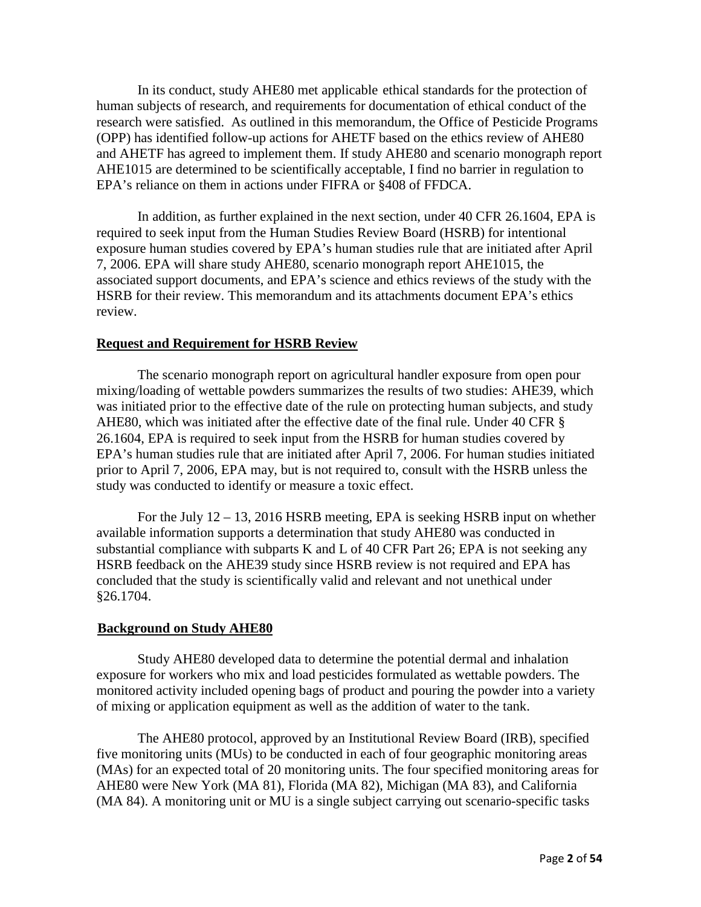In its conduct, study AHE80 met applicable ethical standards for the protection of human subjects of research, and requirements for documentation of ethical conduct of the research were satisfied. As outlined in this memorandum, the Office of Pesticide Programs (OPP) has identified follow-up actions for AHETF based on the ethics review of AHE80 and AHETF has agreed to implement them. If study AHE80 and scenario monograph report AHE1015 are determined to be scientifically acceptable, I find no barrier in regulation to EPA's reliance on them in actions under FIFRA or §408 of FFDCA.

In addition, as further explained in the next section, under 40 CFR 26.1604, EPA is required to seek input from the Human Studies Review Board (HSRB) for intentional exposure human studies covered by EPA's human studies rule that are initiated after April 7, 2006. EPA will share study AHE80, scenario monograph report AHE1015, the associated support documents, and EPA's science and ethics reviews of the study with the HSRB for their review. This memorandum and its attachments document EPA's ethics review.

## Request and Requirement for HSRB Review

The scenario monograph report on agricultural handler exposure from open pour mixing/loading of wettable powders summarizes the results of two studies: AHE39, which was initiated prior to the effective date of the rule on protecting human subjects, and study AHE80, which was initiated after the effective date of the final rule. Under 40 CFR § 26.1604, EPA is required to seek input from the HSRB for human studies covered by EPA's human studies rule that are initiated after April 7, 2006. For human studies initiated prior to April 7, 2006, EPA may, but is not required to, consult with the HSRB unless the study was conducted to identify or measure a toxic effect.

For the July 12 – 13, 2016 HSRB meeting, EPA is seeking HSRB input on whether available information supports a determination that study AHE80 was conducted in substantial compliance with subparts K and L of 40 CFR Part 26; EPA is not seeking any HSRB feedback on the AHE39 study since HSRB review is not required and EPA has concluded that the study is scientifically valid and relevant and not unethical under §26.1704.

## Background on Study AHE80

Study AHE80 developed data to determine the potential dermal and inhalation exposure for workers who mix and load pesticides formulated as wettable powders. The monitored activity included opening bags of product and pouring the powder into a variety of mixing or application equipment as well as the addition of water to the tank.

The AHE80 protocol, approved by an Institutional Review Board (IRB), specified five monitoring units (MUs) to be conducted in each of four geographic monitoring areas (MAs) for an expected total of 20 monitoring units. The four specified monitoring areas for AHE80 were New York (MA 81), Florida (MA 82), Michigan (MA 83), and California (MA 84). A monitoring unit or MU is a single subject carrying out scenario-specific tasks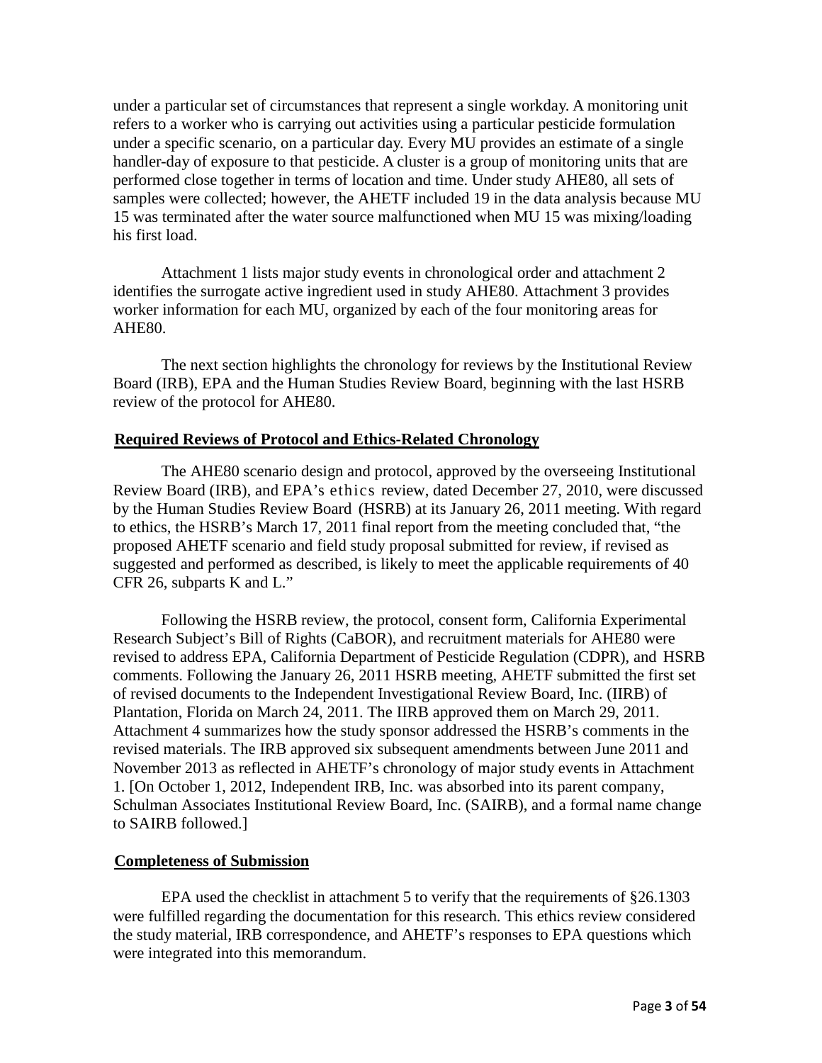under a particular set of circumstances that represent a single workday. A monitoring unit refers to a worker who is carrying out activities using a particular pesticide formulation under a specific scenario, on a particular day. Every MU provides an estimate of a single handler-day of exposure to that pesticide. A cluster is a group of monitoring units that are performed close together in terms of location and time. Under study AHE80, all sets of samples were collected; however, the AHETF included 19 in the data analysis because MU 15 was terminated after the water source malfunctioned when MU 15 was mixing/loading his first load.

Attachment 1 lists major study events in chronological order and attachment 2 identifies the surrogate active ingredient used in study AHE80. Attachment 3 provides worker information for each MU, organized by each of the four monitoring areas for AHE80.

The next section highlights the chronology for reviews by the Institutional Review Board (IRB), EPA and the Human Studies Review Board, beginning with the last HSRB review of the protocol for AHE80.

**Required Reviews of Protocol and Ethics-Related Chronology**

The AHE80 scenario design and protocol, approved by the overseeing Institutional Review Board (IRB), and EPA's ethics review, dated December 27, 2010, were discussed by the Human Studies Review Board (HSRB) at its January 26, 2011 meeting. With regard to ethics, the HSRB's March 17, 2011 final report from the meeting concluded that, "the proposed AHETF scenario and field study proposal submitted for review, if revised as suggested and performed as described, is likely to meet the applicable requirements of 40 CFR 26, subparts K and L."

Following the HSRB review, the protocol, consent form, California Experimental Research Subject's Bill of Rights (CaBOR), and recruitment materials for AHE80 were revised to address EPA, California Department of Pesticide Regulation (CDPR), and HSRB comments. Following the January 26, 2011 HSRB meeting, AHETF submitted the first set of revised documents to the Independent Investigational Review Board, Inc. (IIRB) of Plantation, Florida on March 24, 2011. The IIRB approved them on March 29, 2011. Attachment 4 summarizes how the study sponsor addressed the HSRB's comments in the revised materials. The IRB approved six subsequent amendments between June 2011 and November 2013 as reflected in AHETF's chronology of major study events in Attachment 1. [On October 1, 2012, Independent IRB, Inc. was absorbed into its parent company, Schulman Associates Institutional Review Board, Inc. (SAIRB), and a formal name change to SAIRB followed.]

**Completeness of Submission**

EPA used the checklist in attachment 5 to verify that the requirements of §26.1303 were fulfilled regarding the documentation for this research. This ethics review considered the study material, IRB correspondence, and AHETF's responses to EPA questions which were integrated into this memorandum.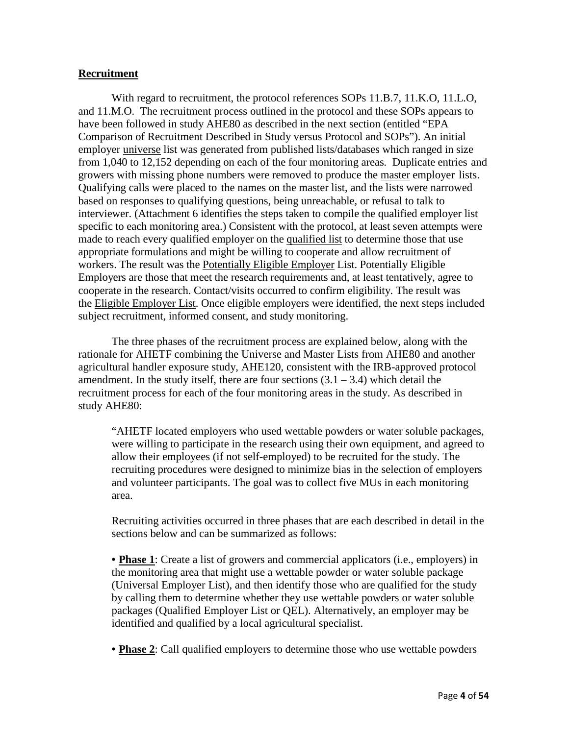**Recruitment**

With regard to recruitment, the protocol references SOPs 11.B.7, 11.K.O, 11.L.O, and 11.M.O. The recruitment process outlined in the protocol and these SOPs appears to have been followed in study AHE80 as described in the next section (entitled "EPA Comparison of Recruitment Described in Study versus Protocol and SOPs"). An initial employer universe list was generated from published lists/databases which ranged in size from 1,040 to 12,152 depending on each of the four monitoring areas. Duplicate entries and growers with missing phone numbers were removed to produce the master employer lists. Qualifying calls were placed to the names on the master list, and the lists were narrowed based on responses to qualifying questions, being unreachable, or refusal to talk to interviewer. (Attachment 6 identifies the steps taken to compile the qualified employer list specific to each monitoring area.) Consistent with the protocol, at least seven attempts were made to reach every qualified employer on the qualified list to determine those that use appropriate formulations and might be willing to cooperate and allow recruitment of workers. The result was the Potentially Eligible Employer List. Potentially Eligible Employers are those that meet the research requirements and, at least tentatively, agree to cooperate in the research. Contact/visits occurred to confirm eligibility. The result was the Eligible Employer List. Once eligible employers were identified, the next steps included subject recruitment, informed consent, and study monitoring.

The three phases of the recruitment process are explained below, along with the rationale for AHETF combining the Universe and Master Lists from AHE80 and another agricultural handler exposure study, AHE120, consistent with the IRB-approved protocol amendment. In the study itself, there are four sections (3.1 – 3.4) which detail the recruitment process for each of the four monitoring areas in the study. As described in study AHE80:

> "AHETF located employers who used wettable powders or water soluble packages, were willing to participate in the research using their own equipment, and agreed to allow their employees (if not self-employed) to be recruited for the study. The recruiting procedures were designed to minimize bias in the selection of employers and volunteer participants. The goal was to collect five MUs in each monitoring area.
>
> Recruiting activities occurred in three phases that are each described in detail in the sections below and can be summarized as follows:
>
> • **Phase 1**: Create a list of growers and commercial applicators (i.e., employers) in the monitoring area that might use a wettable powder or water soluble package (Universal Employer List), and then identify those who are qualified for the study by calling them to determine whether they use wettable powders or water soluble packages (Qualified Employer List or QEL). Alternatively, an employer may be identified and qualified by a local agricultural specialist.
>
> • **Phase 2**: Call qualified employers to determine those who use wettable powders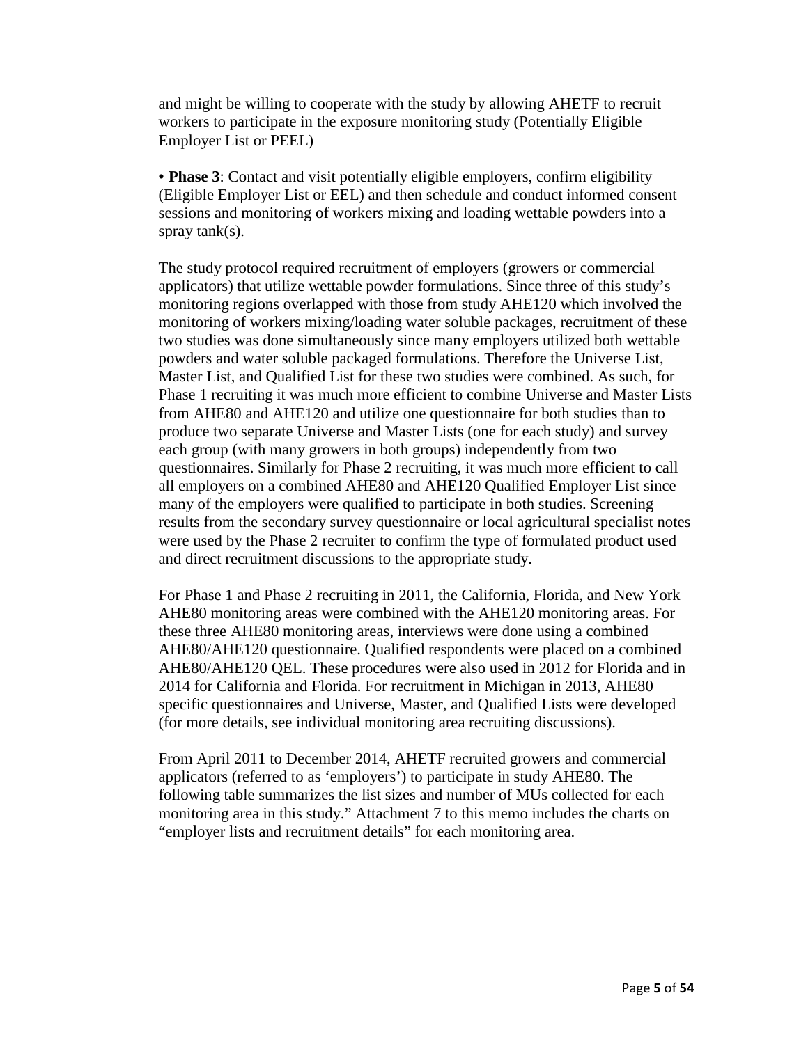and might be willing to cooperate with the study by allowing AHETF to recruit workers to participate in the exposure monitoring study (Potentially Eligible Employer List or PEEL)

- **Phase 3**: Contact and visit potentially eligible employers, confirm eligibility (Eligible Employer List or EEL) and then schedule and conduct informed consent sessions and monitoring of workers mixing and loading wettable powders into a spray tank(s).

The study protocol required recruitment of employers (growers or commercial applicators) that utilize wettable powder formulations. Since three of this study's monitoring regions overlapped with those from study AHE120 which involved the monitoring of workers mixing/loading water soluble packages, recruitment of these two studies was done simultaneously since many employers utilized both wettable powders and water soluble packaged formulations. Therefore the Universe List, Master List, and Qualified List for these two studies were combined. As such, for Phase 1 recruiting it was much more efficient to combine Universe and Master Lists from AHE80 and AHE120 and utilize one questionnaire for both studies than to produce two separate Universe and Master Lists (one for each study) and survey each group (with many growers in both groups) independently from two questionnaires. Similarly for Phase 2 recruiting, it was much more efficient to call all employers on a combined AHE80 and AHE120 Qualified Employer List since many of the employers were qualified to participate in both studies. Screening results from the secondary survey questionnaire or local agricultural specialist notes were used by the Phase 2 recruiter to confirm the type of formulated product used and direct recruitment discussions to the appropriate study.

For Phase 1 and Phase 2 recruiting in 2011, the California, Florida, and New York AHE80 monitoring areas were combined with the AHE120 monitoring areas. For these three AHE80 monitoring areas, interviews were done using a combined AHE80/AHE120 questionnaire. Qualified respondents were placed on a combined AHE80/AHE120 QEL. These procedures were also used in 2012 for Florida and in 2014 for California and Florida. For recruitment in Michigan in 2013, AHE80 specific questionnaires and Universe, Master, and Qualified Lists were developed (for more details, see individual monitoring area recruiting discussions).

From April 2011 to December 2014, AHETF recruited growers and commercial applicators (referred to as 'employers') to participate in study AHE80. The following table summarizes the list sizes and number of MUs collected for each monitoring area in this study." Attachment 7 to this memo includes the charts on "employer lists and recruitment details" for each monitoring area.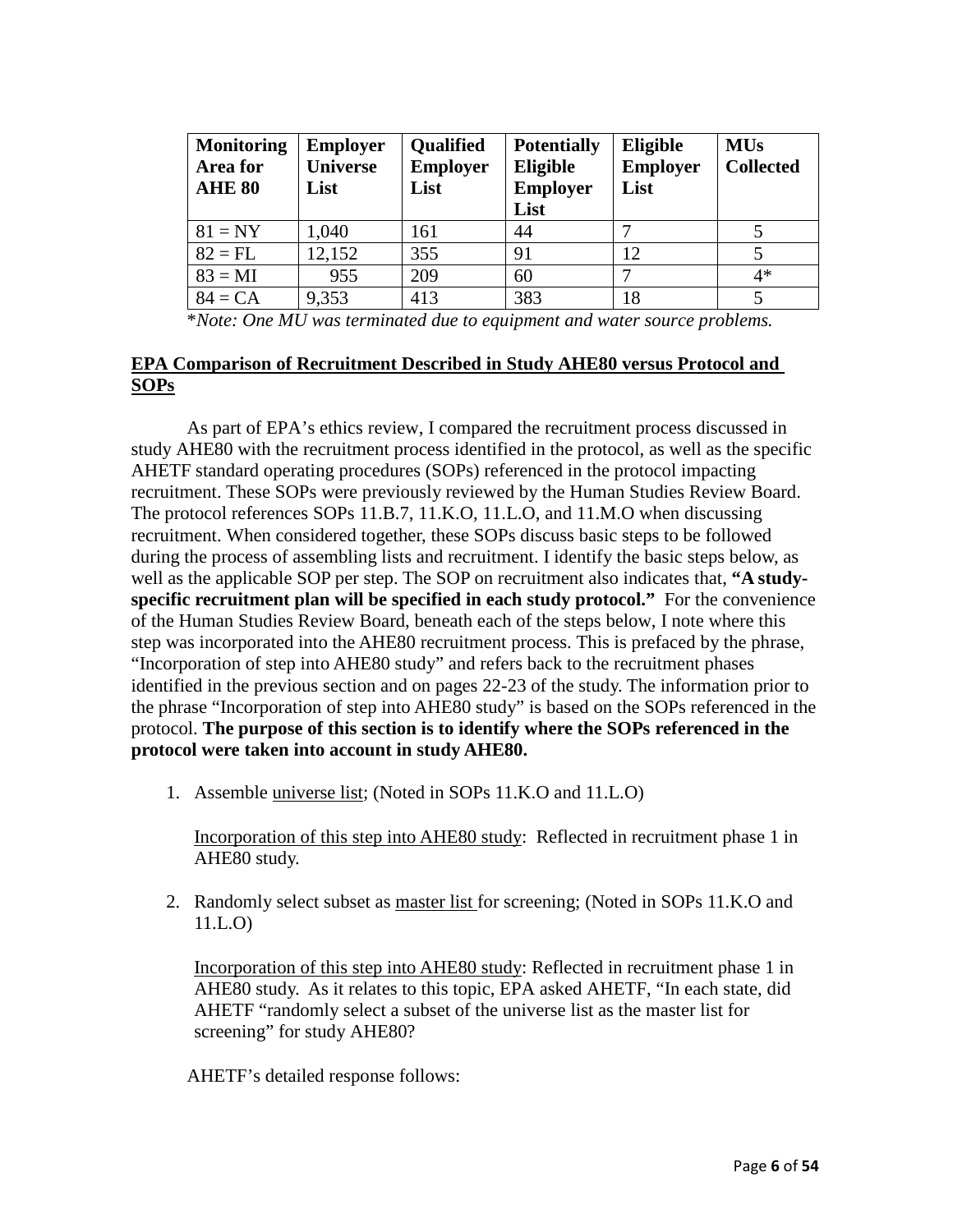| Monitoring Area for AHE 80 | Employer Universe List | Qualified Employer List | Potentially Eligible Employer List | Eligible Employer List | MUs Collected |
|---|---|---|---|---|---|
| 81 = NY | 1,040 | 161 | 44 | 7 | 5 |
| 82 = FL | 12,152 | 355 | 91 | 12 | 5 |
| 83 = MI | 955 | 209 | 60 | 7 | 4* |
| 84 = CA | 9,353 | 413 | 383 | 18 | 5 |

**Note:* One MU was terminated due to equipment and water source problems.

## EPA Comparison of Recruitment Described in Study AHE80 versus Protocol and SOPs

As part of EPA's ethics review, I compared the recruitment process discussed in study AHE80 with the recruitment process identified in the protocol, as well as the specific AHETF standard operating procedures (SOPs) referenced in the protocol impacting recruitment. These SOPs were previously reviewed by the Human Studies Review Board. The protocol references SOPs 11.B.7, 11.K.O, 11.L.O, and 11.M.O when discussing recruitment. When considered together, these SOPs discuss basic steps to be followed during the process of assembling lists and recruitment. I identify the basic steps below, as well as the applicable SOP per step. The SOP on recruitment also indicates that, **"A study-specific recruitment plan will be specified in each study protocol."** For the convenience of the Human Studies Review Board, beneath each of the steps below, I note where this step was incorporated into the AHE80 recruitment process. This is prefaced by the phrase, "Incorporation of step into AHE80 study" and refers back to the recruitment phases identified in the previous section and on pages 22-23 of the study. The information prior to the phrase "Incorporation of step into AHE80 study" is based on the SOPs referenced in the protocol. **The purpose of this section is to identify where the SOPs referenced in the protocol were taken into account in study AHE80.**

1. Assemble universe list; (Noted in SOPs 11.K.O and 11.L.O)

   Incorporation of this step into AHE80 study: Reflected in recruitment phase 1 in AHE80 study.

2. Randomly select subset as master list for screening; (Noted in SOPs 11.K.O and 11.L.O)

   Incorporation of this step into AHE80 study: Reflected in recruitment phase 1 in AHE80 study. As it relates to this topic, EPA asked AHETF, "In each state, did AHETF "randomly select a subset of the universe list as the master list for screening" for study AHE80?

AHETF's detailed response follows: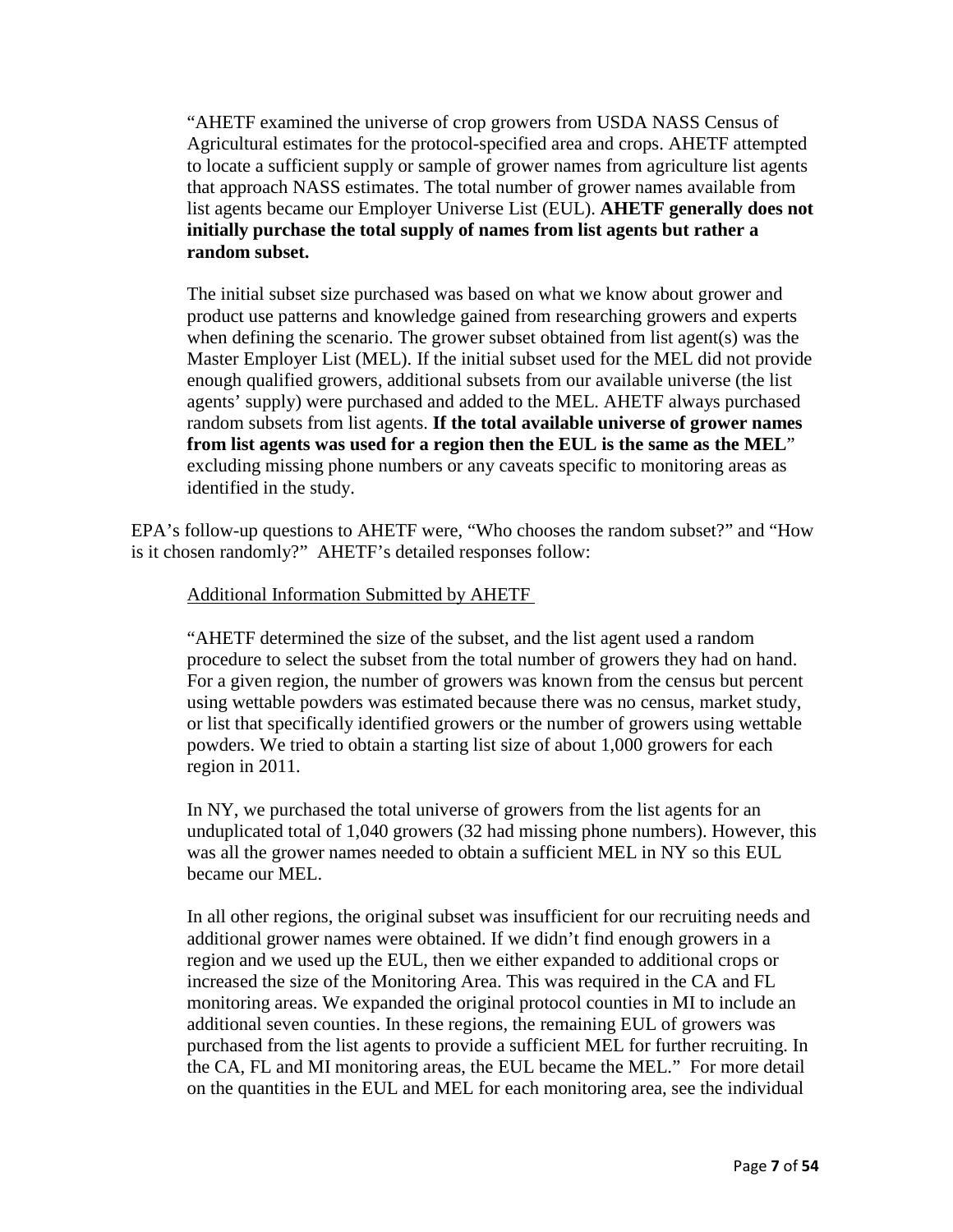> "AHETF examined the universe of crop growers from USDA NASS Census of Agricultural estimates for the protocol-specified area and crops. AHETF attempted to locate a sufficient supply or sample of grower names from agriculture list agents that approach NASS estimates. The total number of grower names available from list agents became our Employer Universe List (EUL). **AHETF generally does not initially purchase the total supply of names from list agents but rather a random subset.**
>
> The initial subset size purchased was based on what we know about grower and product use patterns and knowledge gained from researching growers and experts when defining the scenario. The grower subset obtained from list agent(s) was the Master Employer List (MEL). If the initial subset used for the MEL did not provide enough qualified growers, additional subsets from our available universe (the list agents' supply) were purchased and added to the MEL. AHETF always purchased random subsets from list agents. **If the total available universe of grower names from list agents was used for a region then the EUL is the same as the MEL**" excluding missing phone numbers or any caveats specific to monitoring areas as identified in the study.

EPA's follow-up questions to AHETF were, "Who chooses the random subset?" and "How is it chosen randomly?" AHETF's detailed responses follow:

> <u>Additional Information Submitted by AHETF</u>
>
> "AHETF determined the size of the subset, and the list agent used a random procedure to select the subset from the total number of growers they had on hand. For a given region, the number of growers was known from the census but percent using wettable powders was estimated because there was no census, market study, or list that specifically identified growers or the number of growers using wettable powders. We tried to obtain a starting list size of about 1,000 growers for each region in 2011.
>
> In NY, we purchased the total universe of growers from the list agents for an unduplicated total of 1,040 growers (32 had missing phone numbers). However, this was all the grower names needed to obtain a sufficient MEL in NY so this EUL became our MEL.
>
> In all other regions, the original subset was insufficient for our recruiting needs and additional grower names were obtained. If we didn't find enough growers in a region and we used up the EUL, then we either expanded to additional crops or increased the size of the Monitoring Area. This was required in the CA and FL monitoring areas. We expanded the original protocol counties in MI to include an additional seven counties. In these regions, the remaining EUL of growers was purchased from the list agents to provide a sufficient MEL for further recruiting. In the CA, FL and MI monitoring areas, the EUL became the MEL." For more detail on the quantities in the EUL and MEL for each monitoring area, see the individual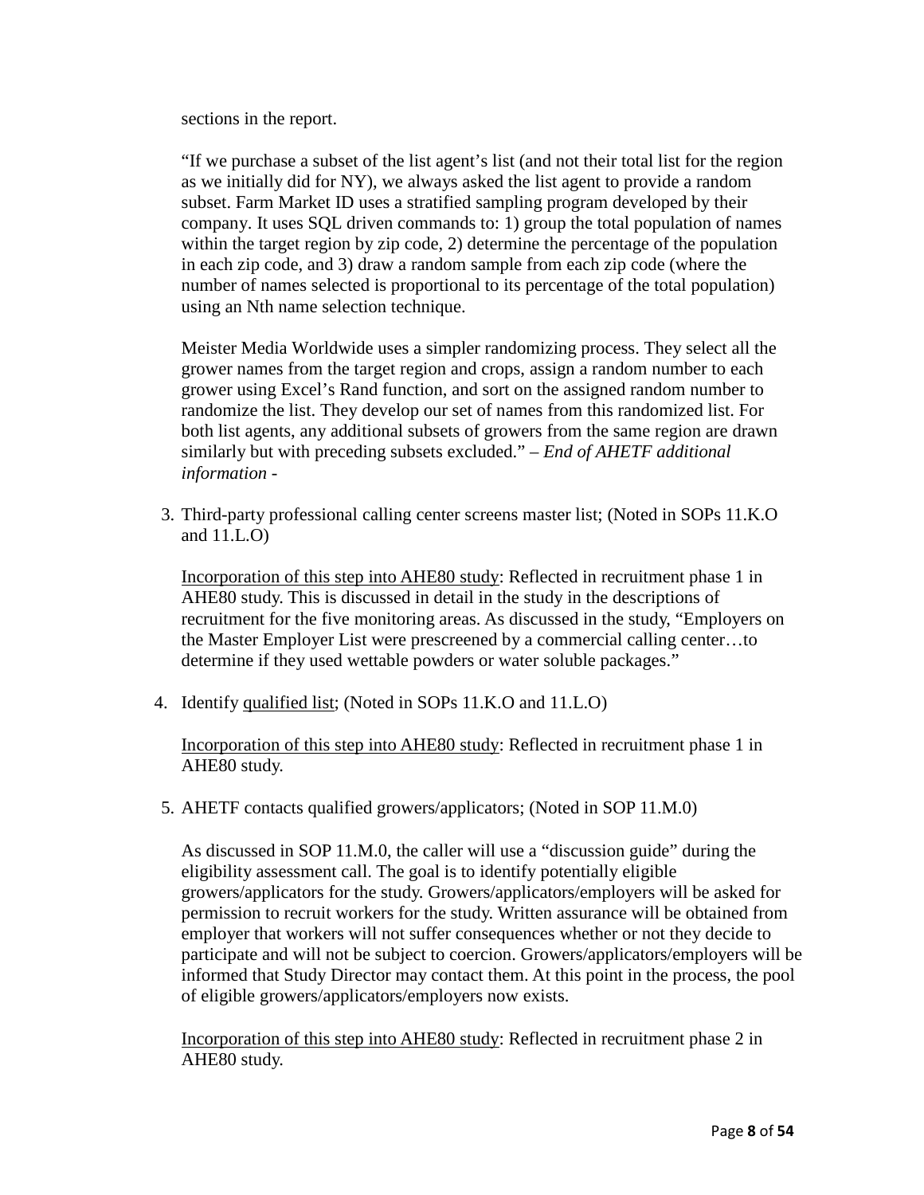sections in the report.

"If we purchase a subset of the list agent's list (and not their total list for the region as we initially did for NY), we always asked the list agent to provide a random subset. Farm Market ID uses a stratified sampling program developed by their company. It uses SQL driven commands to: 1) group the total population of names within the target region by zip code, 2) determine the percentage of the population in each zip code, and 3) draw a random sample from each zip code (where the number of names selected is proportional to its percentage of the total population) using an Nth name selection technique.

Meister Media Worldwide uses a simpler randomizing process. They select all the grower names from the target region and crops, assign a random number to each grower using Excel's Rand function, and sort on the assigned random number to randomize the list. They develop our set of names from this randomized list. For both list agents, any additional subsets of growers from the same region are drawn similarly but with preceding subsets excluded." – *End of AHETF additional information -*

3. Third-party professional calling center screens master list; (Noted in SOPs 11.K.O and 11.L.O)

   Incorporation of this step into AHE80 study: Reflected in recruitment phase 1 in AHE80 study. This is discussed in detail in the study in the descriptions of recruitment for the five monitoring areas. As discussed in the study, "Employers on the Master Employer List were prescreened by a commercial calling center…to determine if they used wettable powders or water soluble packages."

4. Identify qualified list; (Noted in SOPs 11.K.O and 11.L.O)

   Incorporation of this step into AHE80 study: Reflected in recruitment phase 1 in AHE80 study.

5. AHETF contacts qualified growers/applicators; (Noted in SOP 11.M.0)

   As discussed in SOP 11.M.0, the caller will use a "discussion guide" during the eligibility assessment call. The goal is to identify potentially eligible growers/applicators for the study. Growers/applicators/employers will be asked for permission to recruit workers for the study. Written assurance will be obtained from employer that workers will not suffer consequences whether or not they decide to participate and will not be subject to coercion. Growers/applicators/employers will be informed that Study Director may contact them. At this point in the process, the pool of eligible growers/applicators/employers now exists.

   Incorporation of this step into AHE80 study: Reflected in recruitment phase 2 in AHE80 study.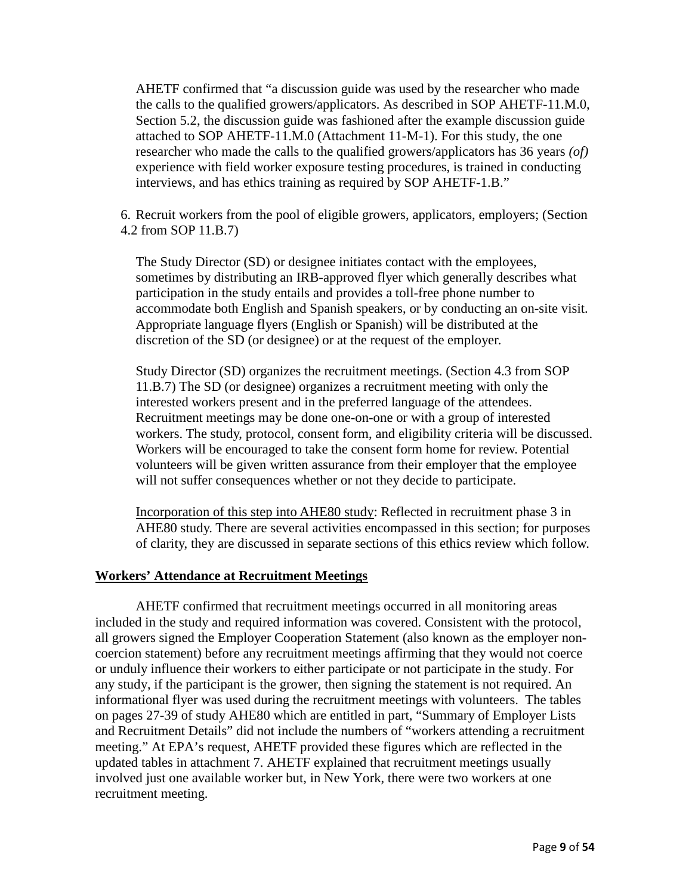AHETF confirmed that "a discussion guide was used by the researcher who made the calls to the qualified growers/applicators. As described in SOP AHETF-11.M.0, Section 5.2, the discussion guide was fashioned after the example discussion guide attached to SOP AHETF-11.M.0 (Attachment 11-M-1). For this study, the one researcher who made the calls to the qualified growers/applicators has 36 years *(of)* experience with field worker exposure testing procedures, is trained in conducting interviews, and has ethics training as required by SOP AHETF-1.B."

6. Recruit workers from the pool of eligible growers, applicators, employers; (Section 4.2 from SOP 11.B.7)

The Study Director (SD) or designee initiates contact with the employees, sometimes by distributing an IRB-approved flyer which generally describes what participation in the study entails and provides a toll-free phone number to accommodate both English and Spanish speakers, or by conducting an on-site visit. Appropriate language flyers (English or Spanish) will be distributed at the discretion of the SD (or designee) or at the request of the employer.

Study Director (SD) organizes the recruitment meetings. (Section 4.3 from SOP 11.B.7) The SD (or designee) organizes a recruitment meeting with only the interested workers present and in the preferred language of the attendees. Recruitment meetings may be done one-on-one or with a group of interested workers. The study, protocol, consent form, and eligibility criteria will be discussed. Workers will be encouraged to take the consent form home for review. Potential volunteers will be given written assurance from their employer that the employee will not suffer consequences whether or not they decide to participate.

Incorporation of this step into AHE80 study: Reflected in recruitment phase 3 in AHE80 study. There are several activities encompassed in this section; for purposes of clarity, they are discussed in separate sections of this ethics review which follow.

## Workers' Attendance at Recruitment Meetings

AHETF confirmed that recruitment meetings occurred in all monitoring areas included in the study and required information was covered. Consistent with the protocol, all growers signed the Employer Cooperation Statement (also known as the employer non-coercion statement) before any recruitment meetings affirming that they would not coerce or unduly influence their workers to either participate or not participate in the study. For any study, if the participant is the grower, then signing the statement is not required. An informational flyer was used during the recruitment meetings with volunteers. The tables on pages 27-39 of study AHE80 which are entitled in part, "Summary of Employer Lists and Recruitment Details" did not include the numbers of "workers attending a recruitment meeting." At EPA's request, AHETF provided these figures which are reflected in the updated tables in attachment 7. AHETF explained that recruitment meetings usually involved just one available worker but, in New York, there were two workers at one recruitment meeting.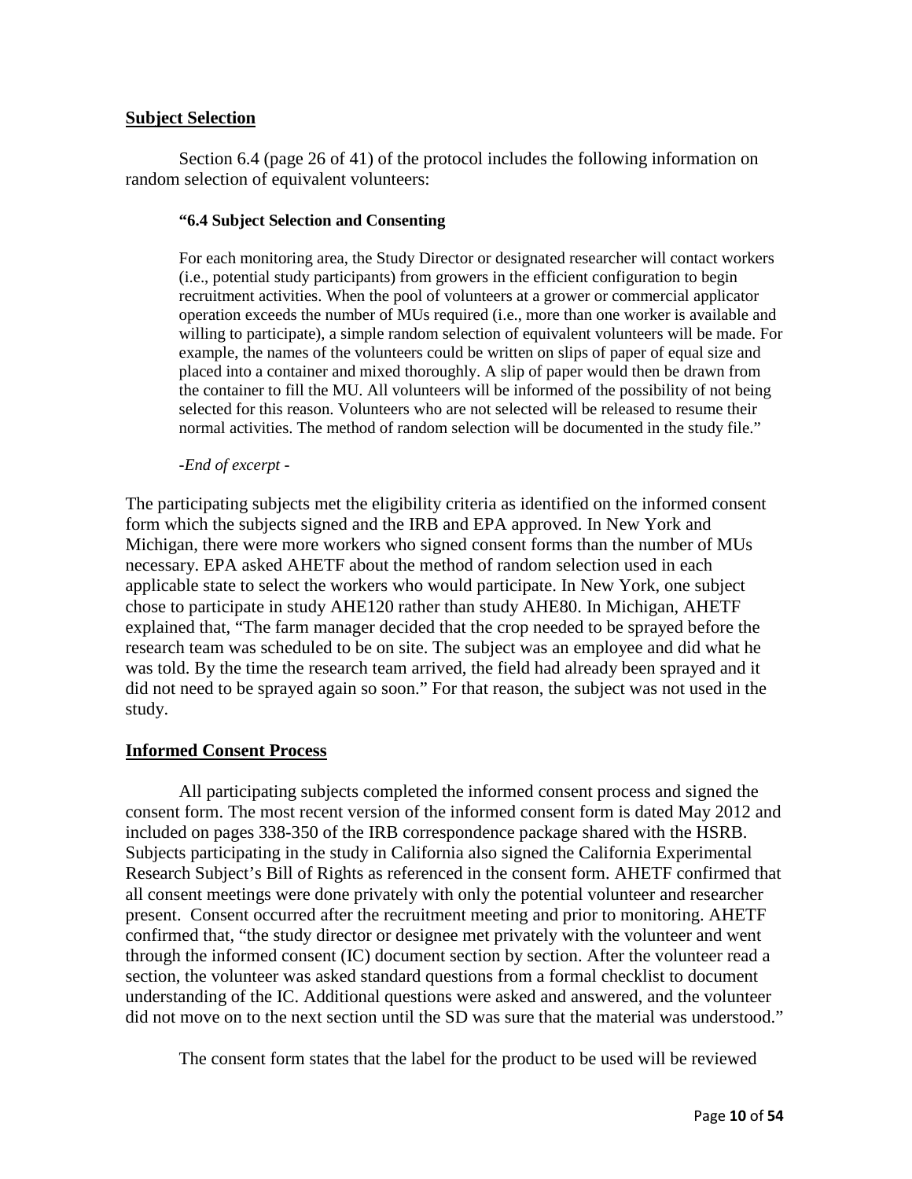**Subject Selection**

Section 6.4 (page 26 of 41) of the protocol includes the following information on random selection of equivalent volunteers:

> **"6.4 Subject Selection and Consenting**
>
> For each monitoring area, the Study Director or designated researcher will contact workers (i.e., potential study participants) from growers in the efficient configuration to begin recruitment activities. When the pool of volunteers at a grower or commercial applicator operation exceeds the number of MUs required (i.e., more than one worker is available and willing to participate), a simple random selection of equivalent volunteers will be made. For example, the names of the volunteers could be written on slips of paper of equal size and placed into a container and mixed thoroughly. A slip of paper would then be drawn from the container to fill the MU. All volunteers will be informed of the possibility of not being selected for this reason. Volunteers who are not selected will be released to resume their normal activities. The method of random selection will be documented in the study file."
>
> *-End of excerpt -*

The participating subjects met the eligibility criteria as identified on the informed consent form which the subjects signed and the IRB and EPA approved. In New York and Michigan, there were more workers who signed consent forms than the number of MUs necessary. EPA asked AHETF about the method of random selection used in each applicable state to select the workers who would participate. In New York, one subject chose to participate in study AHE120 rather than study AHE80. In Michigan, AHETF explained that, "The farm manager decided that the crop needed to be sprayed before the research team was scheduled to be on site. The subject was an employee and did what he was told. By the time the research team arrived, the field had already been sprayed and it did not need to be sprayed again so soon." For that reason, the subject was not used in the study.

**Informed Consent Process**

All participating subjects completed the informed consent process and signed the consent form. The most recent version of the informed consent form is dated May 2012 and included on pages 338-350 of the IRB correspondence package shared with the HSRB. Subjects participating in the study in California also signed the California Experimental Research Subject's Bill of Rights as referenced in the consent form. AHETF confirmed that all consent meetings were done privately with only the potential volunteer and researcher present. Consent occurred after the recruitment meeting and prior to monitoring. AHETF confirmed that, "the study director or designee met privately with the volunteer and went through the informed consent (IC) document section by section. After the volunteer read a section, the volunteer was asked standard questions from a formal checklist to document understanding of the IC. Additional questions were asked and answered, and the volunteer did not move on to the next section until the SD was sure that the material was understood."

The consent form states that the label for the product to be used will be reviewed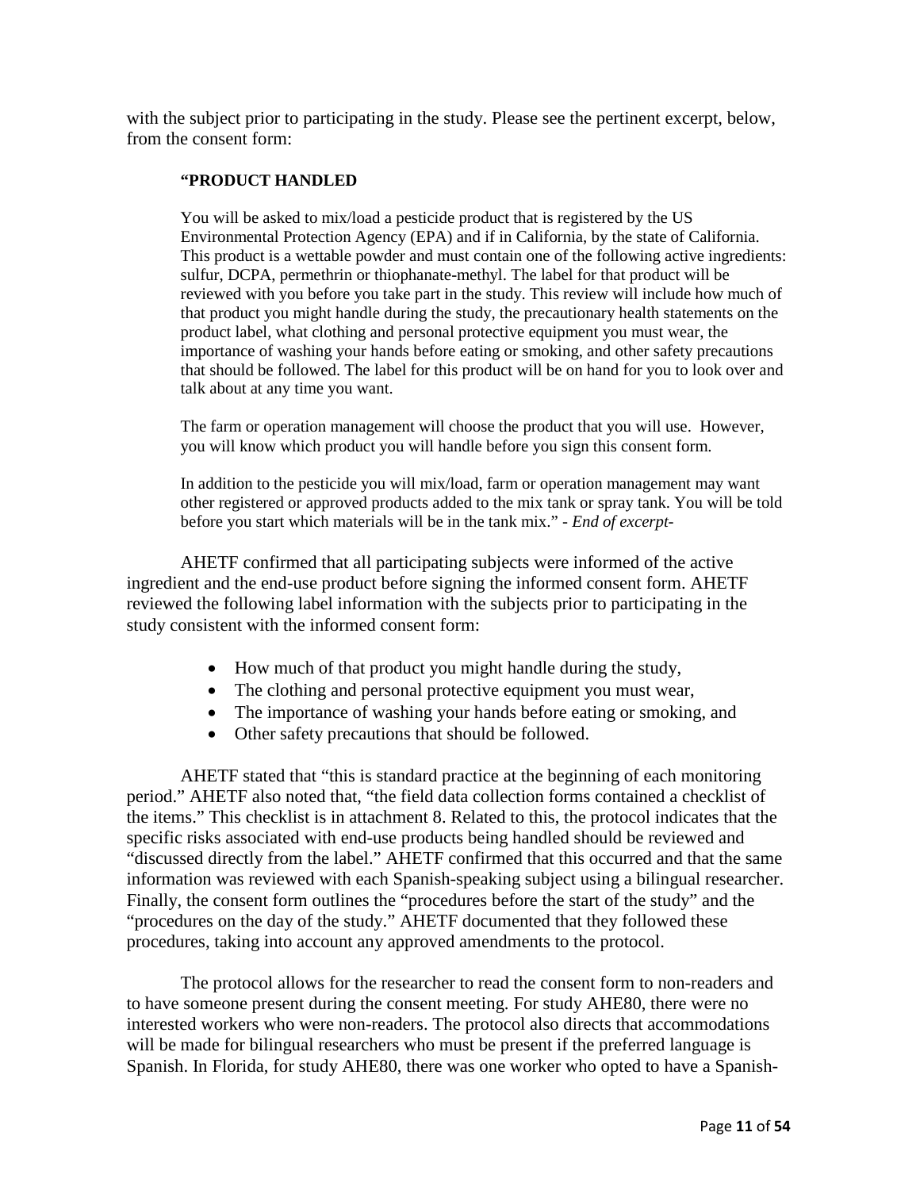with the subject prior to participating in the study. Please see the pertinent excerpt, below, from the consent form:

> **"PRODUCT HANDLED**
>
> You will be asked to mix/load a pesticide product that is registered by the US Environmental Protection Agency (EPA) and if in California, by the state of California. This product is a wettable powder and must contain one of the following active ingredients: sulfur, DCPA, permethrin or thiophanate-methyl. The label for that product will be reviewed with you before you take part in the study. This review will include how much of that product you might handle during the study, the precautionary health statements on the product label, what clothing and personal protective equipment you must wear, the importance of washing your hands before eating or smoking, and other safety precautions that should be followed. The label for this product will be on hand for you to look over and talk about at any time you want.
>
> The farm or operation management will choose the product that you will use. However, you will know which product you will handle before you sign this consent form.
>
> In addition to the pesticide you will mix/load, farm or operation management may want other registered or approved products added to the mix tank or spray tank. You will be told before you start which materials will be in the tank mix." - *End of excerpt-*

AHETF confirmed that all participating subjects were informed of the active ingredient and the end-use product before signing the informed consent form. AHETF reviewed the following label information with the subjects prior to participating in the study consistent with the informed consent form:

- How much of that product you might handle during the study,
- The clothing and personal protective equipment you must wear,
- The importance of washing your hands before eating or smoking, and
- Other safety precautions that should be followed.

AHETF stated that "this is standard practice at the beginning of each monitoring period." AHETF also noted that, "the field data collection forms contained a checklist of the items." This checklist is in attachment 8. Related to this, the protocol indicates that the specific risks associated with end-use products being handled should be reviewed and "discussed directly from the label." AHETF confirmed that this occurred and that the same information was reviewed with each Spanish-speaking subject using a bilingual researcher. Finally, the consent form outlines the "procedures before the start of the study" and the "procedures on the day of the study." AHETF documented that they followed these procedures, taking into account any approved amendments to the protocol.

The protocol allows for the researcher to read the consent form to non-readers and to have someone present during the consent meeting. For study AHE80, there were no interested workers who were non-readers. The protocol also directs that accommodations will be made for bilingual researchers who must be present if the preferred language is Spanish. In Florida, for study AHE80, there was one worker who opted to have a Spanish-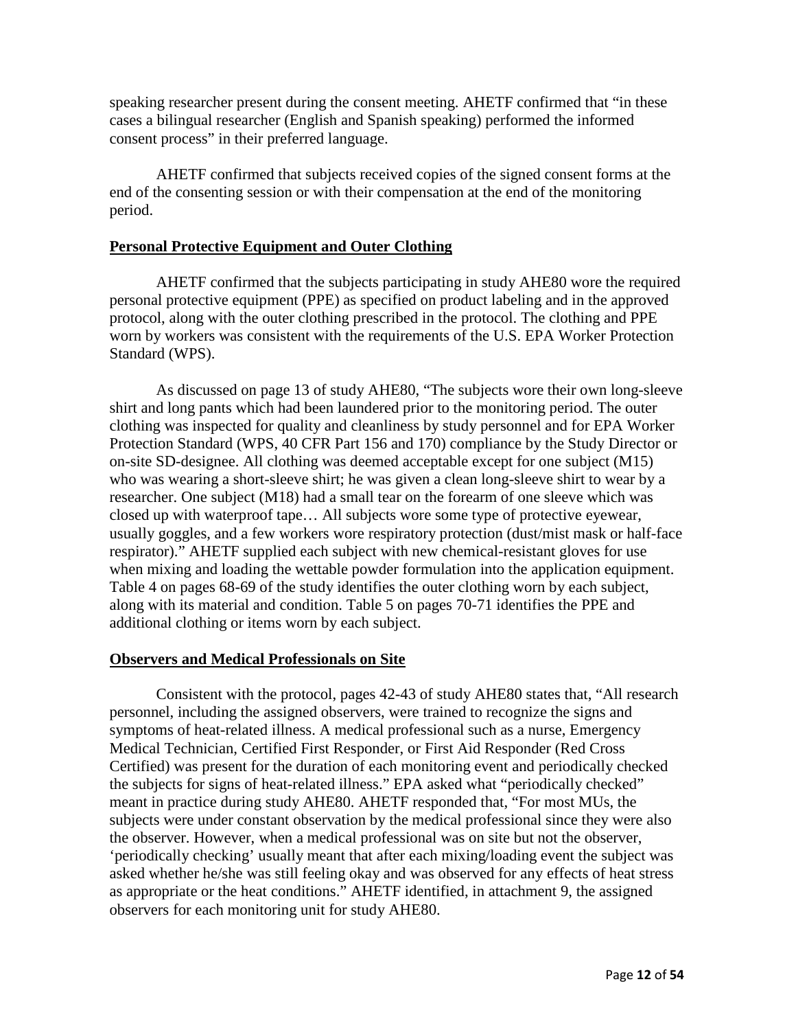speaking researcher present during the consent meeting. AHETF confirmed that "in these cases a bilingual researcher (English and Spanish speaking) performed the informed consent process" in their preferred language.

AHETF confirmed that subjects received copies of the signed consent forms at the end of the consenting session or with their compensation at the end of the monitoring period.

**Personal Protective Equipment and Outer Clothing**

AHETF confirmed that the subjects participating in study AHE80 wore the required personal protective equipment (PPE) as specified on product labeling and in the approved protocol, along with the outer clothing prescribed in the protocol. The clothing and PPE worn by workers was consistent with the requirements of the U.S. EPA Worker Protection Standard (WPS).

As discussed on page 13 of study AHE80, "The subjects wore their own long-sleeve shirt and long pants which had been laundered prior to the monitoring period. The outer clothing was inspected for quality and cleanliness by study personnel and for EPA Worker Protection Standard (WPS, 40 CFR Part 156 and 170) compliance by the Study Director or on-site SD-designee. All clothing was deemed acceptable except for one subject (M15) who was wearing a short-sleeve shirt; he was given a clean long-sleeve shirt to wear by a researcher. One subject (M18) had a small tear on the forearm of one sleeve which was closed up with waterproof tape… All subjects wore some type of protective eyewear, usually goggles, and a few workers wore respiratory protection (dust/mist mask or half-face respirator)." AHETF supplied each subject with new chemical-resistant gloves for use when mixing and loading the wettable powder formulation into the application equipment. Table 4 on pages 68-69 of the study identifies the outer clothing worn by each subject, along with its material and condition. Table 5 on pages 70-71 identifies the PPE and additional clothing or items worn by each subject.

**Observers and Medical Professionals on Site**

Consistent with the protocol, pages 42-43 of study AHE80 states that, "All research personnel, including the assigned observers, were trained to recognize the signs and symptoms of heat-related illness. A medical professional such as a nurse, Emergency Medical Technician, Certified First Responder, or First Aid Responder (Red Cross Certified) was present for the duration of each monitoring event and periodically checked the subjects for signs of heat-related illness." EPA asked what "periodically checked" meant in practice during study AHE80. AHETF responded that, "For most MUs, the subjects were under constant observation by the medical professional since they were also the observer. However, when a medical professional was on site but not the observer, 'periodically checking' usually meant that after each mixing/loading event the subject was asked whether he/she was still feeling okay and was observed for any effects of heat stress as appropriate or the heat conditions." AHETF identified, in attachment 9, the assigned observers for each monitoring unit for study AHE80.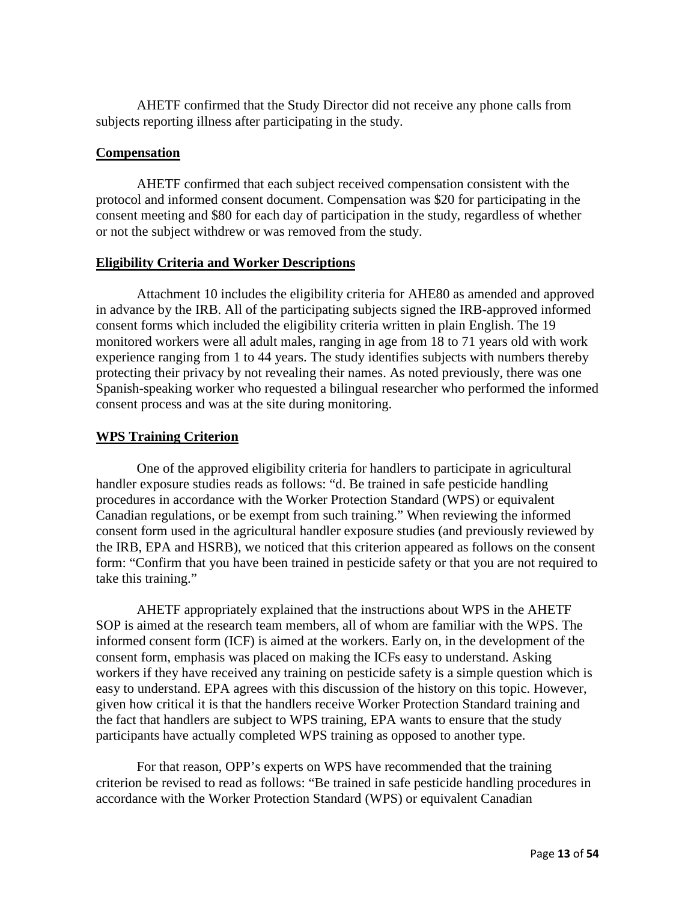AHETF confirmed that the Study Director did not receive any phone calls from subjects reporting illness after participating in the study.

**Compensation**

AHETF confirmed that each subject received compensation consistent with the protocol and informed consent document. Compensation was $20 for participating in the consent meeting and $80 for each day of participation in the study, regardless of whether or not the subject withdrew or was removed from the study.

**Eligibility Criteria and Worker Descriptions**

Attachment 10 includes the eligibility criteria for AHE80 as amended and approved in advance by the IRB. All of the participating subjects signed the IRB-approved informed consent forms which included the eligibility criteria written in plain English. The 19 monitored workers were all adult males, ranging in age from 18 to 71 years old with work experience ranging from 1 to 44 years. The study identifies subjects with numbers thereby protecting their privacy by not revealing their names. As noted previously, there was one Spanish-speaking worker who requested a bilingual researcher who performed the informed consent process and was at the site during monitoring.

**WPS Training Criterion**

One of the approved eligibility criteria for handlers to participate in agricultural handler exposure studies reads as follows: "d. Be trained in safe pesticide handling procedures in accordance with the Worker Protection Standard (WPS) or equivalent Canadian regulations, or be exempt from such training." When reviewing the informed consent form used in the agricultural handler exposure studies (and previously reviewed by the IRB, EPA and HSRB), we noticed that this criterion appeared as follows on the consent form: "Confirm that you have been trained in pesticide safety or that you are not required to take this training."

AHETF appropriately explained that the instructions about WPS in the AHETF SOP is aimed at the research team members, all of whom are familiar with the WPS. The informed consent form (ICF) is aimed at the workers. Early on, in the development of the consent form, emphasis was placed on making the ICFs easy to understand. Asking workers if they have received any training on pesticide safety is a simple question which is easy to understand. EPA agrees with this discussion of the history on this topic. However, given how critical it is that the handlers receive Worker Protection Standard training and the fact that handlers are subject to WPS training, EPA wants to ensure that the study participants have actually completed WPS training as opposed to another type.

For that reason, OPP's experts on WPS have recommended that the training criterion be revised to read as follows: "Be trained in safe pesticide handling procedures in accordance with the Worker Protection Standard (WPS) or equivalent Canadian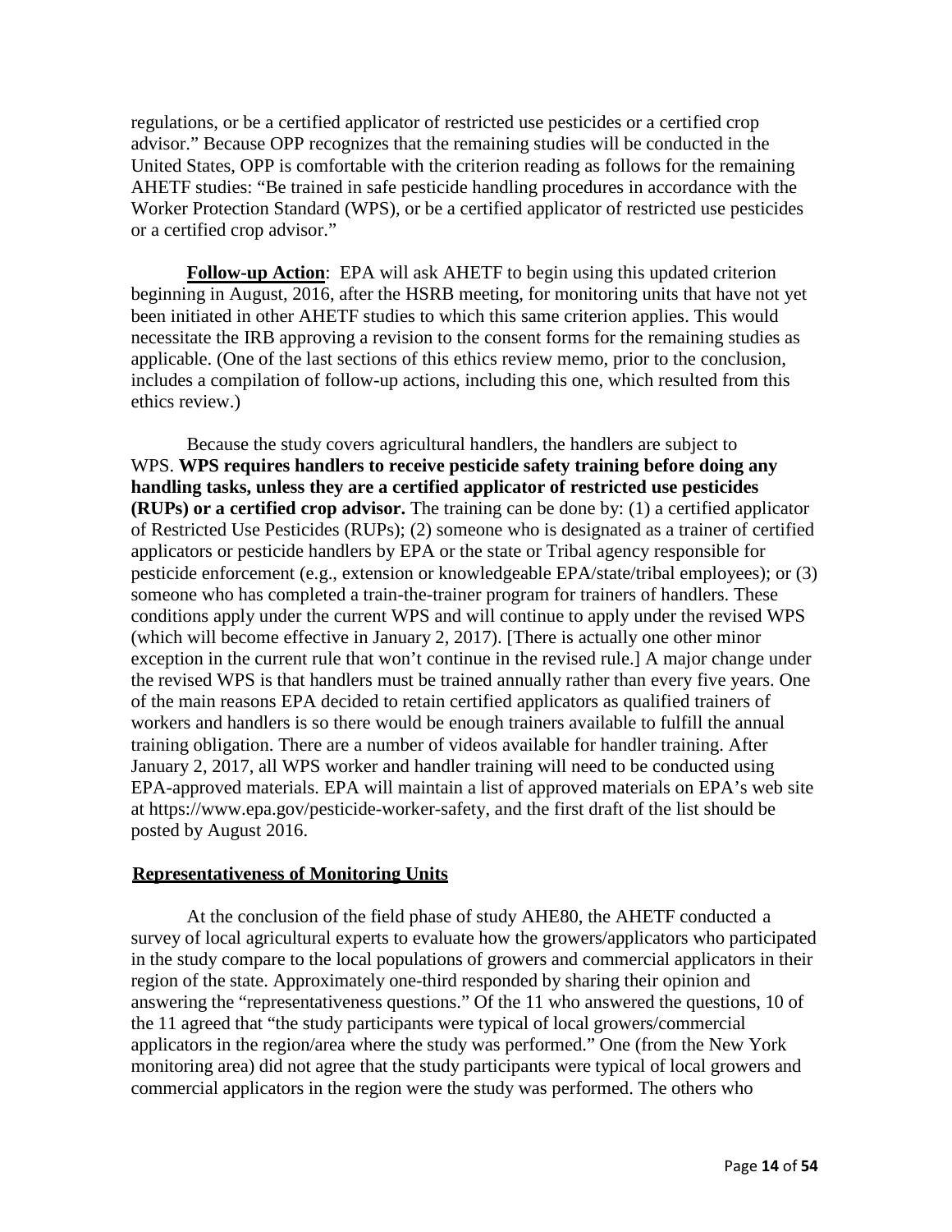regulations, or be a certified applicator of restricted use pesticides or a certified crop advisor." Because OPP recognizes that the remaining studies will be conducted in the United States, OPP is comfortable with the criterion reading as follows for the remaining AHETF studies: "Be trained in safe pesticide handling procedures in accordance with the Worker Protection Standard (WPS), or be a certified applicator of restricted use pesticides or a certified crop advisor."

**Follow-up Action**: EPA will ask AHETF to begin using this updated criterion beginning in August, 2016, after the HSRB meeting, for monitoring units that have not yet been initiated in other AHETF studies to which this same criterion applies. This would necessitate the IRB approving a revision to the consent forms for the remaining studies as applicable. (One of the last sections of this ethics review memo, prior to the conclusion, includes a compilation of follow-up actions, including this one, which resulted from this ethics review.)

Because the study covers agricultural handlers, the handlers are subject to WPS. **WPS requires handlers to receive pesticide safety training before doing any handling tasks, unless they are a certified applicator of restricted use pesticides (RUPs) or a certified crop advisor.** The training can be done by: (1) a certified applicator of Restricted Use Pesticides (RUPs); (2) someone who is designated as a trainer of certified applicators or pesticide handlers by EPA or the state or Tribal agency responsible for pesticide enforcement (e.g., extension or knowledgeable EPA/state/tribal employees); or (3) someone who has completed a train-the-trainer program for trainers of handlers. These conditions apply under the current WPS and will continue to apply under the revised WPS (which will become effective in January 2, 2017). [There is actually one other minor exception in the current rule that won't continue in the revised rule.] A major change under the revised WPS is that handlers must be trained annually rather than every five years. One of the main reasons EPA decided to retain certified applicators as qualified trainers of workers and handlers is so there would be enough trainers available to fulfill the annual training obligation. There are a number of videos available for handler training. After January 2, 2017, all WPS worker and handler training will need to be conducted using EPA-approved materials. EPA will maintain a list of approved materials on EPA's web site at https://www.epa.gov/pesticide-worker-safety, and the first draft of the list should be posted by August 2016.

## Representativeness of Monitoring Units

At the conclusion of the field phase of study AHE80, the AHETF conducted a survey of local agricultural experts to evaluate how the growers/applicators who participated in the study compare to the local populations of growers and commercial applicators in their region of the state. Approximately one-third responded by sharing their opinion and answering the "representativeness questions." Of the 11 who answered the questions, 10 of the 11 agreed that "the study participants were typical of local growers/commercial applicators in the region/area where the study was performed." One (from the New York monitoring area) did not agree that the study participants were typical of local growers and commercial applicators in the region were the study was performed. The others who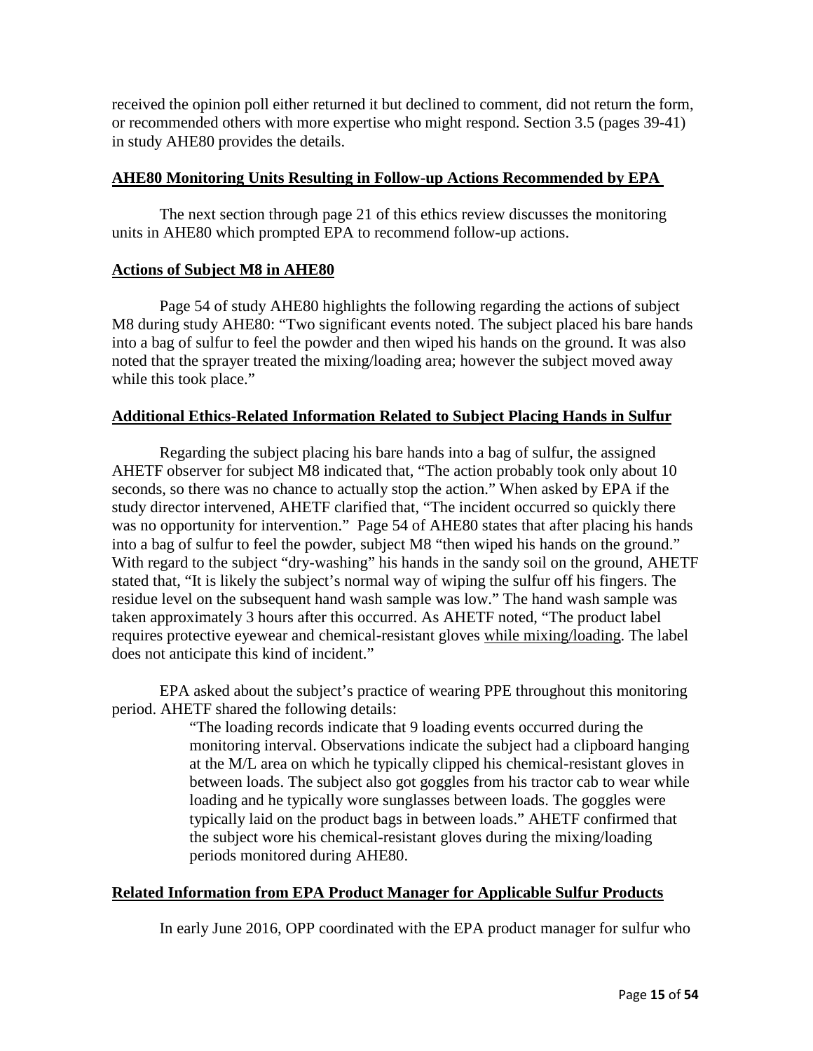received the opinion poll either returned it but declined to comment, did not return the form, or recommended others with more expertise who might respond. Section 3.5 (pages 39-41) in study AHE80 provides the details.

## AHE80 Monitoring Units Resulting in Follow-up Actions Recommended by EPA

The next section through page 21 of this ethics review discusses the monitoring units in AHE80 which prompted EPA to recommend follow-up actions.

## Actions of Subject M8 in AHE80

Page 54 of study AHE80 highlights the following regarding the actions of subject M8 during study AHE80: "Two significant events noted. The subject placed his bare hands into a bag of sulfur to feel the powder and then wiped his hands on the ground. It was also noted that the sprayer treated the mixing/loading area; however the subject moved away while this took place."

## Additional Ethics-Related Information Related to Subject Placing Hands in Sulfur

Regarding the subject placing his bare hands into a bag of sulfur, the assigned AHETF observer for subject M8 indicated that, "The action probably took only about 10 seconds, so there was no chance to actually stop the action." When asked by EPA if the study director intervened, AHETF clarified that, "The incident occurred so quickly there was no opportunity for intervention." Page 54 of AHE80 states that after placing his hands into a bag of sulfur to feel the powder, subject M8 "then wiped his hands on the ground." With regard to the subject "dry-washing" his hands in the sandy soil on the ground, AHETF stated that, "It is likely the subject's normal way of wiping the sulfur off his fingers. The residue level on the subsequent hand wash sample was low." The hand wash sample was taken approximately 3 hours after this occurred. As AHETF noted, "The product label requires protective eyewear and chemical-resistant gloves <u>while mixing/loading</u>. The label does not anticipate this kind of incident."

EPA asked about the subject's practice of wearing PPE throughout this monitoring period. AHETF shared the following details:

> "The loading records indicate that 9 loading events occurred during the monitoring interval. Observations indicate the subject had a clipboard hanging at the M/L area on which he typically clipped his chemical-resistant gloves in between loads. The subject also got goggles from his tractor cab to wear while loading and he typically wore sunglasses between loads. The goggles were typically laid on the product bags in between loads." AHETF confirmed that the subject wore his chemical-resistant gloves during the mixing/loading periods monitored during AHE80.

## Related Information from EPA Product Manager for Applicable Sulfur Products

In early June 2016, OPP coordinated with the EPA product manager for sulfur who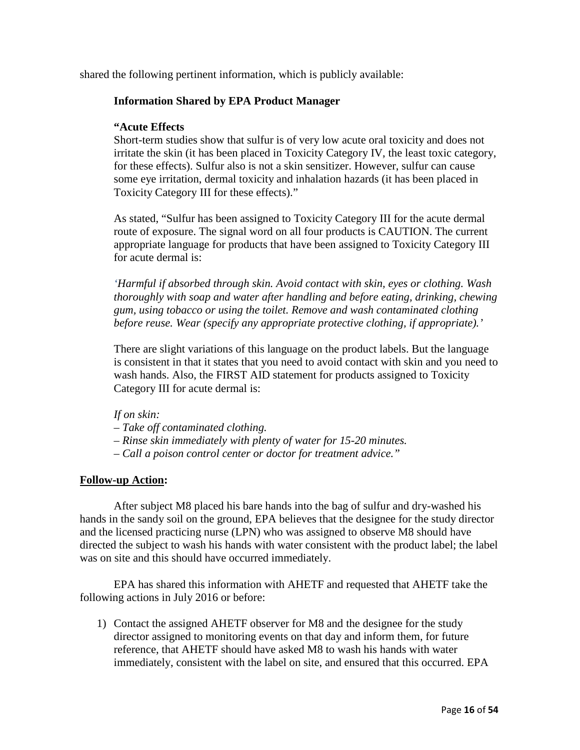shared the following pertinent information, which is publicly available:

> **Information Shared by EPA Product Manager**
>
> **"Acute Effects**
> Short-term studies show that sulfur is of very low acute oral toxicity and does not irritate the skin (it has been placed in Toxicity Category IV, the least toxic category, for these effects). Sulfur also is not a skin sensitizer. However, sulfur can cause some eye irritation, dermal toxicity and inhalation hazards (it has been placed in Toxicity Category III for these effects)."
>
> As stated, "Sulfur has been assigned to Toxicity Category III for the acute dermal route of exposure. The signal word on all four products is CAUTION. The current appropriate language for products that have been assigned to Toxicity Category III for acute dermal is:
>
> *'Harmful if absorbed through skin. Avoid contact with skin, eyes or clothing. Wash thoroughly with soap and water after handling and before eating, drinking, chewing gum, using tobacco or using the toilet. Remove and wash contaminated clothing before reuse. Wear (specify any appropriate protective clothing, if appropriate).'*
>
> There are slight variations of this language on the product labels. But the language is consistent in that it states that you need to avoid contact with skin and you need to wash hands. Also, the FIRST AID statement for products assigned to Toxicity Category III for acute dermal is:
>
> *If on skin:*
> *– Take off contaminated clothing.*
> *– Rinse skin immediately with plenty of water for 15-20 minutes.*
> *– Call a poison control center or doctor for treatment advice."*

**Follow-up Action:**

After subject M8 placed his bare hands into the bag of sulfur and dry-washed his hands in the sandy soil on the ground, EPA believes that the designee for the study director and the licensed practicing nurse (LPN) who was assigned to observe M8 should have directed the subject to wash his hands with water consistent with the product label; the label was on site and this should have occurred immediately.

EPA has shared this information with AHETF and requested that AHETF take the following actions in July 2016 or before:

1) Contact the assigned AHETF observer for M8 and the designee for the study director assigned to monitoring events on that day and inform them, for future reference, that AHETF should have asked M8 to wash his hands with water immediately, consistent with the label on site, and ensured that this occurred. EPA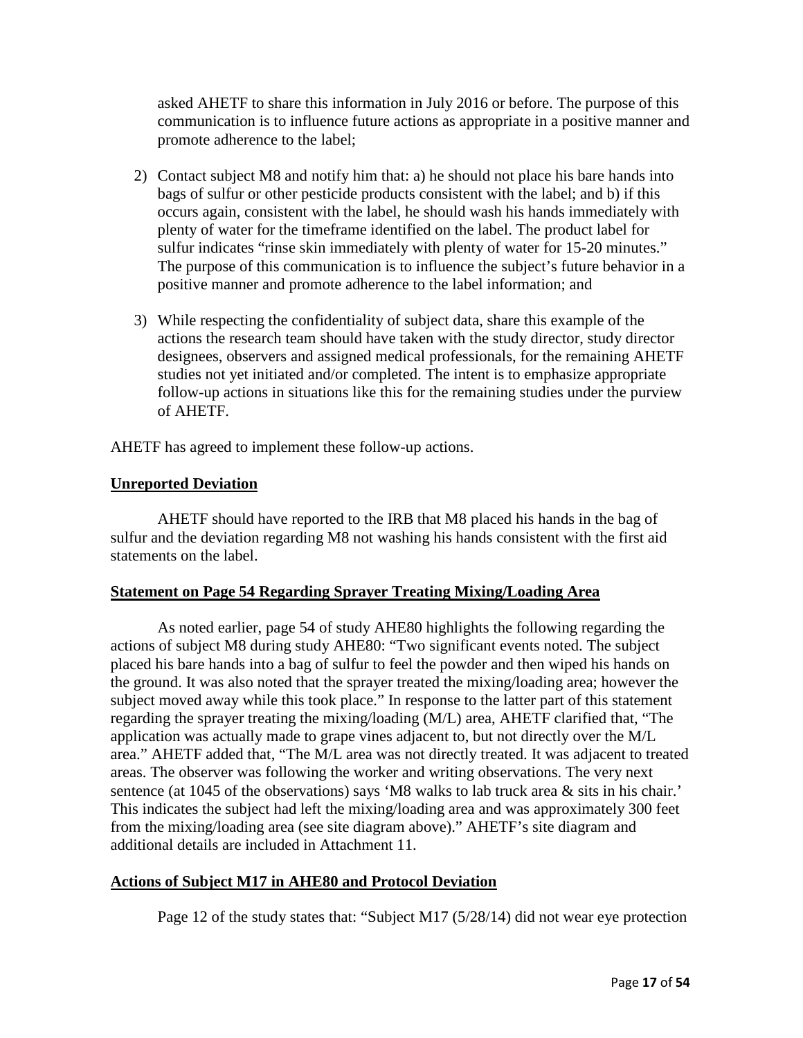asked AHETF to share this information in July 2016 or before. The purpose of this communication is to influence future actions as appropriate in a positive manner and promote adherence to the label;

2) Contact subject M8 and notify him that: a) he should not place his bare hands into bags of sulfur or other pesticide products consistent with the label; and b) if this occurs again, consistent with the label, he should wash his hands immediately with plenty of water for the timeframe identified on the label. The product label for sulfur indicates "rinse skin immediately with plenty of water for 15-20 minutes." The purpose of this communication is to influence the subject's future behavior in a positive manner and promote adherence to the label information; and

3) While respecting the confidentiality of subject data, share this example of the actions the research team should have taken with the study director, study director designees, observers and assigned medical professionals, for the remaining AHETF studies not yet initiated and/or completed. The intent is to emphasize appropriate follow-up actions in situations like this for the remaining studies under the purview of AHETF.

AHETF has agreed to implement these follow-up actions.

**Unreported Deviation**

AHETF should have reported to the IRB that M8 placed his hands in the bag of sulfur and the deviation regarding M8 not washing his hands consistent with the first aid statements on the label.

**Statement on Page 54 Regarding Sprayer Treating Mixing/Loading Area**

As noted earlier, page 54 of study AHE80 highlights the following regarding the actions of subject M8 during study AHE80: "Two significant events noted. The subject placed his bare hands into a bag of sulfur to feel the powder and then wiped his hands on the ground. It was also noted that the sprayer treated the mixing/loading area; however the subject moved away while this took place." In response to the latter part of this statement regarding the sprayer treating the mixing/loading (M/L) area, AHETF clarified that, "The application was actually made to grape vines adjacent to, but not directly over the M/L area." AHETF added that, "The M/L area was not directly treated. It was adjacent to treated areas. The observer was following the worker and writing observations. The very next sentence (at 1045 of the observations) says 'M8 walks to lab truck area & sits in his chair.' This indicates the subject had left the mixing/loading area and was approximately 300 feet from the mixing/loading area (see site diagram above)." AHETF's site diagram and additional details are included in Attachment 11.

**Actions of Subject M17 in AHE80 and Protocol Deviation**

Page 12 of the study states that: "Subject M17 (5/28/14) did not wear eye protection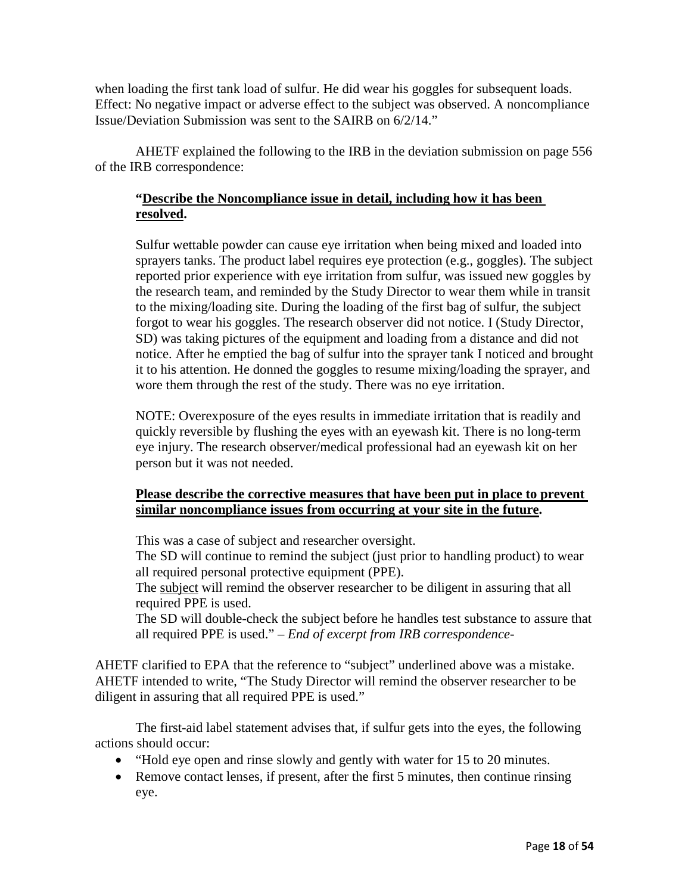when loading the first tank load of sulfur. He did wear his goggles for subsequent loads. Effect: No negative impact or adverse effect to the subject was observed. A noncompliance Issue/Deviation Submission was sent to the SAIRB on 6/2/14."

AHETF explained the following to the IRB in the deviation submission on page 556 of the IRB correspondence:

> **"<u>Describe the Noncompliance issue in detail, including how it has been resolved</u>.**
>
> Sulfur wettable powder can cause eye irritation when being mixed and loaded into sprayers tanks. The product label requires eye protection (e.g., goggles). The subject reported prior experience with eye irritation from sulfur, was issued new goggles by the research team, and reminded by the Study Director to wear them while in transit to the mixing/loading site. During the loading of the first bag of sulfur, the subject forgot to wear his goggles. The research observer did not notice. I (Study Director, SD) was taking pictures of the equipment and loading from a distance and did not notice. After he emptied the bag of sulfur into the sprayer tank I noticed and brought it to his attention. He donned the goggles to resume mixing/loading the sprayer, and wore them through the rest of the study. There was no eye irritation.
>
> NOTE: Overexposure of the eyes results in immediate irritation that is readily and quickly reversible by flushing the eyes with an eyewash kit. There is no long-term eye injury. The research observer/medical professional had an eyewash kit on her person but it was not needed.
>
> **<u>Please describe the corrective measures that have been put in place to prevent similar noncompliance issues from occurring at your site in the future</u>.**
>
> This was a case of subject and researcher oversight.
> The SD will continue to remind the subject (just prior to handling product) to wear all required personal protective equipment (PPE).
> The <u>subject</u> will remind the observer researcher to be diligent in assuring that all required PPE is used.
> The SD will double-check the subject before he handles test substance to assure that all required PPE is used." – *End of excerpt from IRB correspondence-*

AHETF clarified to EPA that the reference to "subject" underlined above was a mistake. AHETF intended to write, "The Study Director will remind the observer researcher to be diligent in assuring that all required PPE is used."

The first-aid label statement advises that, if sulfur gets into the eyes, the following actions should occur:

- "Hold eye open and rinse slowly and gently with water for 15 to 20 minutes.
- Remove contact lenses, if present, after the first 5 minutes, then continue rinsing eye.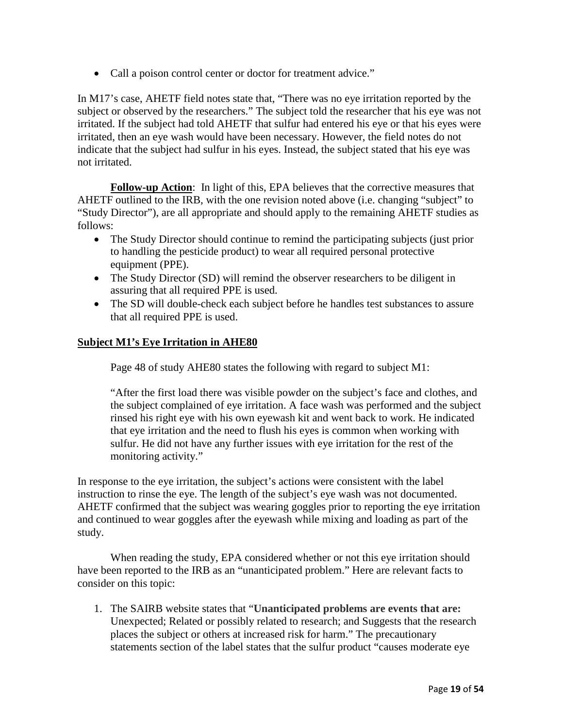- Call a poison control center or doctor for treatment advice."

In M17's case, AHETF field notes state that, "There was no eye irritation reported by the subject or observed by the researchers." The subject told the researcher that his eye was not irritated. If the subject had told AHETF that sulfur had entered his eye or that his eyes were irritated, then an eye wash would have been necessary. However, the field notes do not indicate that the subject had sulfur in his eyes. Instead, the subject stated that his eye was not irritated.

**Follow-up Action**: In light of this, EPA believes that the corrective measures that AHETF outlined to the IRB, with the one revision noted above (i.e. changing "subject" to "Study Director"), are all appropriate and should apply to the remaining AHETF studies as follows:

- The Study Director should continue to remind the participating subjects (just prior to handling the pesticide product) to wear all required personal protective equipment (PPE).
- The Study Director (SD) will remind the observer researchers to be diligent in assuring that all required PPE is used.
- The SD will double-check each subject before he handles test substances to assure that all required PPE is used.

**Subject M1's Eye Irritation in AHE80**

Page 48 of study AHE80 states the following with regard to subject M1:

"After the first load there was visible powder on the subject's face and clothes, and the subject complained of eye irritation. A face wash was performed and the subject rinsed his right eye with his own eyewash kit and went back to work. He indicated that eye irritation and the need to flush his eyes is common when working with sulfur. He did not have any further issues with eye irritation for the rest of the monitoring activity."

In response to the eye irritation, the subject's actions were consistent with the label instruction to rinse the eye. The length of the subject's eye wash was not documented. AHETF confirmed that the subject was wearing goggles prior to reporting the eye irritation and continued to wear goggles after the eyewash while mixing and loading as part of the study.

When reading the study, EPA considered whether or not this eye irritation should have been reported to the IRB as an "unanticipated problem." Here are relevant facts to consider on this topic:

1. The SAIRB website states that "**Unanticipated problems are events that are:** Unexpected; Related or possibly related to research; and Suggests that the research places the subject or others at increased risk for harm." The precautionary statements section of the label states that the sulfur product "causes moderate eye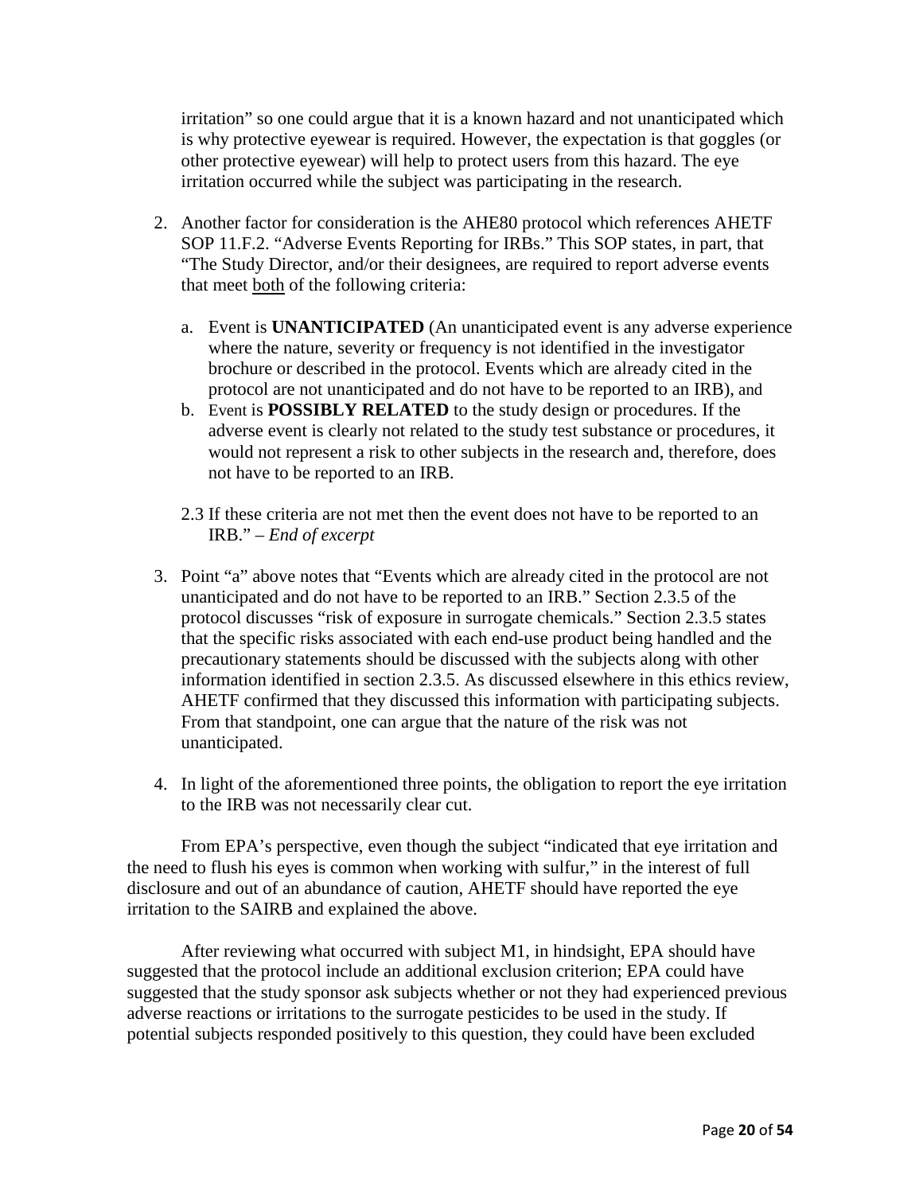irritation" so one could argue that it is a known hazard and not unanticipated which is why protective eyewear is required. However, the expectation is that goggles (or other protective eyewear) will help to protect users from this hazard. The eye irritation occurred while the subject was participating in the research.

2. Another factor for consideration is the AHE80 protocol which references AHETF SOP 11.F.2. "Adverse Events Reporting for IRBs." This SOP states, in part, that "The Study Director, and/or their designees, are required to report adverse events that meet both of the following criteria:

    a. Event is **UNANTICIPATED** (An unanticipated event is any adverse experience where the nature, severity or frequency is not identified in the investigator brochure or described in the protocol. Events which are already cited in the protocol are not unanticipated and do not have to be reported to an IRB), and
    b. Event is **POSSIBLY RELATED** to the study design or procedures. If the adverse event is clearly not related to the study test substance or procedures, it would not represent a risk to other subjects in the research and, therefore, does not have to be reported to an IRB.

    2.3 If these criteria are not met then the event does not have to be reported to an IRB." – *End of excerpt*

3. Point "a" above notes that "Events which are already cited in the protocol are not unanticipated and do not have to be reported to an IRB." Section 2.3.5 of the protocol discusses "risk of exposure in surrogate chemicals." Section 2.3.5 states that the specific risks associated with each end-use product being handled and the precautionary statements should be discussed with the subjects along with other information identified in section 2.3.5. As discussed elsewhere in this ethics review, AHETF confirmed that they discussed this information with participating subjects. From that standpoint, one can argue that the nature of the risk was not unanticipated.

4. In light of the aforementioned three points, the obligation to report the eye irritation to the IRB was not necessarily clear cut.

From EPA's perspective, even though the subject "indicated that eye irritation and the need to flush his eyes is common when working with sulfur," in the interest of full disclosure and out of an abundance of caution, AHETF should have reported the eye irritation to the SAIRB and explained the above.

After reviewing what occurred with subject M1, in hindsight, EPA should have suggested that the protocol include an additional exclusion criterion; EPA could have suggested that the study sponsor ask subjects whether or not they had experienced previous adverse reactions or irritations to the surrogate pesticides to be used in the study. If potential subjects responded positively to this question, they could have been excluded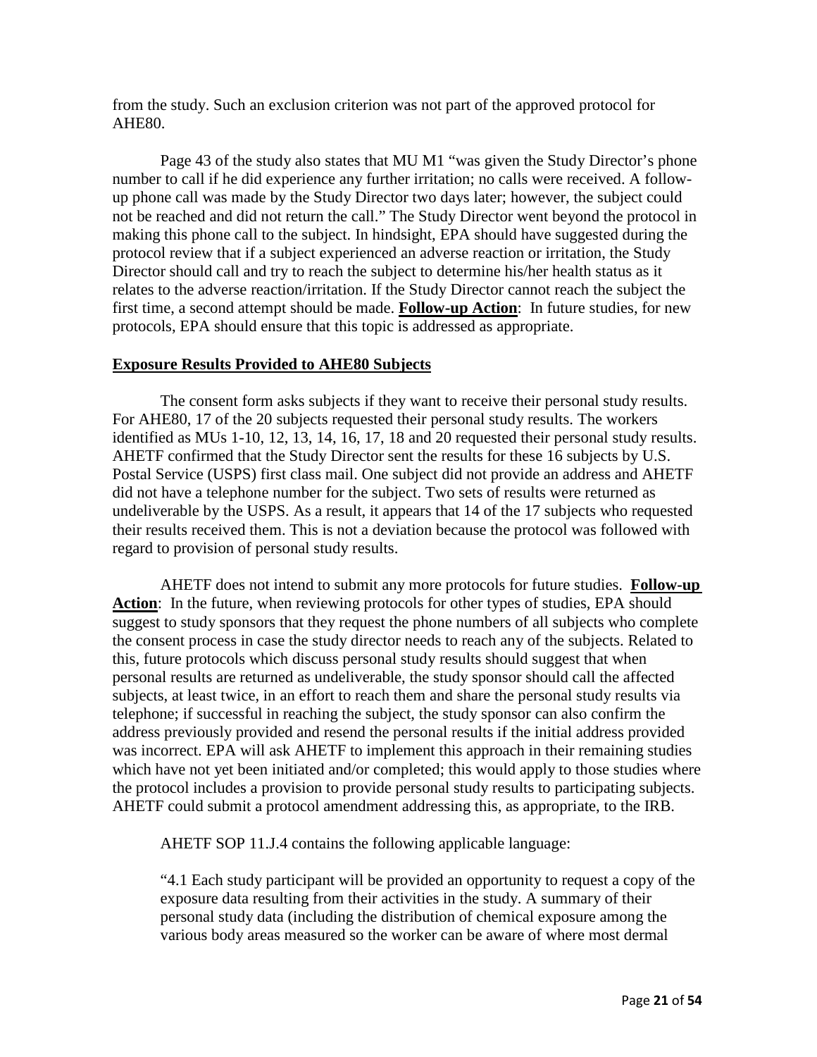from the study. Such an exclusion criterion was not part of the approved protocol for AHE80.

Page 43 of the study also states that MU M1 "was given the Study Director's phone number to call if he did experience any further irritation; no calls were received. A follow-up phone call was made by the Study Director two days later; however, the subject could not be reached and did not return the call." The Study Director went beyond the protocol in making this phone call to the subject. In hindsight, EPA should have suggested during the protocol review that if a subject experienced an adverse reaction or irritation, the Study Director should call and try to reach the subject to determine his/her health status as it relates to the adverse reaction/irritation. If the Study Director cannot reach the subject the first time, a second attempt should be made. **Follow-up Action**: In future studies, for new protocols, EPA should ensure that this topic is addressed as appropriate.

## Exposure Results Provided to AHE80 Subjects

The consent form asks subjects if they want to receive their personal study results. For AHE80, 17 of the 20 subjects requested their personal study results. The workers identified as MUs 1-10, 12, 13, 14, 16, 17, 18 and 20 requested their personal study results. AHETF confirmed that the Study Director sent the results for these 16 subjects by U.S. Postal Service (USPS) first class mail. One subject did not provide an address and AHETF did not have a telephone number for the subject. Two sets of results were returned as undeliverable by the USPS. As a result, it appears that 14 of the 17 subjects who requested their results received them. This is not a deviation because the protocol was followed with regard to provision of personal study results.

AHETF does not intend to submit any more protocols for future studies. **Follow-up Action**: In the future, when reviewing protocols for other types of studies, EPA should suggest to study sponsors that they request the phone numbers of all subjects who complete the consent process in case the study director needs to reach any of the subjects. Related to this, future protocols which discuss personal study results should suggest that when personal results are returned as undeliverable, the study sponsor should call the affected subjects, at least twice, in an effort to reach them and share the personal study results via telephone; if successful in reaching the subject, the study sponsor can also confirm the address previously provided and resend the personal results if the initial address provided was incorrect. EPA will ask AHETF to implement this approach in their remaining studies which have not yet been initiated and/or completed; this would apply to those studies where the protocol includes a provision to provide personal study results to participating subjects. AHETF could submit a protocol amendment addressing this, as appropriate, to the IRB.

AHETF SOP 11.J.4 contains the following applicable language:

> "4.1 Each study participant will be provided an opportunity to request a copy of the exposure data resulting from their activities in the study. A summary of their personal study data (including the distribution of chemical exposure among the various body areas measured so the worker can be aware of where most dermal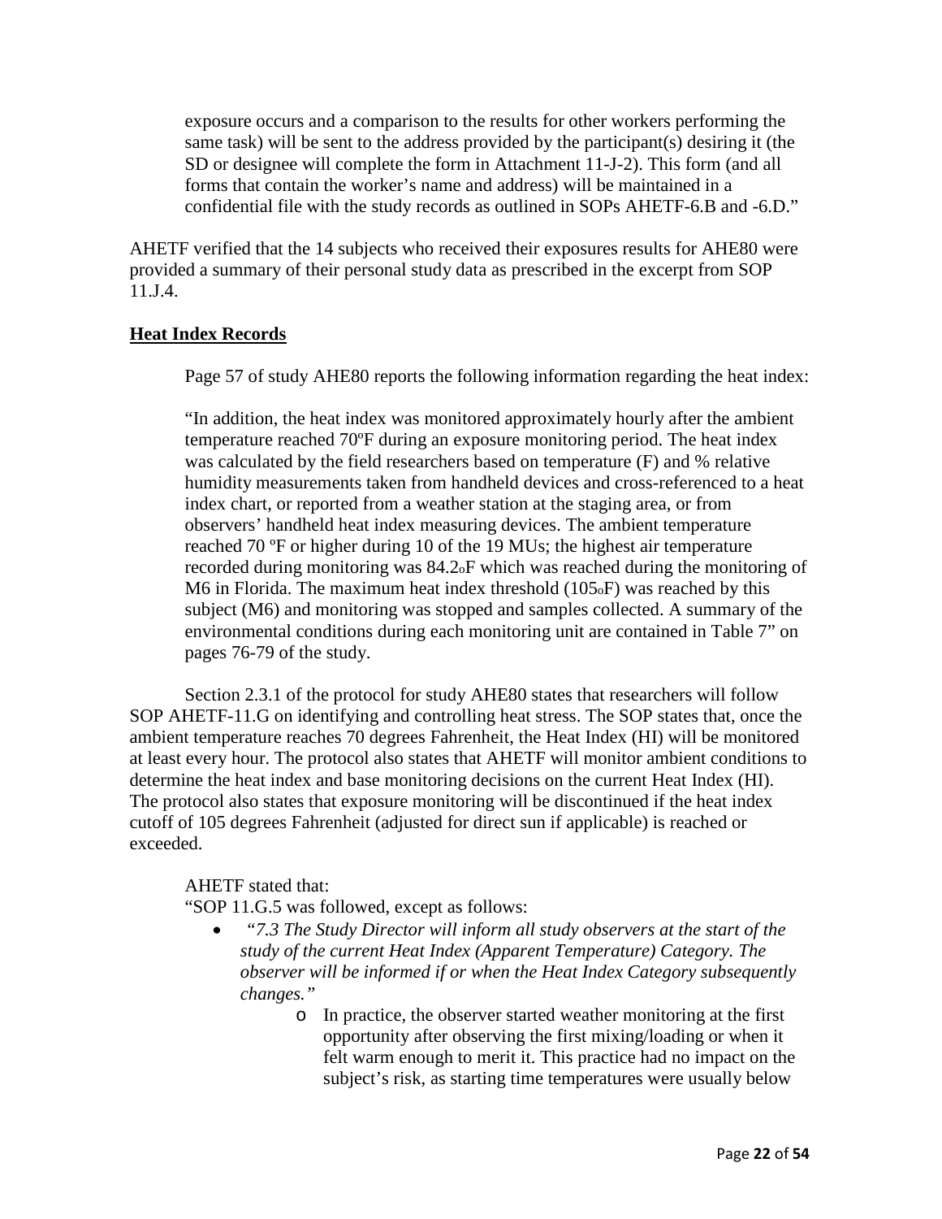exposure occurs and a comparison to the results for other workers performing the same task) will be sent to the address provided by the participant(s) desiring it (the SD or designee will complete the form in Attachment 11-J-2). This form (and all forms that contain the worker's name and address) will be maintained in a confidential file with the study records as outlined in SOPs AHETF-6.B and -6.D."

AHETF verified that the 14 subjects who received their exposures results for AHE80 were provided a summary of their personal study data as prescribed in the excerpt from SOP 11.J.4.

**Heat Index Records**

Page 57 of study AHE80 reports the following information regarding the heat index:

"In addition, the heat index was monitored approximately hourly after the ambient temperature reached 70ºF during an exposure monitoring period. The heat index was calculated by the field researchers based on temperature (F) and % relative humidity measurements taken from handheld devices and cross-referenced to a heat index chart, or reported from a weather station at the staging area, or from observers' handheld heat index measuring devices. The ambient temperature reached 70 ºF or higher during 10 of the 19 MUs; the highest air temperature recorded during monitoring was 84.2ºF which was reached during the monitoring of M6 in Florida. The maximum heat index threshold (105ºF) was reached by this subject (M6) and monitoring was stopped and samples collected. A summary of the environmental conditions during each monitoring unit are contained in Table 7" on pages 76-79 of the study.

Section 2.3.1 of the protocol for study AHE80 states that researchers will follow SOP AHETF-11.G on identifying and controlling heat stress. The SOP states that, once the ambient temperature reaches 70 degrees Fahrenheit, the Heat Index (HI) will be monitored at least every hour. The protocol also states that AHETF will monitor ambient conditions to determine the heat index and base monitoring decisions on the current Heat Index (HI). The protocol also states that exposure monitoring will be discontinued if the heat index cutoff of 105 degrees Fahrenheit (adjusted for direct sun if applicable) is reached or exceeded.

AHETF stated that:

"SOP 11.G.5 was followed, except as follows:

- *"7.3 The Study Director will inform all study observers at the start of the study of the current Heat Index (Apparent Temperature) Category. The observer will be informed if or when the Heat Index Category subsequently changes."*
  - In practice, the observer started weather monitoring at the first opportunity after observing the first mixing/loading or when it felt warm enough to merit it. This practice had no impact on the subject's risk, as starting time temperatures were usually below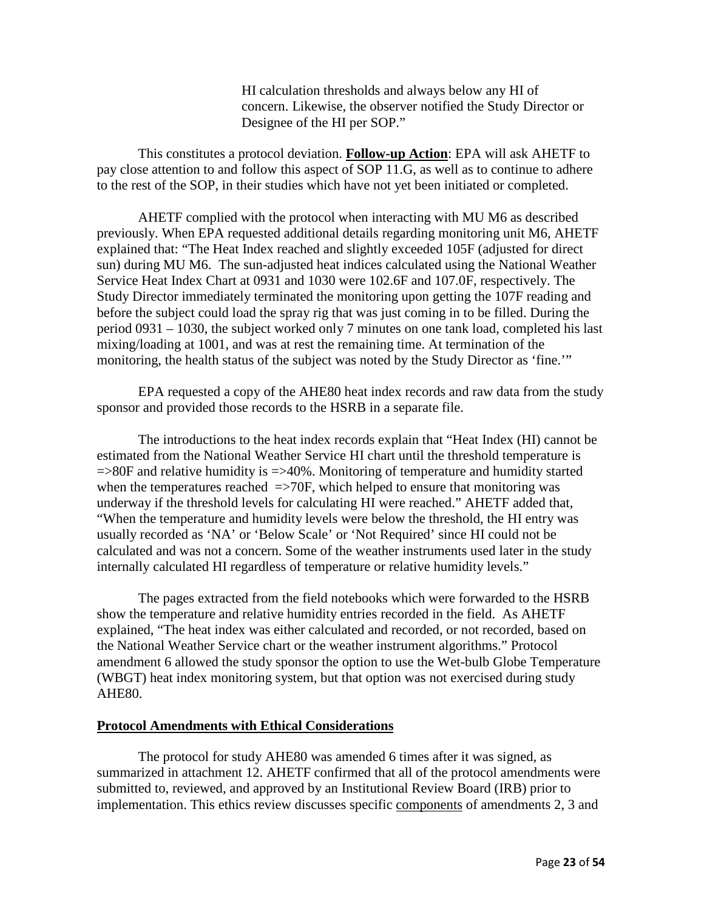HI calculation thresholds and always below any HI of concern. Likewise, the observer notified the Study Director or Designee of the HI per SOP."

This constitutes a protocol deviation. **Follow-up Action**: EPA will ask AHETF to pay close attention to and follow this aspect of SOP 11.G, as well as to continue to adhere to the rest of the SOP, in their studies which have not yet been initiated or completed.

AHETF complied with the protocol when interacting with MU M6 as described previously. When EPA requested additional details regarding monitoring unit M6, AHETF explained that: "The Heat Index reached and slightly exceeded 105F (adjusted for direct sun) during MU M6. The sun-adjusted heat indices calculated using the National Weather Service Heat Index Chart at 0931 and 1030 were 102.6F and 107.0F, respectively. The Study Director immediately terminated the monitoring upon getting the 107F reading and before the subject could load the spray rig that was just coming in to be filled. During the period 0931 – 1030, the subject worked only 7 minutes on one tank load, completed his last mixing/loading at 1001, and was at rest the remaining time. At termination of the monitoring, the health status of the subject was noted by the Study Director as 'fine.'"

EPA requested a copy of the AHE80 heat index records and raw data from the study sponsor and provided those records to the HSRB in a separate file.

The introductions to the heat index records explain that "Heat Index (HI) cannot be estimated from the National Weather Service HI chart until the threshold temperature is =>80F and relative humidity is =>40%. Monitoring of temperature and humidity started when the temperatures reached =>70F, which helped to ensure that monitoring was underway if the threshold levels for calculating HI were reached." AHETF added that, "When the temperature and humidity levels were below the threshold, the HI entry was usually recorded as 'NA' or 'Below Scale' or 'Not Required' since HI could not be calculated and was not a concern. Some of the weather instruments used later in the study internally calculated HI regardless of temperature or relative humidity levels."

The pages extracted from the field notebooks which were forwarded to the HSRB show the temperature and relative humidity entries recorded in the field. As AHETF explained, "The heat index was either calculated and recorded, or not recorded, based on the National Weather Service chart or the weather instrument algorithms." Protocol amendment 6 allowed the study sponsor the option to use the Wet-bulb Globe Temperature (WBGT) heat index monitoring system, but that option was not exercised during study AHE80.

**Protocol Amendments with Ethical Considerations**

The protocol for study AHE80 was amended 6 times after it was signed, as summarized in attachment 12. AHETF confirmed that all of the protocol amendments were submitted to, reviewed, and approved by an Institutional Review Board (IRB) prior to implementation. This ethics review discusses specific components of amendments 2, 3 and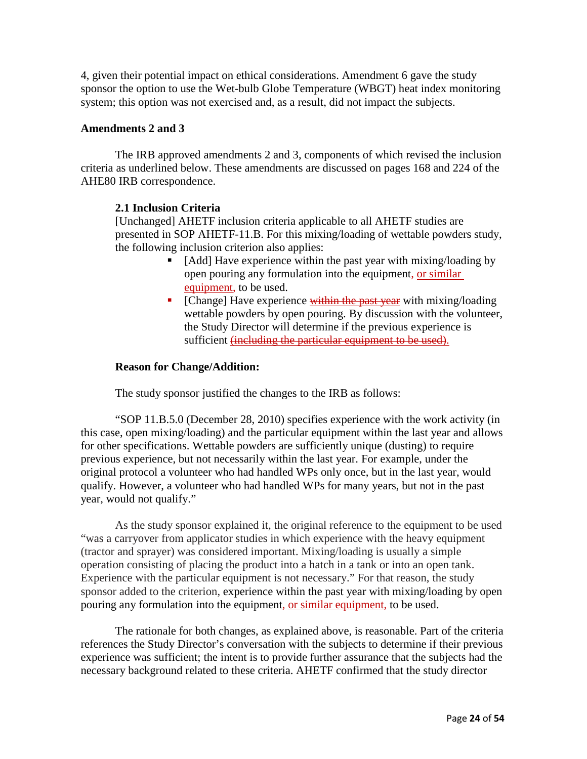4, given their potential impact on ethical considerations. Amendment 6 gave the study sponsor the option to use the Wet-bulb Globe Temperature (WBGT) heat index monitoring system; this option was not exercised and, as a result, did not impact the subjects.

**Amendments 2 and 3**

The IRB approved amendments 2 and 3, components of which revised the inclusion criteria as underlined below. These amendments are discussed on pages 168 and 224 of the AHE80 IRB correspondence.

**2.1 Inclusion Criteria**

[Unchanged] AHETF inclusion criteria applicable to all AHETF studies are presented in SOP AHETF-11.B. For this mixing/loading of wettable powders study, the following inclusion criterion also applies:

- [Add] Have experience within the past year with mixing/loading by open pouring any formulation into the equipment, <u>or similar equipment</u>, to be used.
- [Change] Have experience ~~within the past year~~ with mixing/loading wettable powders by open pouring. By discussion with the volunteer, the Study Director will determine if the previous experience is sufficient ~~(including the particular equipment to be used).~~

**Reason for Change/Addition:**

The study sponsor justified the changes to the IRB as follows:

"SOP 11.B.5.0 (December 28, 2010) specifies experience with the work activity (in this case, open mixing/loading) and the particular equipment within the last year and allows for other specifications. Wettable powders are sufficiently unique (dusting) to require previous experience, but not necessarily within the last year. For example, under the original protocol a volunteer who had handled WPs only once, but in the last year, would qualify. However, a volunteer who had handled WPs for many years, but not in the past year, would not qualify."

As the study sponsor explained it, the original reference to the equipment to be used "was a carryover from applicator studies in which experience with the heavy equipment (tractor and sprayer) was considered important. Mixing/loading is usually a simple operation consisting of placing the product into a hatch in a tank or into an open tank. Experience with the particular equipment is not necessary." For that reason, the study sponsor added to the criterion, experience within the past year with mixing/loading by open pouring any formulation into the equipment, <u>or similar equipment</u>, to be used.

The rationale for both changes, as explained above, is reasonable. Part of the criteria references the Study Director's conversation with the subjects to determine if their previous experience was sufficient; the intent is to provide further assurance that the subjects had the necessary background related to these criteria. AHETF confirmed that the study director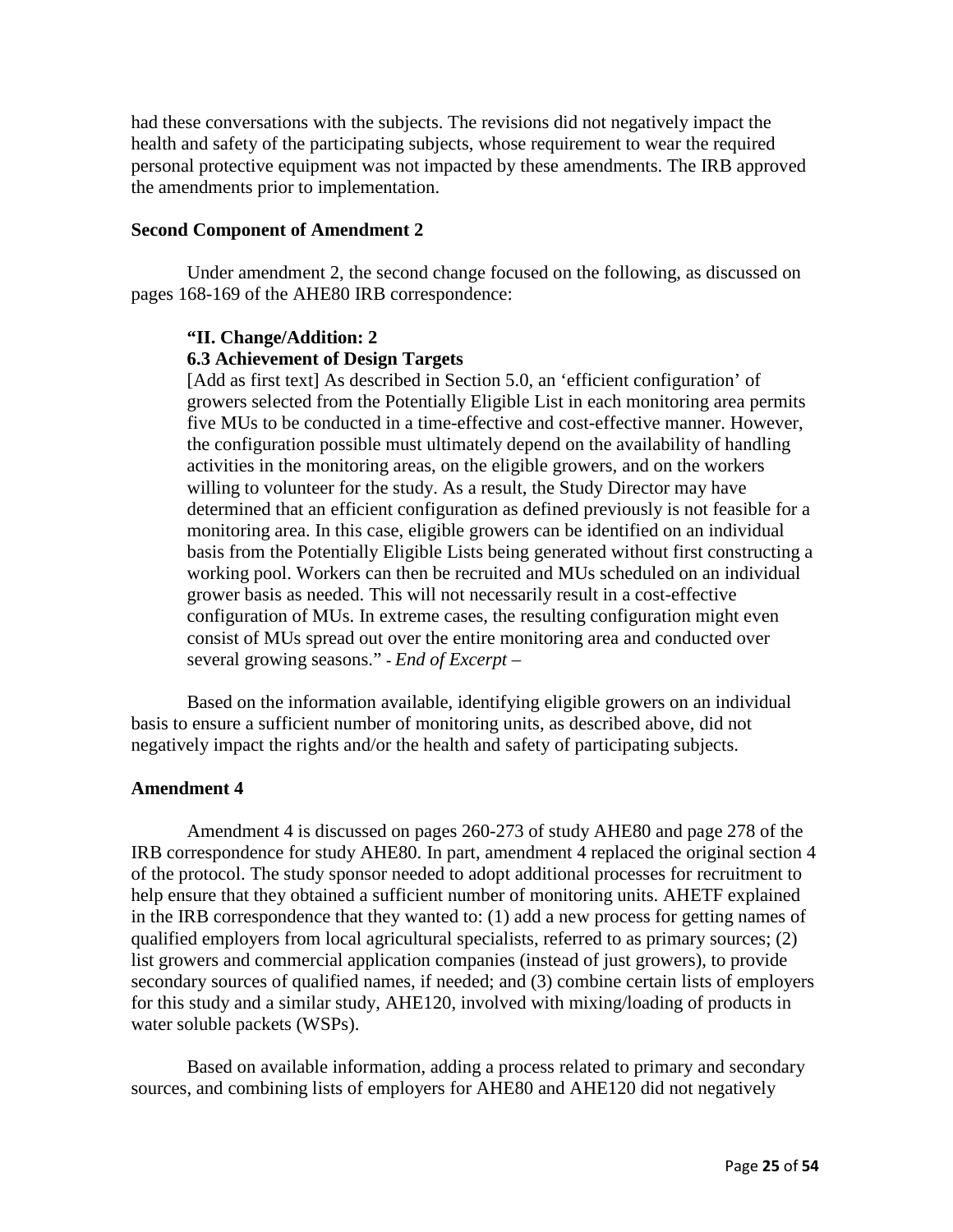had these conversations with the subjects. The revisions did not negatively impact the health and safety of the participating subjects, whose requirement to wear the required personal protective equipment was not impacted by these amendments. The IRB approved the amendments prior to implementation.

**Second Component of Amendment 2**

Under amendment 2, the second change focused on the following, as discussed on pages 168-169 of the AHE80 IRB correspondence:

> **"II. Change/Addition: 2**
> **6.3 Achievement of Design Targets**
> [Add as first text] As described in Section 5.0, an 'efficient configuration' of growers selected from the Potentially Eligible List in each monitoring area permits five MUs to be conducted in a time-effective and cost-effective manner. However, the configuration possible must ultimately depend on the availability of handling activities in the monitoring areas, on the eligible growers, and on the workers willing to volunteer for the study. As a result, the Study Director may have determined that an efficient configuration as defined previously is not feasible for a monitoring area. In this case, eligible growers can be identified on an individual basis from the Potentially Eligible Lists being generated without first constructing a working pool. Workers can then be recruited and MUs scheduled on an individual grower basis as needed. This will not necessarily result in a cost-effective configuration of MUs. In extreme cases, the resulting configuration might even consist of MUs spread out over the entire monitoring area and conducted over several growing seasons." - *End of Excerpt –*

Based on the information available, identifying eligible growers on an individual basis to ensure a sufficient number of monitoring units, as described above, did not negatively impact the rights and/or the health and safety of participating subjects.

**Amendment 4**

Amendment 4 is discussed on pages 260-273 of study AHE80 and page 278 of the IRB correspondence for study AHE80. In part, amendment 4 replaced the original section 4 of the protocol. The study sponsor needed to adopt additional processes for recruitment to help ensure that they obtained a sufficient number of monitoring units. AHETF explained in the IRB correspondence that they wanted to: (1) add a new process for getting names of qualified employers from local agricultural specialists, referred to as primary sources; (2) list growers and commercial application companies (instead of just growers), to provide secondary sources of qualified names, if needed; and (3) combine certain lists of employers for this study and a similar study, AHE120, involved with mixing/loading of products in water soluble packets (WSPs).

Based on available information, adding a process related to primary and secondary sources, and combining lists of employers for AHE80 and AHE120 did not negatively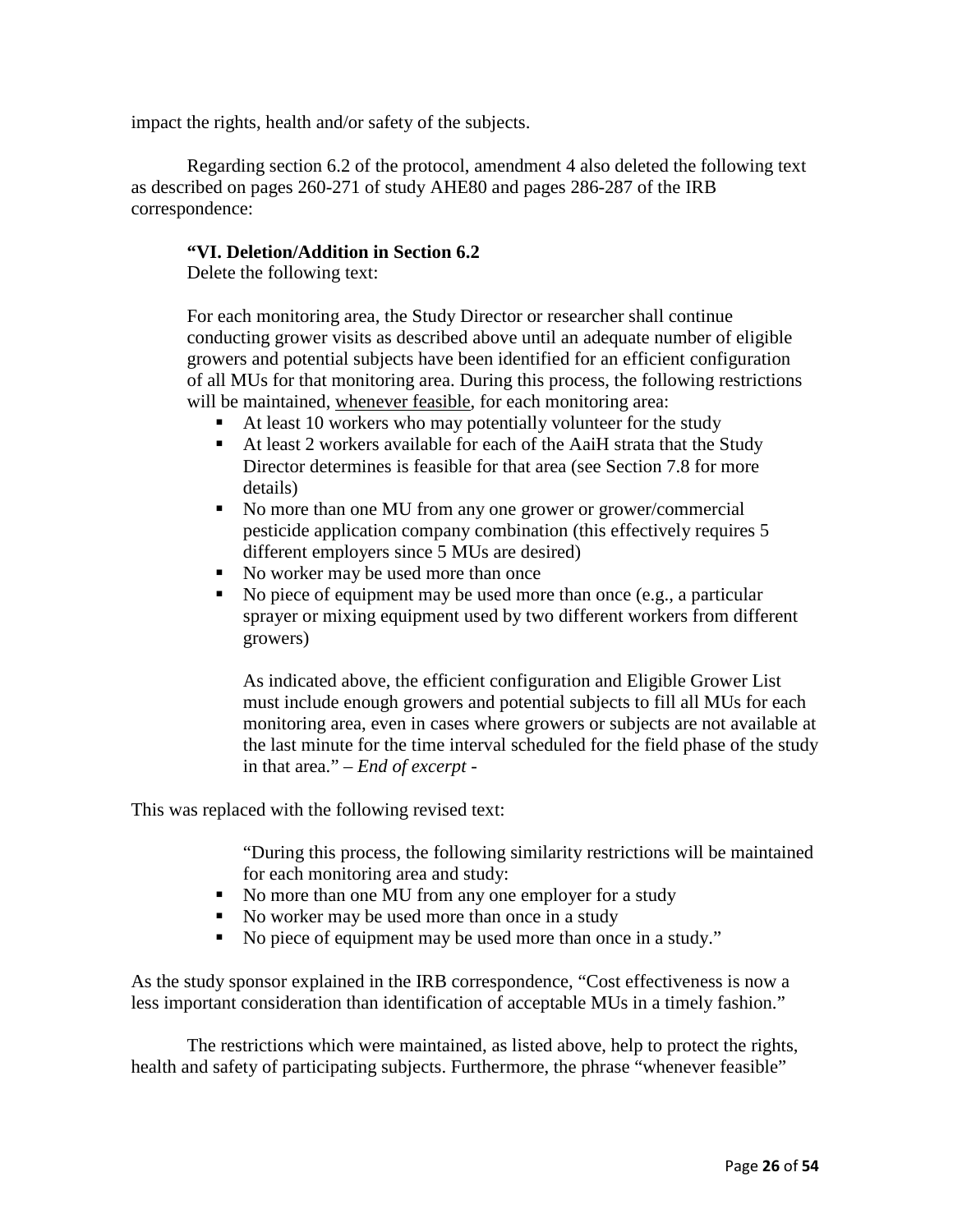impact the rights, health and/or safety of the subjects.

Regarding section 6.2 of the protocol, amendment 4 also deleted the following text as described on pages 260-271 of study AHE80 and pages 286-287 of the IRB correspondence:

> **"VI. Deletion/Addition in Section 6.2**
> Delete the following text:
>
> For each monitoring area, the Study Director or researcher shall continue conducting grower visits as described above until an adequate number of eligible growers and potential subjects have been identified for an efficient configuration of all MUs for that monitoring area. During this process, the following restrictions will be maintained, <u>whenever feasible</u>, for each monitoring area:
>
> - At least 10 workers who may potentially volunteer for the study
> - At least 2 workers available for each of the AaiH strata that the Study Director determines is feasible for that area (see Section 7.8 for more details)
> - No more than one MU from any one grower or grower/commercial pesticide application company combination (this effectively requires 5 different employers since 5 MUs are desired)
> - No worker may be used more than once
> - No piece of equipment may be used more than once (e.g., a particular sprayer or mixing equipment used by two different workers from different growers)
>
> As indicated above, the efficient configuration and Eligible Grower List must include enough growers and potential subjects to fill all MUs for each monitoring area, even in cases where growers or subjects are not available at the last minute for the time interval scheduled for the field phase of the study in that area." – *End of excerpt* -

This was replaced with the following revised text:

> "During this process, the following similarity restrictions will be maintained for each monitoring area and study:
>
> - No more than one MU from any one employer for a study
> - No worker may be used more than once in a study
> - No piece of equipment may be used more than once in a study."

As the study sponsor explained in the IRB correspondence, "Cost effectiveness is now a less important consideration than identification of acceptable MUs in a timely fashion."

The restrictions which were maintained, as listed above, help to protect the rights, health and safety of participating subjects. Furthermore, the phrase "whenever feasible"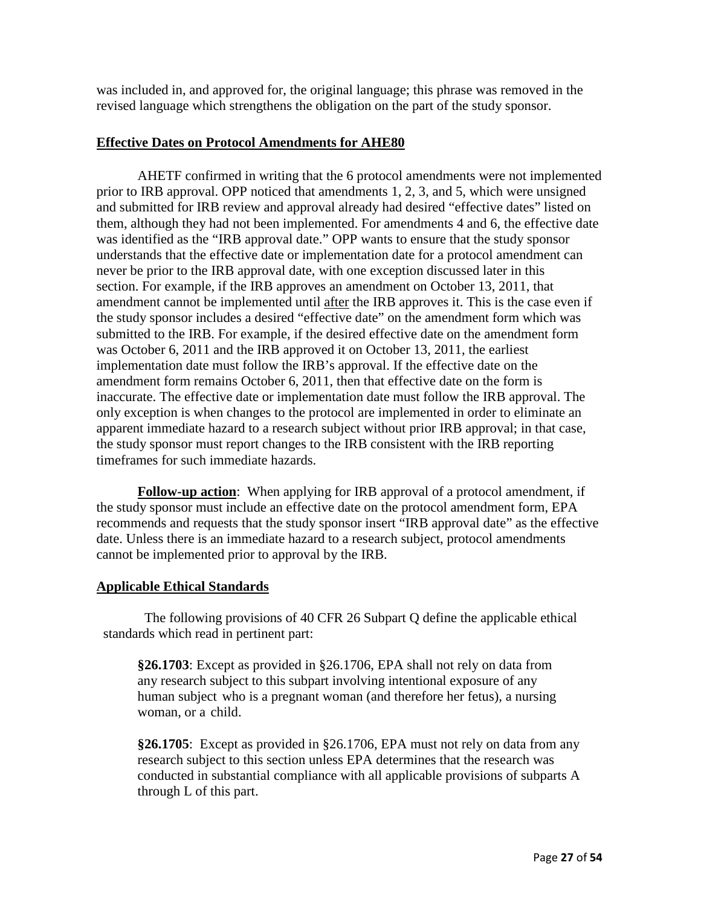was included in, and approved for, the original language; this phrase was removed in the revised language which strengthens the obligation on the part of the study sponsor.

**Effective Dates on Protocol Amendments for AHE80**

AHETF confirmed in writing that the 6 protocol amendments were not implemented prior to IRB approval. OPP noticed that amendments 1, 2, 3, and 5, which were unsigned and submitted for IRB review and approval already had desired "effective dates" listed on them, although they had not been implemented. For amendments 4 and 6, the effective date was identified as the "IRB approval date." OPP wants to ensure that the study sponsor understands that the effective date or implementation date for a protocol amendment can never be prior to the IRB approval date, with one exception discussed later in this section. For example, if the IRB approves an amendment on October 13, 2011, that amendment cannot be implemented until after the IRB approves it. This is the case even if the study sponsor includes a desired "effective date" on the amendment form which was submitted to the IRB. For example, if the desired effective date on the amendment form was October 6, 2011 and the IRB approved it on October 13, 2011, the earliest implementation date must follow the IRB's approval. If the effective date on the amendment form remains October 6, 2011, then that effective date on the form is inaccurate. The effective date or implementation date must follow the IRB approval. The only exception is when changes to the protocol are implemented in order to eliminate an apparent immediate hazard to a research subject without prior IRB approval; in that case, the study sponsor must report changes to the IRB consistent with the IRB reporting timeframes for such immediate hazards.

**Follow-up action**: When applying for IRB approval of a protocol amendment, if the study sponsor must include an effective date on the protocol amendment form, EPA recommends and requests that the study sponsor insert "IRB approval date" as the effective date. Unless there is an immediate hazard to a research subject, protocol amendments cannot be implemented prior to approval by the IRB.

**Applicable Ethical Standards**

The following provisions of 40 CFR 26 Subpart Q define the applicable ethical standards which read in pertinent part:

> **§26.1703**: Except as provided in §26.1706, EPA shall not rely on data from any research subject to this subpart involving intentional exposure of any human subject who is a pregnant woman (and therefore her fetus), a nursing woman, or a child.
>
> **§26.1705**: Except as provided in §26.1706, EPA must not rely on data from any research subject to this section unless EPA determines that the research was conducted in substantial compliance with all applicable provisions of subparts A through L of this part.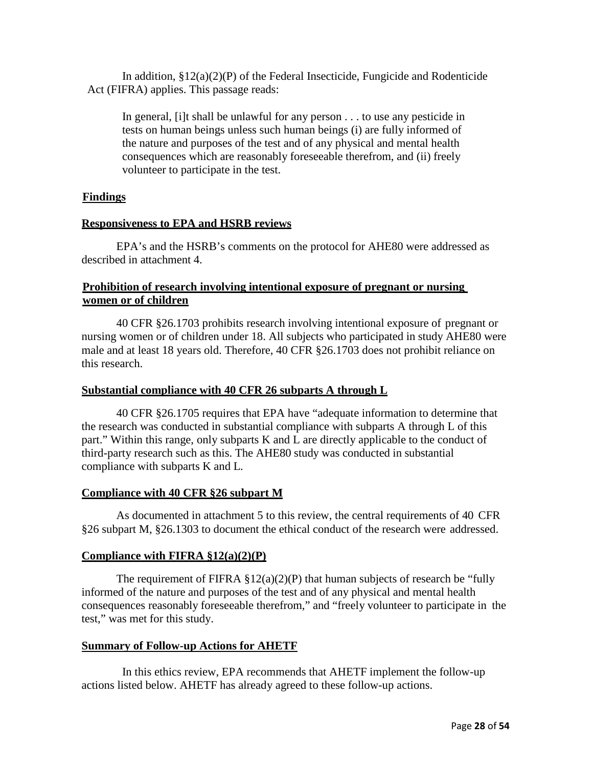In addition, §12(a)(2)(P) of the Federal Insecticide, Fungicide and Rodenticide Act (FIFRA) applies. This passage reads:

> In general, [i]t shall be unlawful for any person . . . to use any pesticide in tests on human beings unless such human beings (i) are fully informed of the nature and purposes of the test and of any physical and mental health consequences which are reasonably foreseeable therefrom, and (ii) freely volunteer to participate in the test.

**Findings**

**Responsiveness to EPA and HSRB reviews**

EPA's and the HSRB's comments on the protocol for AHE80 were addressed as described in attachment 4.

**Prohibition of research involving intentional exposure of pregnant or nursing women or of children**

40 CFR §26.1703 prohibits research involving intentional exposure of pregnant or nursing women or of children under 18. All subjects who participated in study AHE80 were male and at least 18 years old. Therefore, 40 CFR §26.1703 does not prohibit reliance on this research.

**Substantial compliance with 40 CFR 26 subparts A through L**

40 CFR §26.1705 requires that EPA have "adequate information to determine that the research was conducted in substantial compliance with subparts A through L of this part." Within this range, only subparts K and L are directly applicable to the conduct of third-party research such as this. The AHE80 study was conducted in substantial compliance with subparts K and L.

**Compliance with 40 CFR §26 subpart M**

As documented in attachment 5 to this review, the central requirements of 40 CFR §26 subpart M, §26.1303 to document the ethical conduct of the research were addressed.

**Compliance with FIFRA §12(a)(2)(P)**

The requirement of FIFRA §12(a)(2)(P) that human subjects of research be "fully informed of the nature and purposes of the test and of any physical and mental health consequences reasonably foreseeable therefrom," and "freely volunteer to participate in the test," was met for this study.

**Summary of Follow-up Actions for AHETF**

In this ethics review, EPA recommends that AHETF implement the follow-up actions listed below. AHETF has already agreed to these follow-up actions.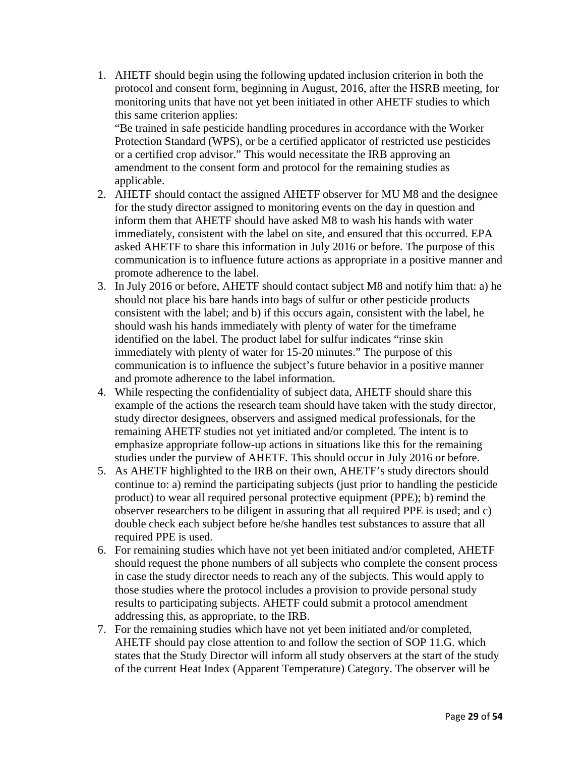1. AHETF should begin using the following updated inclusion criterion in both the protocol and consent form, beginning in August, 2016, after the HSRB meeting, for monitoring units that have not yet been initiated in other AHETF studies to which this same criterion applies:
   "Be trained in safe pesticide handling procedures in accordance with the Worker Protection Standard (WPS), or be a certified applicator of restricted use pesticides or a certified crop advisor." This would necessitate the IRB approving an amendment to the consent form and protocol for the remaining studies as applicable.
2. AHETF should contact the assigned AHETF observer for MU M8 and the designee for the study director assigned to monitoring events on the day in question and inform them that AHETF should have asked M8 to wash his hands with water immediately, consistent with the label on site, and ensured that this occurred. EPA asked AHETF to share this information in July 2016 or before. The purpose of this communication is to influence future actions as appropriate in a positive manner and promote adherence to the label.
3. In July 2016 or before, AHETF should contact subject M8 and notify him that: a) he should not place his bare hands into bags of sulfur or other pesticide products consistent with the label; and b) if this occurs again, consistent with the label, he should wash his hands immediately with plenty of water for the timeframe identified on the label. The product label for sulfur indicates "rinse skin immediately with plenty of water for 15-20 minutes." The purpose of this communication is to influence the subject's future behavior in a positive manner and promote adherence to the label information.
4. While respecting the confidentiality of subject data, AHETF should share this example of the actions the research team should have taken with the study director, study director designees, observers and assigned medical professionals, for the remaining AHETF studies not yet initiated and/or completed. The intent is to emphasize appropriate follow-up actions in situations like this for the remaining studies under the purview of AHETF. This should occur in July 2016 or before.
5. As AHETF highlighted to the IRB on their own, AHETF's study directors should continue to: a) remind the participating subjects (just prior to handling the pesticide product) to wear all required personal protective equipment (PPE); b) remind the observer researchers to be diligent in assuring that all required PPE is used; and c) double check each subject before he/she handles test substances to assure that all required PPE is used.
6. For remaining studies which have not yet been initiated and/or completed, AHETF should request the phone numbers of all subjects who complete the consent process in case the study director needs to reach any of the subjects. This would apply to those studies where the protocol includes a provision to provide personal study results to participating subjects. AHETF could submit a protocol amendment addressing this, as appropriate, to the IRB.
7. For the remaining studies which have not yet been initiated and/or completed, AHETF should pay close attention to and follow the section of SOP 11.G. which states that the Study Director will inform all study observers at the start of the study of the current Heat Index (Apparent Temperature) Category. The observer will be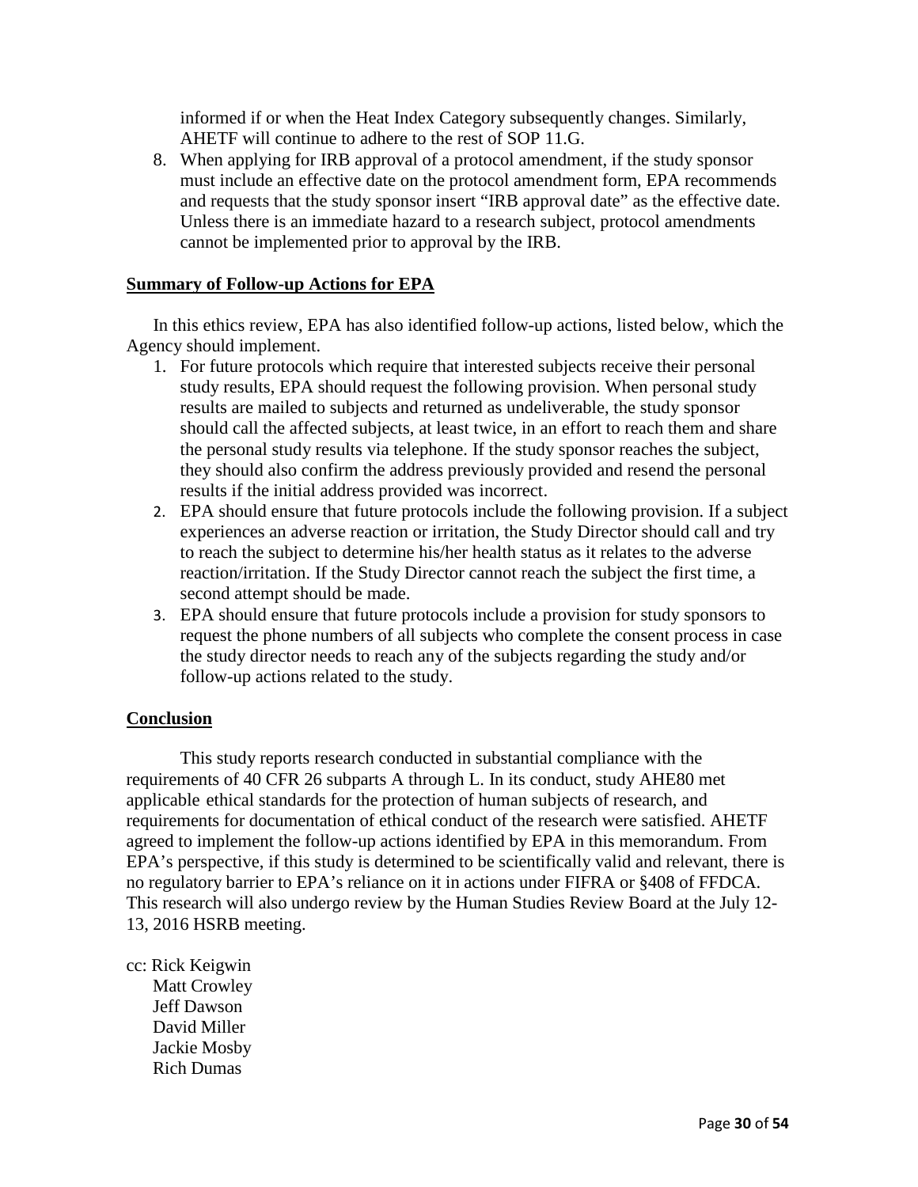informed if or when the Heat Index Category subsequently changes. Similarly, AHETF will continue to adhere to the rest of SOP 11.G.

8. When applying for IRB approval of a protocol amendment, if the study sponsor must include an effective date on the protocol amendment form, EPA recommends and requests that the study sponsor insert "IRB approval date" as the effective date. Unless there is an immediate hazard to a research subject, protocol amendments cannot be implemented prior to approval by the IRB.

**Summary of Follow-up Actions for EPA**

In this ethics review, EPA has also identified follow-up actions, listed below, which the Agency should implement.

1. For future protocols which require that interested subjects receive their personal study results, EPA should request the following provision. When personal study results are mailed to subjects and returned as undeliverable, the study sponsor should call the affected subjects, at least twice, in an effort to reach them and share the personal study results via telephone. If the study sponsor reaches the subject, they should also confirm the address previously provided and resend the personal results if the initial address provided was incorrect.
2. EPA should ensure that future protocols include the following provision. If a subject experiences an adverse reaction or irritation, the Study Director should call and try to reach the subject to determine his/her health status as it relates to the adverse reaction/irritation. If the Study Director cannot reach the subject the first time, a second attempt should be made.
3. EPA should ensure that future protocols include a provision for study sponsors to request the phone numbers of all subjects who complete the consent process in case the study director needs to reach any of the subjects regarding the study and/or follow-up actions related to the study.

**Conclusion**

This study reports research conducted in substantial compliance with the requirements of 40 CFR 26 subparts A through L. In its conduct, study AHE80 met applicable ethical standards for the protection of human subjects of research, and requirements for documentation of ethical conduct of the research were satisfied. AHETF agreed to implement the follow-up actions identified by EPA in this memorandum. From EPA's perspective, if this study is determined to be scientifically valid and relevant, there is no regulatory barrier to EPA's reliance on it in actions under FIFRA or §408 of FFDCA. This research will also undergo review by the Human Studies Review Board at the July 12-13, 2016 HSRB meeting.

cc: Rick Keigwin
Matt Crowley
Jeff Dawson
David Miller
Jackie Mosby
Rich Dumas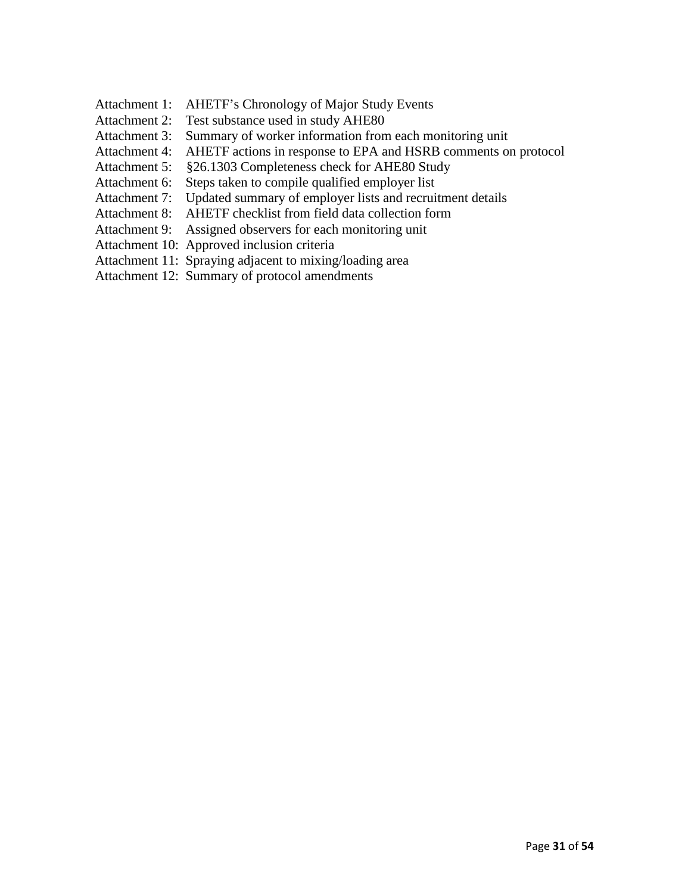Attachment 1: AHETF's Chronology of Major Study Events
Attachment 2: Test substance used in study AHE80
Attachment 3: Summary of worker information from each monitoring unit
Attachment 4: AHETF actions in response to EPA and HSRB comments on protocol
Attachment 5: §26.1303 Completeness check for AHE80 Study
Attachment 6: Steps taken to compile qualified employer list
Attachment 7: Updated summary of employer lists and recruitment details
Attachment 8: AHETF checklist from field data collection form
Attachment 9: Assigned observers for each monitoring unit
Attachment 10: Approved inclusion criteria
Attachment 11: Spraying adjacent to mixing/loading area
Attachment 12: Summary of protocol amendments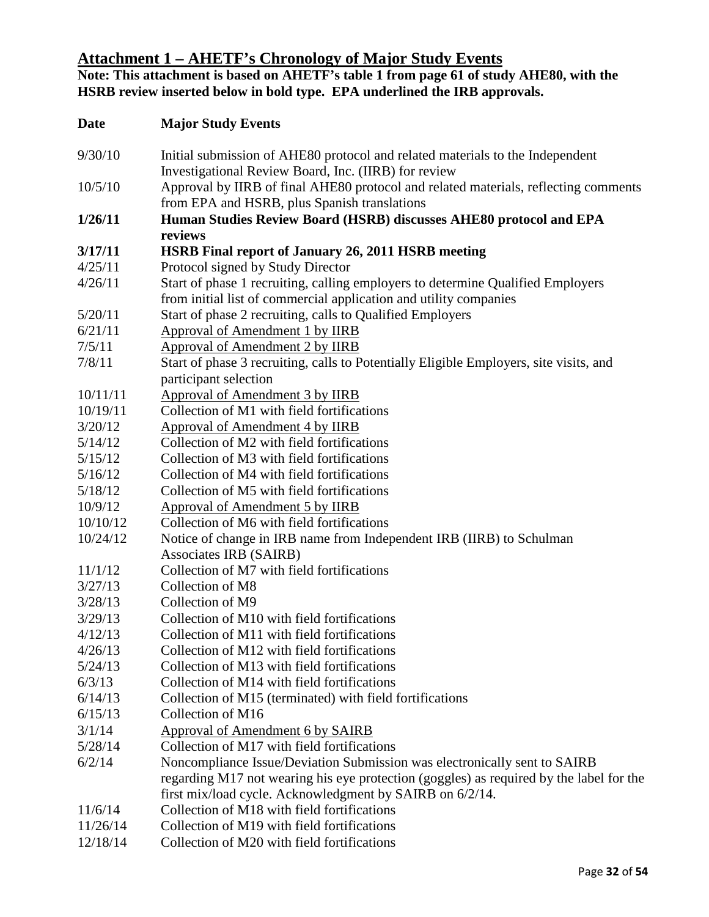## Attachment 1 – AHETF's Chronology of Major Study Events

**Note: This attachment is based on AHETF's table 1 from page 61 of study AHE80, with the HSRB review inserted below in bold type. EPA underlined the IRB approvals.**

| Date | Major Study Events |
|---|---|
| 9/30/10 | Initial submission of AHE80 protocol and related materials to the Independent Investigational Review Board, Inc. (IIRB) for review |
| 10/5/10 | Approval by IIRB of final AHE80 protocol and related materials, reflecting comments from EPA and HSRB, plus Spanish translations |
| **1/26/11** | **Human Studies Review Board (HSRB) discusses AHE80 protocol and EPA reviews** |
| **3/17/11** | **HSRB Final report of January 26, 2011 HSRB meeting** |
| 4/25/11 | Protocol signed by Study Director |
| 4/26/11 | Start of phase 1 recruiting, calling employers to determine Qualified Employers from initial list of commercial application and utility companies |
| 5/20/11 | Start of phase 2 recruiting, calls to Qualified Employers |
| 6/21/11 | <u>Approval of Amendment 1 by IIRB</u> |
| 7/5/11 | <u>Approval of Amendment 2 by IIRB</u> |
| 7/8/11 | Start of phase 3 recruiting, calls to Potentially Eligible Employers, site visits, and participant selection |
| 10/11/11 | <u>Approval of Amendment 3 by IIRB</u> |
| 10/19/11 | Collection of M1 with field fortifications |
| 3/20/12 | <u>Approval of Amendment 4 by IIRB</u> |
| 5/14/12 | Collection of M2 with field fortifications |
| 5/15/12 | Collection of M3 with field fortifications |
| 5/16/12 | Collection of M4 with field fortifications |
| 5/18/12 | Collection of M5 with field fortifications |
| 10/9/12 | <u>Approval of Amendment 5 by IIRB</u> |
| 10/10/12 | Collection of M6 with field fortifications |
| 10/24/12 | Notice of change in IRB name from Independent IRB (IIRB) to Schulman Associates IRB (SAIRB) |
| 11/1/12 | Collection of M7 with field fortifications |
| 3/27/13 | Collection of M8 |
| 3/28/13 | Collection of M9 |
| 3/29/13 | Collection of M10 with field fortifications |
| 4/12/13 | Collection of M11 with field fortifications |
| 4/26/13 | Collection of M12 with field fortifications |
| 5/24/13 | Collection of M13 with field fortifications |
| 6/3/13 | Collection of M14 with field fortifications |
| 6/14/13 | Collection of M15 (terminated) with field fortifications |
| 6/15/13 | Collection of M16 |
| 3/1/14 | <u>Approval of Amendment 6 by SAIRB</u> |
| 5/28/14 | Collection of M17 with field fortifications |
| 6/2/14 | Noncompliance Issue/Deviation Submission was electronically sent to SAIRB regarding M17 not wearing his eye protection (goggles) as required by the label for the first mix/load cycle. Acknowledgment by SAIRB on 6/2/14. |
| 11/6/14 | Collection of M18 with field fortifications |
| 11/26/14 | Collection of M19 with field fortifications |
| 12/18/14 | Collection of M20 with field fortifications |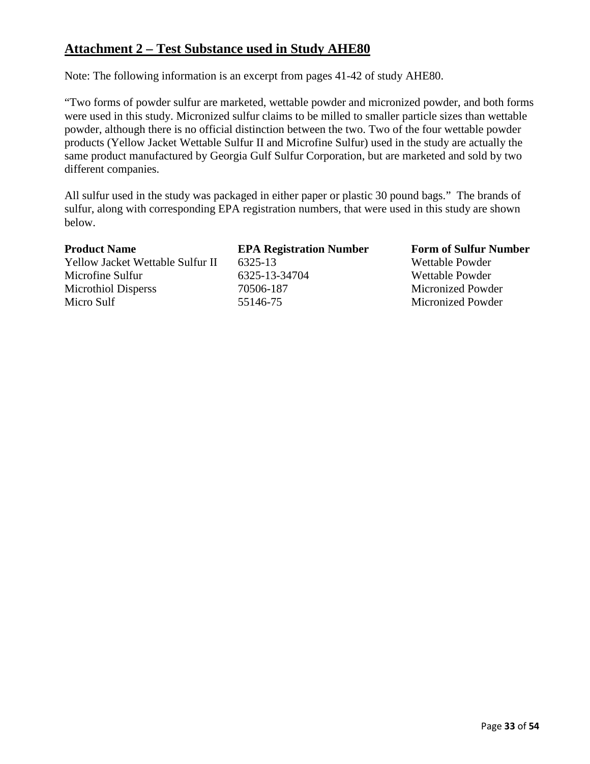## Attachment 2 – Test Substance used in Study AHE80

Note: The following information is an excerpt from pages 41-42 of study AHE80.

"Two forms of powder sulfur are marketed, wettable powder and micronized powder, and both forms were used in this study. Micronized sulfur claims to be milled to smaller particle sizes than wettable powder, although there is no official distinction between the two. Two of the four wettable powder products (Yellow Jacket Wettable Sulfur II and Microfine Sulfur) used in the study are actually the same product manufactured by Georgia Gulf Sulfur Corporation, but are marketed and sold by two different companies.

All sulfur used in the study was packaged in either paper or plastic 30 pound bags." The brands of sulfur, along with corresponding EPA registration numbers, that were used in this study are shown below.

| Product Name | EPA Registration Number | Form of Sulfur Number |
|---|---|---|
| Yellow Jacket Wettable Sulfur II | 6325-13 | Wettable Powder |
| Microfine Sulfur | 6325-13-34704 | Wettable Powder |
| Microthiol Disperss | 70506-187 | Micronized Powder |
| Micro Sulf | 55146-75 | Micronized Powder |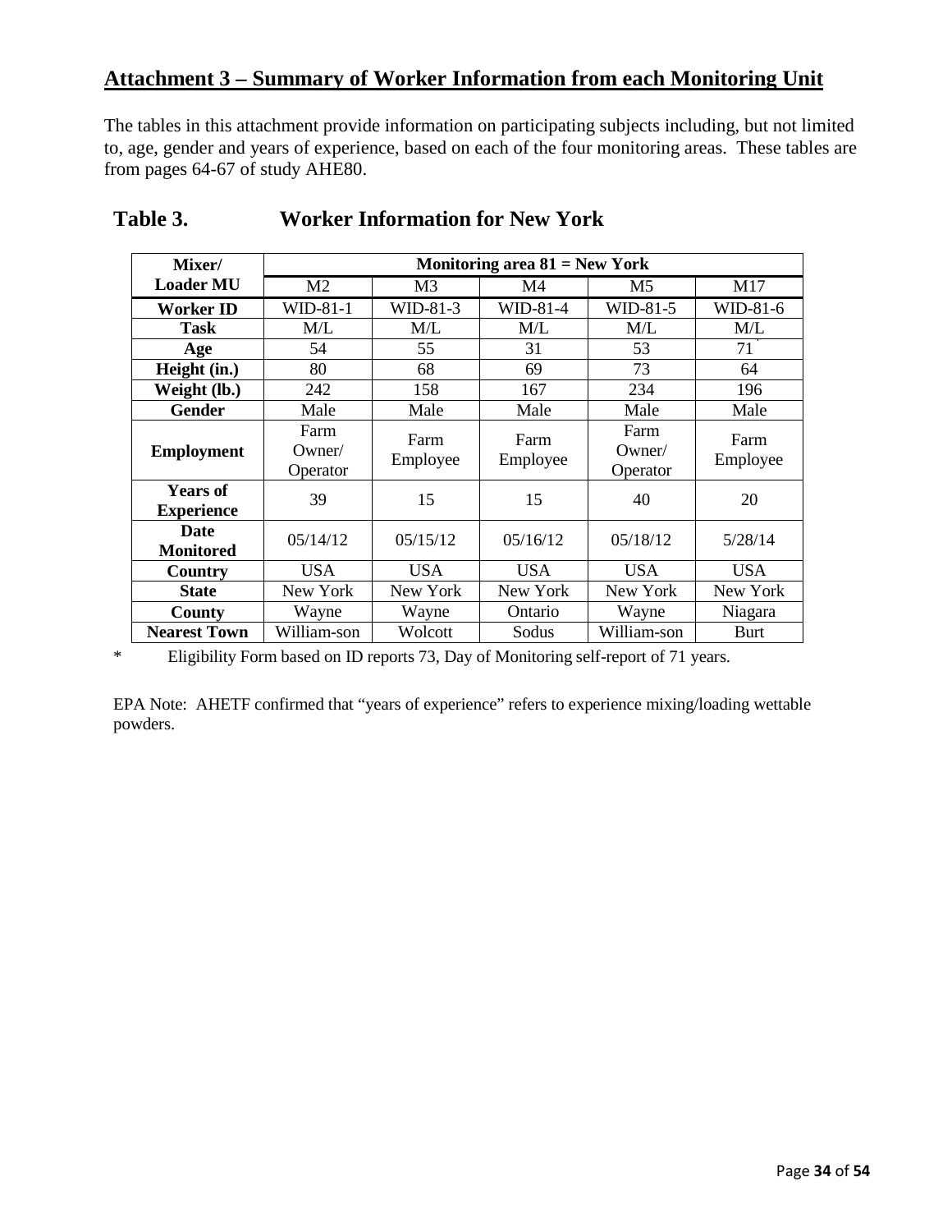## Attachment 3 – Summary of Worker Information from each Monitoring Unit

The tables in this attachment provide information on participating subjects including, but not limited to, age, gender and years of experience, based on each of the four monitoring areas. These tables are from pages 64-67 of study AHE80.

### Table 3. Worker Information for New York

| Mixer/ Loader MU | Monitoring area 81 = New York | | | | |
|---|---|---|---|---|---|
| | M2 | M3 | M4 | M5 | M17 |
| **Worker ID** | WID-81-1 | WID-81-3 | WID-81-4 | WID-81-5 | WID-81-6 |
| **Task** | M/L | M/L | M/L | M/L | M/L |
| **Age** | 54 | 55 | 31 | 53 | 71* |
| **Height (in.)** | 80 | 68 | 69 | 73 | 64 |
| **Weight (lb.)** | 242 | 158 | 167 | 234 | 196 |
| **Gender** | Male | Male | Male | Male | Male |
| **Employment** | Farm Owner/ Operator | Farm Employee | Farm Employee | Farm Owner/ Operator | Farm Employee |
| **Years of Experience** | 39 | 15 | 15 | 40 | 20 |
| **Date Monitored** | 05/14/12 | 05/15/12 | 05/16/12 | 05/18/12 | 5/28/14 |
| **Country** | USA | USA | USA | USA | USA |
| **State** | New York | New York | New York | New York | New York |
| **County** | Wayne | Wayne | Ontario | Wayne | Niagara |
| **Nearest Town** | William-son | Wolcott | Sodus | William-son | Burt |

\* Eligibility Form based on ID reports 73, Day of Monitoring self-report of 71 years.

EPA Note: AHETF confirmed that "years of experience" refers to experience mixing/loading wettable powders.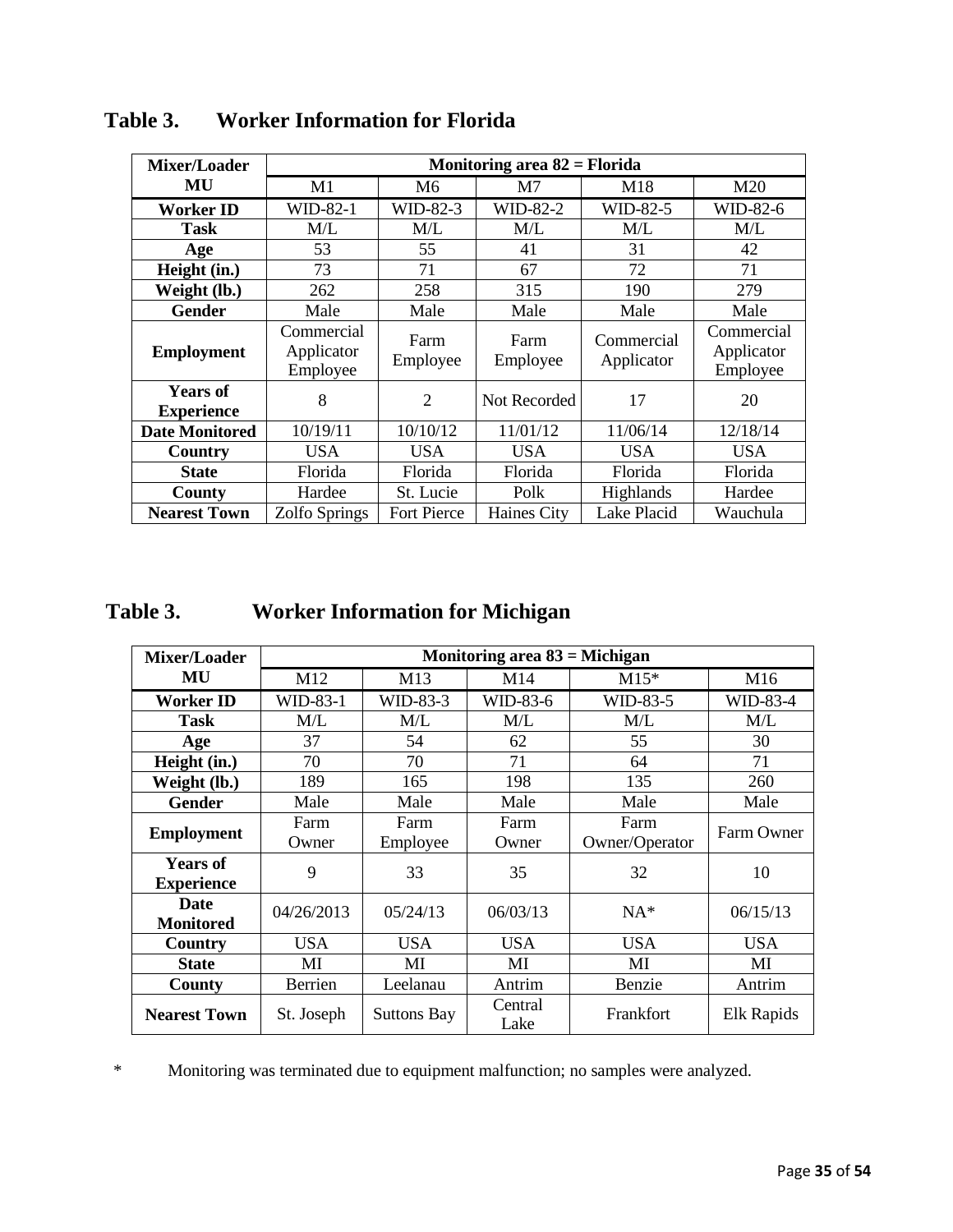## Table 3. Worker Information for Florida

| Mixer/Loader MU | Monitoring area 82 = Florida | | | | |
|---|---|---|---|---|---|
| | M1 | M6 | M7 | M18 | M20 |
| **Worker ID** | WID-82-1 | WID-82-3 | WID-82-2 | WID-82-5 | WID-82-6 |
| **Task** | M/L | M/L | M/L | M/L | M/L |
| **Age** | 53 | 55 | 41 | 31 | 42 |
| **Height (in.)** | 73 | 71 | 67 | 72 | 71 |
| **Weight (lb.)** | 262 | 258 | 315 | 190 | 279 |
| **Gender** | Male | Male | Male | Male | Male |
| **Employment** | Commercial Applicator Employee | Farm Employee | Farm Employee | Commercial Applicator | Commercial Applicator Employee |
| **Years of Experience** | 8 | 2 | Not Recorded | 17 | 20 |
| **Date Monitored** | 10/19/11 | 10/10/12 | 11/01/12 | 11/06/14 | 12/18/14 |
| **Country** | USA | USA | USA | USA | USA |
| **State** | Florida | Florida | Florida | Florida | Florida |
| **County** | Hardee | St. Lucie | Polk | Highlands | Hardee |
| **Nearest Town** | Zolfo Springs | Fort Pierce | Haines City | Lake Placid | Wauchula |

## Table 3. Worker Information for Michigan

| Mixer/Loader MU | Monitoring area 83 = Michigan | | | | |
|---|---|---|---|---|---|
| | M12 | M13 | M14 | M15* | M16 |
| **Worker ID** | WID-83-1 | WID-83-3 | WID-83-6 | WID-83-5 | WID-83-4 |
| **Task** | M/L | M/L | M/L | M/L | M/L |
| **Age** | 37 | 54 | 62 | 55 | 30 |
| **Height (in.)** | 70 | 70 | 71 | 64 | 71 |
| **Weight (lb.)** | 189 | 165 | 198 | 135 | 260 |
| **Gender** | Male | Male | Male | Male | Male |
| **Employment** | Farm Owner | Farm Employee | Farm Owner | Farm Owner/Operator | Farm Owner |
| **Years of Experience** | 9 | 33 | 35 | 32 | 10 |
| **Date Monitored** | 04/26/2013 | 05/24/13 | 06/03/13 | NA* | 06/15/13 |
| **Country** | USA | USA | USA | USA | USA |
| **State** | MI | MI | MI | MI | MI |
| **County** | Berrien | Leelanau | Antrim | Benzie | Antrim |
| **Nearest Town** | St. Joseph | Suttons Bay | Central Lake | Frankfort | Elk Rapids |

\* Monitoring was terminated due to equipment malfunction; no samples were analyzed.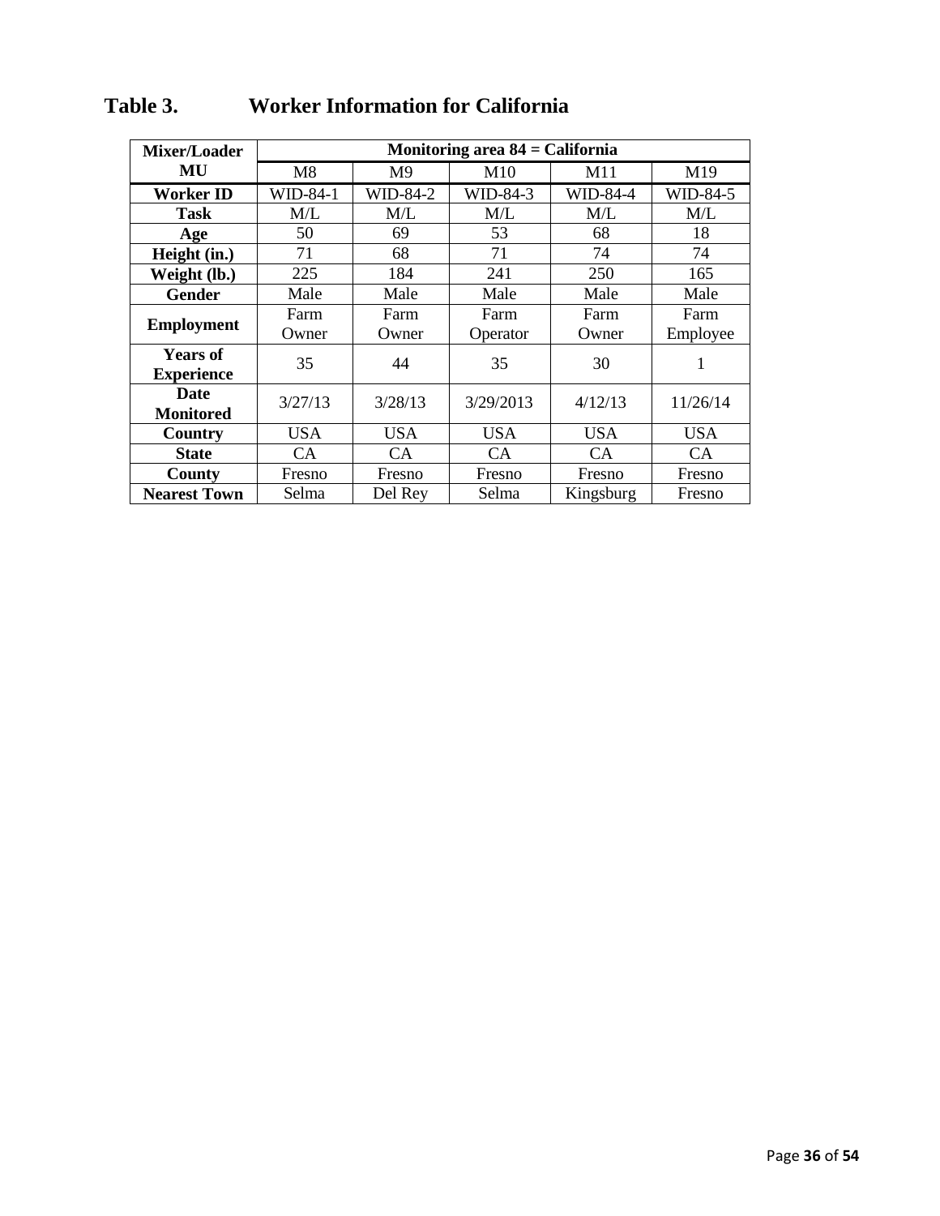# Table 3. Worker Information for California

| Mixer/Loader MU | Monitoring area 84 = California | | | | |
|---|---|---|---|---|---|
| | M8 | M9 | M10 | M11 | M19 |
| **Worker ID** | WID-84-1 | WID-84-2 | WID-84-3 | WID-84-4 | WID-84-5 |
| **Task** | M/L | M/L | M/L | M/L | M/L |
| **Age** | 50 | 69 | 53 | 68 | 18 |
| **Height (in.)** | 71 | 68 | 71 | 74 | 74 |
| **Weight (lb.)** | 225 | 184 | 241 | 250 | 165 |
| **Gender** | Male | Male | Male | Male | Male |
| **Employment** | Farm Owner | Farm Owner | Farm Operator | Farm Owner | Farm Employee |
| **Years of Experience** | 35 | 44 | 35 | 30 | 1 |
| **Date Monitored** | 3/27/13 | 3/28/13 | 3/29/2013 | 4/12/13 | 11/26/14 |
| **Country** | USA | USA | USA | USA | USA |
| **State** | CA | CA | CA | CA | CA |
| **County** | Fresno | Fresno | Fresno | Fresno | Fresno |
| **Nearest Town** | Selma | Del Rey | Selma | Kingsburg | Fresno |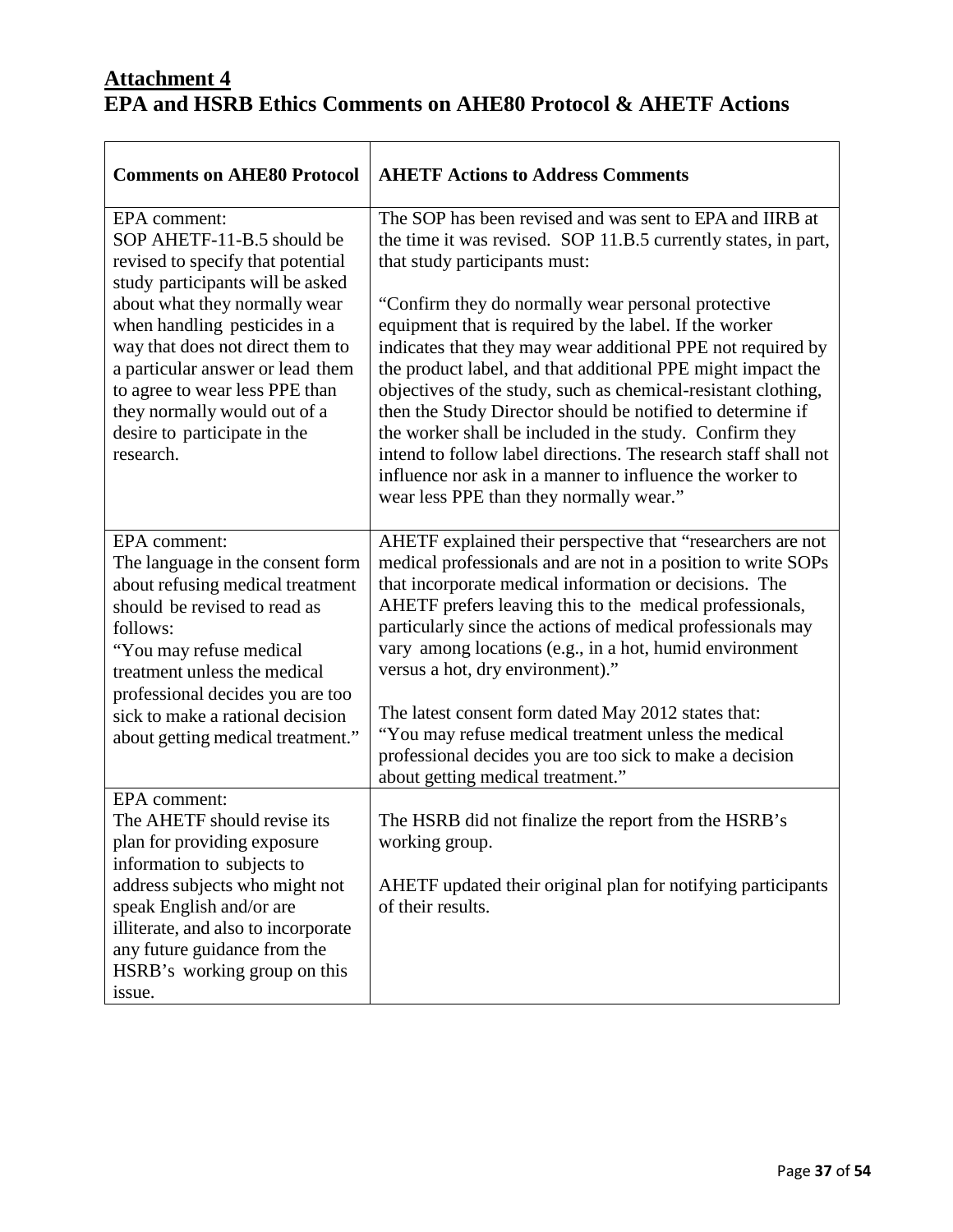## Attachment 4
## EPA and HSRB Ethics Comments on AHE80 Protocol & AHETF Actions

| Comments on AHE80 Protocol | AHETF Actions to Address Comments |
|---|---|
| EPA comment:<br>SOP AHETF-11-B.5 should be revised to specify that potential study participants will be asked about what they normally wear when handling pesticides in a way that does not direct them to a particular answer or lead them to agree to wear less PPE than they normally would out of a desire to participate in the research. | The SOP has been revised and was sent to EPA and IIRB at the time it was revised. SOP 11.B.5 currently states, in part, that study participants must:<br><br>"Confirm they do normally wear personal protective equipment that is required by the label. If the worker indicates that they may wear additional PPE not required by the product label, and that additional PPE might impact the objectives of the study, such as chemical-resistant clothing, then the Study Director should be notified to determine if the worker shall be included in the study. Confirm they intend to follow label directions. The research staff shall not influence nor ask in a manner to influence the worker to wear less PPE than they normally wear." |
| EPA comment:<br>The language in the consent form about refusing medical treatment should be revised to read as follows:<br>"You may refuse medical treatment unless the medical professional decides you are too sick to make a rational decision about getting medical treatment." | AHETF explained their perspective that "researchers are not medical professionals and are not in a position to write SOPs that incorporate medical information or decisions. The AHETF prefers leaving this to the medical professionals, particularly since the actions of medical professionals may vary among locations (e.g., in a hot, humid environment versus a hot, dry environment)."<br><br>The latest consent form dated May 2012 states that:<br>"You may refuse medical treatment unless the medical professional decides you are too sick to make a decision about getting medical treatment." |
| EPA comment:<br>The AHETF should revise its plan for providing exposure information to subjects to address subjects who might not speak English and/or are illiterate, and also to incorporate any future guidance from the HSRB's working group on this issue. | The HSRB did not finalize the report from the HSRB's working group.<br><br>AHETF updated their original plan for notifying participants of their results. |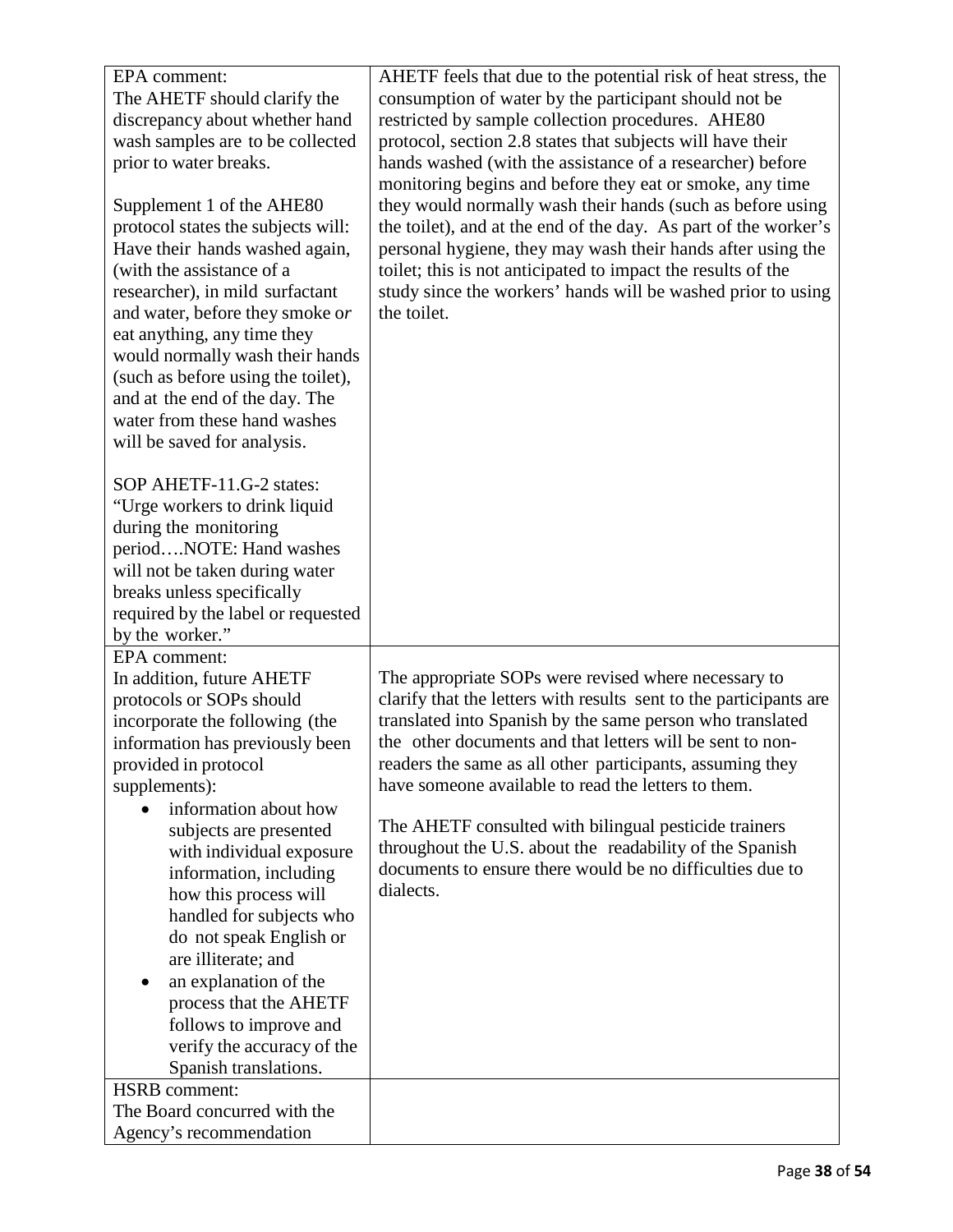| | |
|---|---|
| EPA comment:<br>The AHETF should clarify the discrepancy about whether hand wash samples are to be collected prior to water breaks.<br><br>Supplement 1 of the AHE80 protocol states the subjects will: Have their hands washed again, (with the assistance of a researcher), in mild surfactant and water, before they smoke o*r* eat anything, any time they would normally wash their hands (such as before using the toilet), and at the end of the day. The water from these hand washes will be saved for analysis.<br><br>SOP AHETF-11.G-2 states: "Urge workers to drink liquid during the monitoring period….NOTE: Hand washes will not be taken during water breaks unless specifically required by the label or requested by the worker." | AHETF feels that due to the potential risk of heat stress, the consumption of water by the participant should not be restricted by sample collection procedures. AHE80 protocol, section 2.8 states that subjects will have their hands washed (with the assistance of a researcher) before monitoring begins and before they eat or smoke, any time they would normally wash their hands (such as before using the toilet), and at the end of the day. As part of the worker's personal hygiene, they may wash their hands after using the toilet; this is not anticipated to impact the results of the study since the workers' hands will be washed prior to using the toilet. |
| EPA comment:<br>In addition, future AHETF protocols or SOPs should incorporate the following (the information has previously been provided in protocol supplements):<br>• information about how subjects are presented with individual exposure information, including how this process will handled for subjects who do not speak English or are illiterate; and<br>• an explanation of the process that the AHETF follows to improve and verify the accuracy of the Spanish translations. | The appropriate SOPs were revised where necessary to clarify that the letters with results sent to the participants are translated into Spanish by the same person who translated the other documents and that letters will be sent to non-readers the same as all other participants, assuming they have someone available to read the letters to them.<br><br>The AHETF consulted with bilingual pesticide trainers throughout the U.S. about the readability of the Spanish documents to ensure there would be no difficulties due to dialects. |
| HSRB comment:<br>The Board concurred with the Agency's recommendation | |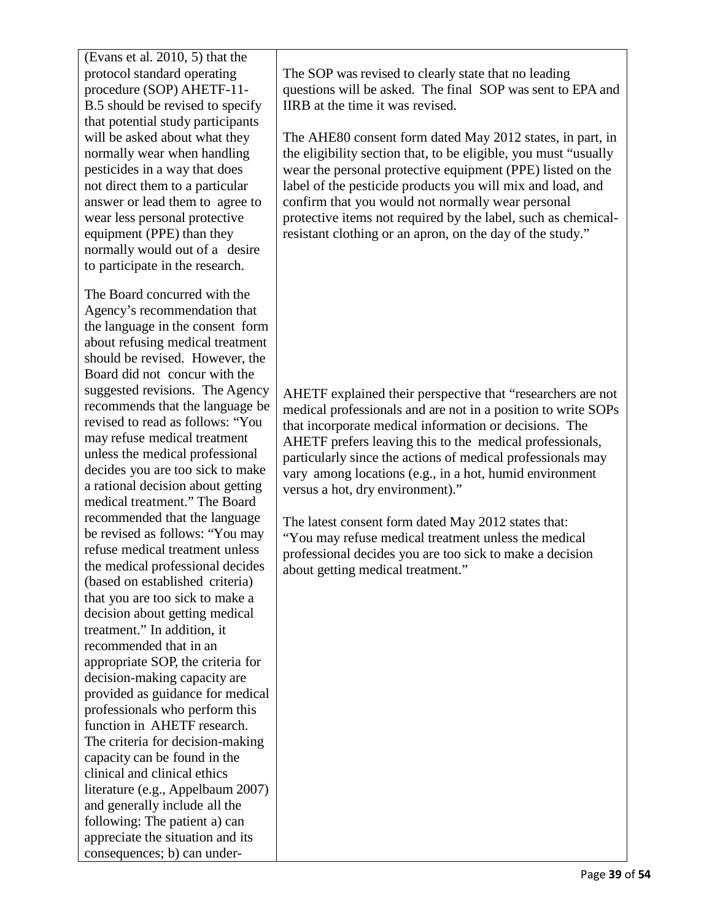| | |
|---|---|
| (Evans et al. 2010, 5) that the protocol standard operating procedure (SOP) AHETF-11-B.5 should be revised to specify that potential study participants will be asked about what they normally wear when handling pesticides in a way that does not direct them to a particular answer or lead them to agree to wear less personal protective equipment (PPE) than they normally would out of a desire to participate in the research. | The SOP was revised to clearly state that no leading questions will be asked. The final SOP was sent to EPA and IIRB at the time it was revised.<br><br>The AHE80 consent form dated May 2012 states, in part, in the eligibility section that, to be eligible, you must "usually wear the personal protective equipment (PPE) listed on the label of the pesticide products you will mix and load, and confirm that you would not normally wear personal protective items not required by the label, such as chemical-resistant clothing or an apron, on the day of the study." |
| The Board concurred with the Agency's recommendation that the language in the consent form about refusing medical treatment should be revised. However, the Board did not concur with the suggested revisions. The Agency recommends that the language be revised to read as follows: "You may refuse medical treatment unless the medical professional decides you are too sick to make a rational decision about getting medical treatment." The Board recommended that the language be revised as follows: "You may refuse medical treatment unless the medical professional decides (based on established criteria) that you are too sick to make a decision about getting medical treatment." In addition, it recommended that in an appropriate SOP, the criteria for decision-making capacity are provided as guidance for medical professionals who perform this function in AHETF research. The criteria for decision-making capacity can be found in the clinical and clinical ethics literature (e.g., Appelbaum 2007) and generally include all the following: The patient a) can appreciate the situation and its consequences; b) can under- | AHETF explained their perspective that "researchers are not medical professionals and are not in a position to write SOPs that incorporate medical information or decisions. The AHETF prefers leaving this to the medical professionals, particularly since the actions of medical professionals may vary among locations (e.g., in a hot, humid environment versus a hot, dry environment)."<br><br>The latest consent form dated May 2012 states that: "You may refuse medical treatment unless the medical professional decides you are too sick to make a decision about getting medical treatment." |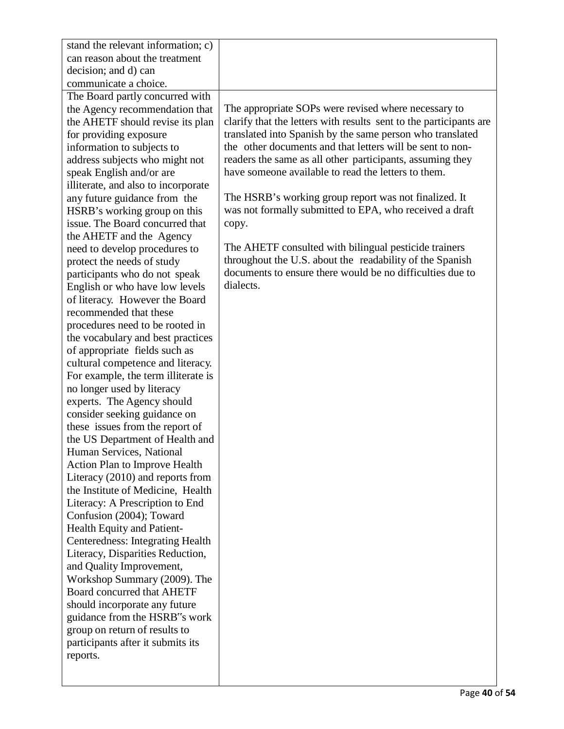| | |
|---|---|
| stand the relevant information; c) can reason about the treatment decision; and d) can communicate a choice. | |
| The Board partly concurred with the Agency recommendation that the AHETF should revise its plan for providing exposure information to subjects to address subjects who might not speak English and/or are illiterate, and also to incorporate any future guidance from the HSRB's working group on this issue. The Board concurred that the AHETF and the Agency need to develop procedures to protect the needs of study participants who do not speak English or who have low levels of literacy. However the Board recommended that these procedures need to be rooted in the vocabulary and best practices of appropriate fields such as cultural competence and literacy. For example, the term illiterate is no longer used by literacy experts. The Agency should consider seeking guidance on these issues from the report of the US Department of Health and Human Services, National Action Plan to Improve Health Literacy (2010) and reports from the Institute of Medicine, Health Literacy: A Prescription to End Confusion (2004); Toward Health Equity and Patient-Centeredness: Integrating Health Literacy, Disparities Reduction, and Quality Improvement, Workshop Summary (2009). The Board concurred that AHETF should incorporate any future guidance from the HSRB"s work group on return of results to participants after it submits its reports. | The appropriate SOPs were revised where necessary to clarify that the letters with results sent to the participants are translated into Spanish by the same person who translated the other documents and that letters will be sent to non-readers the same as all other participants, assuming they have someone available to read the letters to them.<br><br>The HSRB's working group report was not finalized. It was not formally submitted to EPA, who received a draft copy.<br><br>The AHETF consulted with bilingual pesticide trainers throughout the U.S. about the readability of the Spanish documents to ensure there would be no difficulties due to dialects. |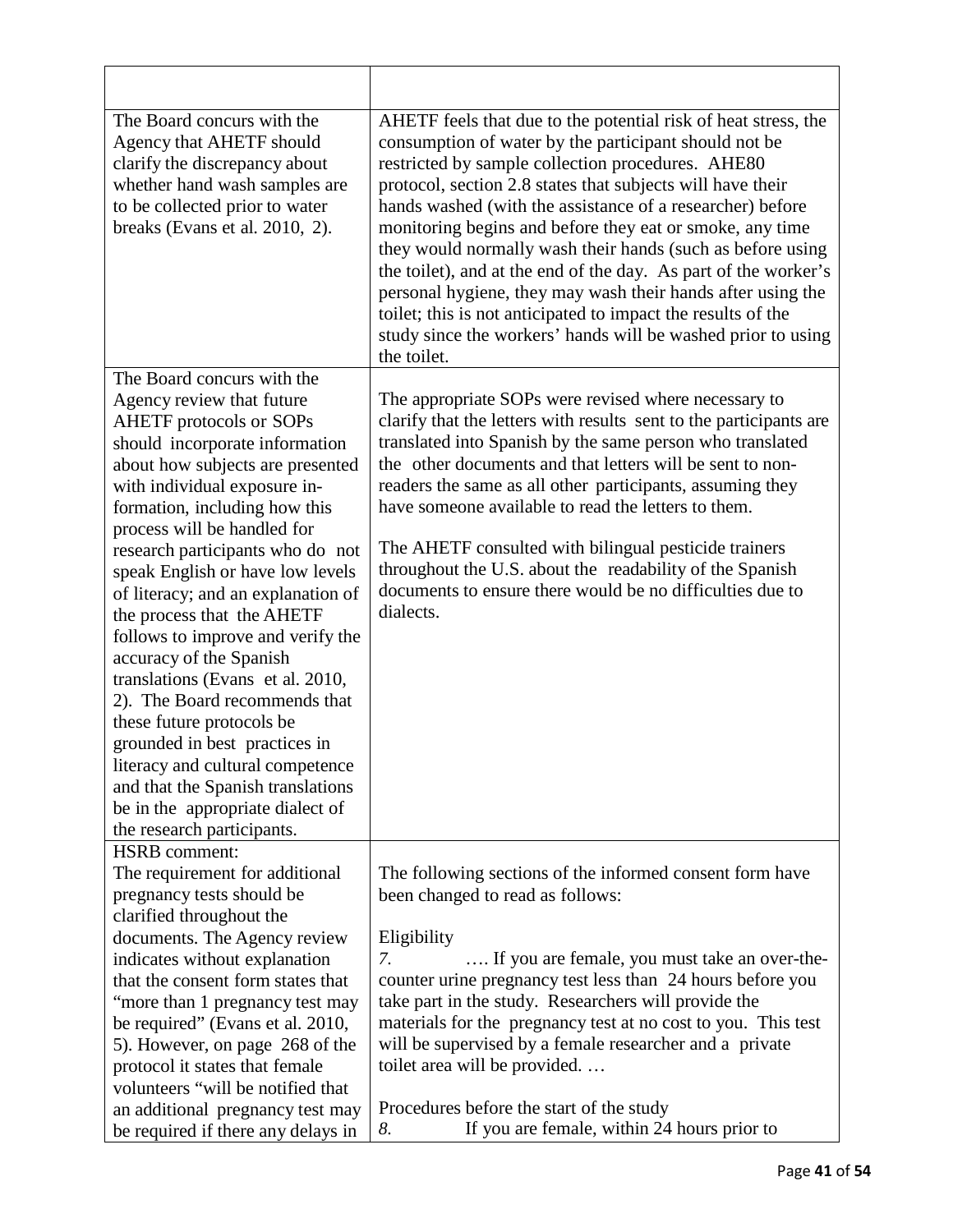| | |
|---|---|
| The Board concurs with the Agency that AHETF should clarify the discrepancy about whether hand wash samples are to be collected prior to water breaks (Evans et al. 2010, 2). | AHETF feels that due to the potential risk of heat stress, the consumption of water by the participant should not be restricted by sample collection procedures. AHE80 protocol, section 2.8 states that subjects will have their hands washed (with the assistance of a researcher) before monitoring begins and before they eat or smoke, any time they would normally wash their hands (such as before using the toilet), and at the end of the day. As part of the worker's personal hygiene, they may wash their hands after using the toilet; this is not anticipated to impact the results of the study since the workers' hands will be washed prior to using the toilet. |
| The Board concurs with the Agency review that future AHETF protocols or SOPs should incorporate information about how subjects are presented with individual exposure information, including how this process will be handled for research participants who do not speak English or have low levels of literacy; and an explanation of the process that the AHETF follows to improve and verify the accuracy of the Spanish translations (Evans et al. 2010, 2). The Board recommends that these future protocols be grounded in best practices in literacy and cultural competence and that the Spanish translations be in the appropriate dialect of the research participants. | The appropriate SOPs were revised where necessary to clarify that the letters with results sent to the participants are translated into Spanish by the same person who translated the other documents and that letters will be sent to non-readers the same as all other participants, assuming they have someone available to read the letters to them.<br><br>The AHETF consulted with bilingual pesticide trainers throughout the U.S. about the readability of the Spanish documents to ensure there would be no difficulties due to dialects. |
| HSRB comment:<br>The requirement for additional pregnancy tests should be clarified throughout the documents. The Agency review indicates without explanation that the consent form states that "more than 1 pregnancy test may be required" (Evans et al. 2010, 5). However, on page 268 of the protocol it states that female volunteers "will be notified that an additional pregnancy test may be required if there any delays in | The following sections of the informed consent form have been changed to read as follows:<br><br>Eligibility<br>*7.* …. If you are female, you must take an over-the-counter urine pregnancy test less than 24 hours before you take part in the study. Researchers will provide the materials for the pregnancy test at no cost to you. This test will be supervised by a female researcher and a private toilet area will be provided. …<br><br>Procedures before the start of the study<br>*8.* If you are female, within 24 hours prior to |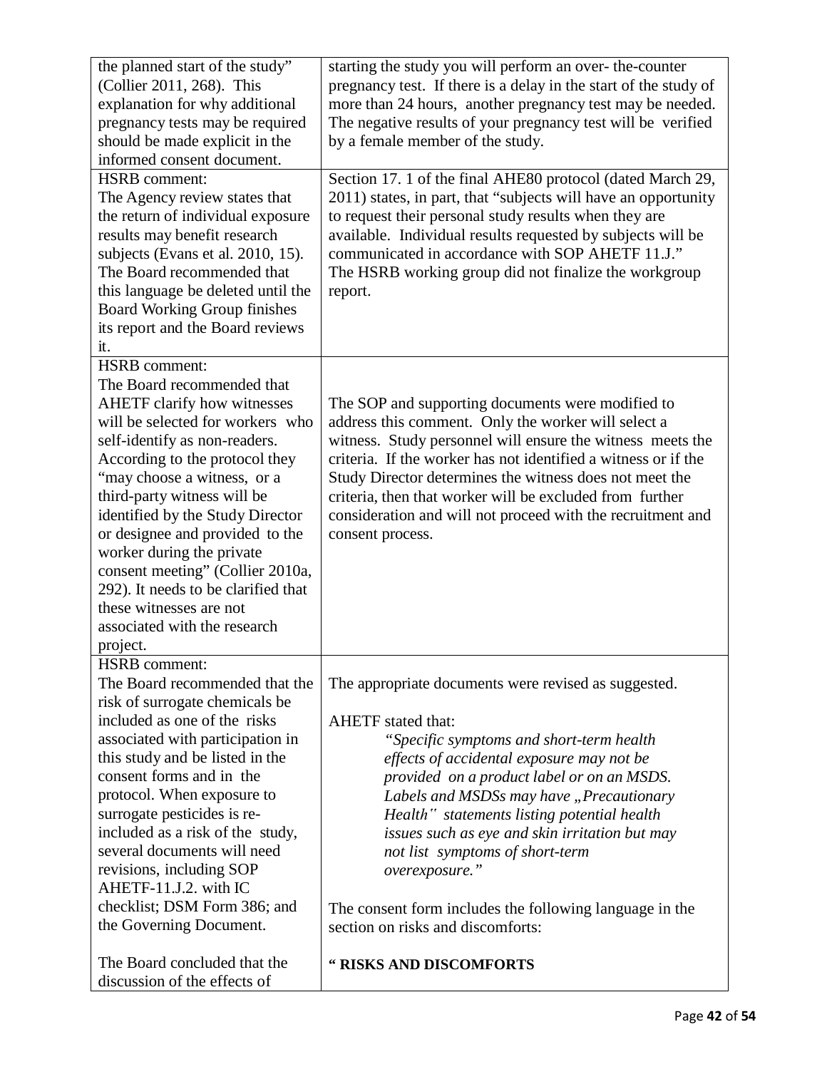| | |
|---|---|
| the planned start of the study" (Collier 2011, 268). This explanation for why additional pregnancy tests may be required should be made explicit in the informed consent document. | starting the study you will perform an over- the-counter pregnancy test. If there is a delay in the start of the study of more than 24 hours, another pregnancy test may be needed. The negative results of your pregnancy test will be verified by a female member of the study. |
| HSRB comment:<br>The Agency review states that the return of individual exposure results may benefit research subjects (Evans et al. 2010, 15). The Board recommended that this language be deleted until the Board Working Group finishes its report and the Board reviews it. | Section 17. 1 of the final AHE80 protocol (dated March 29, 2011) states, in part, that "subjects will have an opportunity to request their personal study results when they are available. Individual results requested by subjects will be communicated in accordance with SOP AHETF 11.J."<br>The HSRB working group did not finalize the workgroup report. |
| HSRB comment:<br>The Board recommended that AHETF clarify how witnesses will be selected for workers who self-identify as non-readers. According to the protocol they "may choose a witness, or a third-party witness will be identified by the Study Director or designee and provided to the worker during the private consent meeting" (Collier 2010a, 292). It needs to be clarified that these witnesses are not associated with the research project. | The SOP and supporting documents were modified to address this comment. Only the worker will select a witness. Study personnel will ensure the witness meets the criteria. If the worker has not identified a witness or if the Study Director determines the witness does not meet the criteria, then that worker will be excluded from further consideration and will not proceed with the recruitment and consent process. |
| HSRB comment:<br>The Board recommended that the risk of surrogate chemicals be included as one of the risks associated with participation in this study and be listed in the consent forms and in the protocol. When exposure to surrogate pesticides is re-included as a risk of the study, several documents will need revisions, including SOP AHETF-11.J.2. with IC checklist; DSM Form 386; and the Governing Document.<br><br>The Board concluded that the discussion of the effects of | The appropriate documents were revised as suggested.<br><br>AHETF stated that:<br>*"Specific symptoms and short-term health effects of accidental exposure may not be provided on a product label or on an MSDS. Labels and MSDSs may have „Precautionary Health" statements listing potential health issues such as eye and skin irritation but may not list symptoms of short-term overexposure."*<br><br>The consent form includes the following language in the section on risks and discomforts:<br><br>**" RISKS AND DISCOMFORTS** |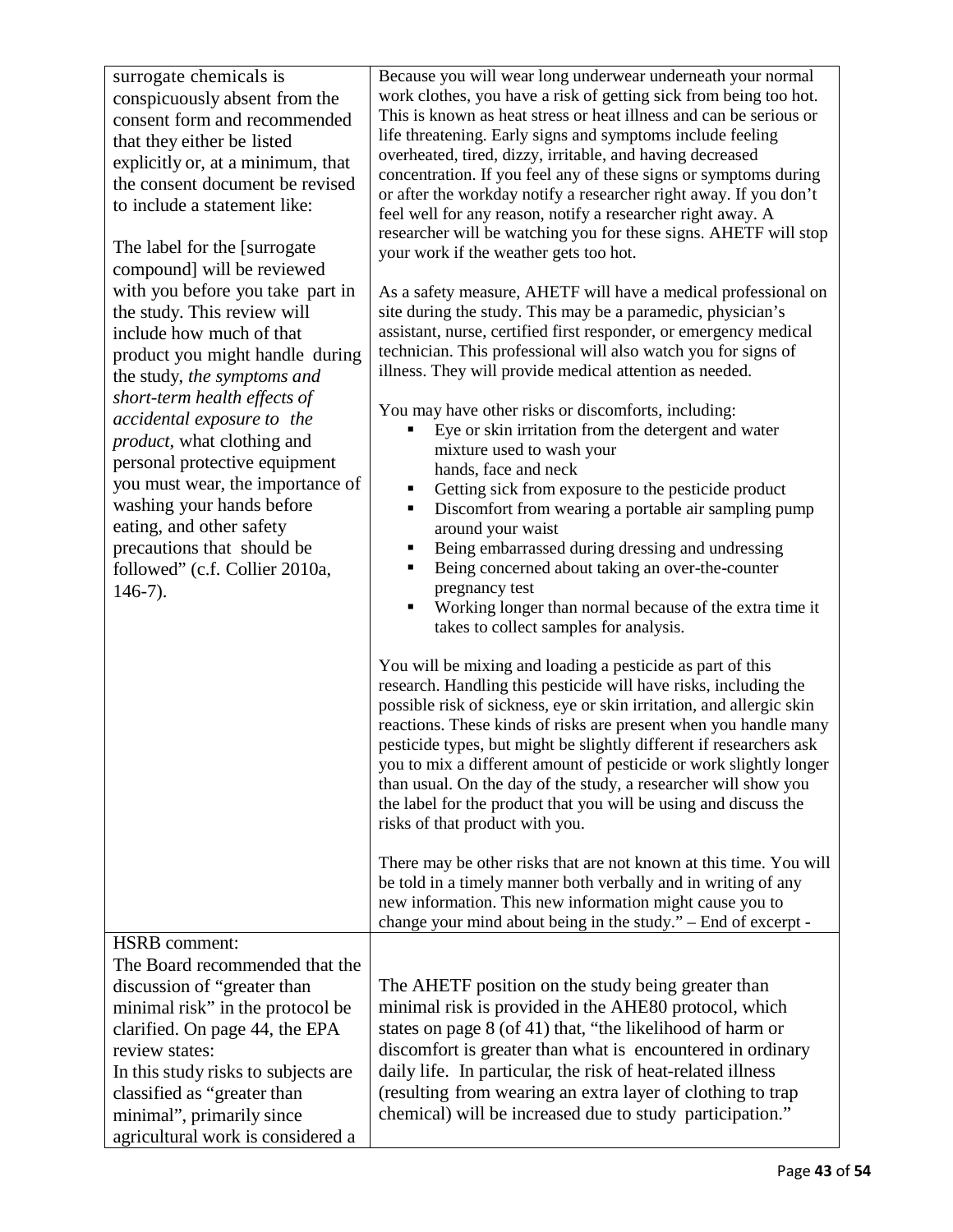| | |
|---|---|
| surrogate chemicals is conspicuously absent from the consent form and recommended that they either be listed explicitly or, at a minimum, that the consent document be revised to include a statement like:<br><br>The label for the [surrogate compound] will be reviewed with you before you take part in the study. This review will include how much of that product you might handle during the study, *the symptoms and short-term health effects of accidental exposure to the product*, what clothing and personal protective equipment you must wear, the importance of washing your hands before eating, and other safety precautions that should be followed" (c.f. Collier 2010a, 146-7). | Because you will wear long underwear underneath your normal work clothes, you have a risk of getting sick from being too hot. This is known as heat stress or heat illness and can be serious or life threatening. Early signs and symptoms include feeling overheated, tired, dizzy, irritable, and having decreased concentration. If you feel any of these signs or symptoms during or after the workday notify a researcher right away. If you don't feel well for any reason, notify a researcher right away. A researcher will be watching you for these signs. AHETF will stop your work if the weather gets too hot.<br><br>As a safety measure, AHETF will have a medical professional on site during the study. This may be a paramedic, physician's assistant, nurse, certified first responder, or emergency medical technician. This professional will also watch you for signs of illness. They will provide medical attention as needed.<br><br>You may have other risks or discomforts, including:<br>▪ Eye or skin irritation from the detergent and water mixture used to wash your hands, face and neck<br>▪ Getting sick from exposure to the pesticide product<br>▪ Discomfort from wearing a portable air sampling pump around your waist<br>▪ Being embarrassed during dressing and undressing<br>▪ Being concerned about taking an over-the-counter pregnancy test<br>▪ Working longer than normal because of the extra time it takes to collect samples for analysis.<br><br>You will be mixing and loading a pesticide as part of this research. Handling this pesticide will have risks, including the possible risk of sickness, eye or skin irritation, and allergic skin reactions. These kinds of risks are present when you handle many pesticide types, but might be slightly different if researchers ask you to mix a different amount of pesticide or work slightly longer than usual. On the day of the study, a researcher will show you the label for the product that you will be using and discuss the risks of that product with you.<br><br>There may be other risks that are not known at this time. You will be told in a timely manner both verbally and in writing of any new information. This new information might cause you to change your mind about being in the study." – End of excerpt - |
| HSRB comment:<br>The Board recommended that the discussion of "greater than minimal risk" in the protocol be clarified. On page 44, the EPA review states:<br>In this study risks to subjects are classified as "greater than minimal", primarily since agricultural work is considered a | The AHETF position on the study being greater than minimal risk is provided in the AHE80 protocol, which states on page 8 (of 41) that, "the likelihood of harm or discomfort is greater than what is encountered in ordinary daily life. In particular, the risk of heat-related illness (resulting from wearing an extra layer of clothing to trap chemical) will be increased due to study participation." |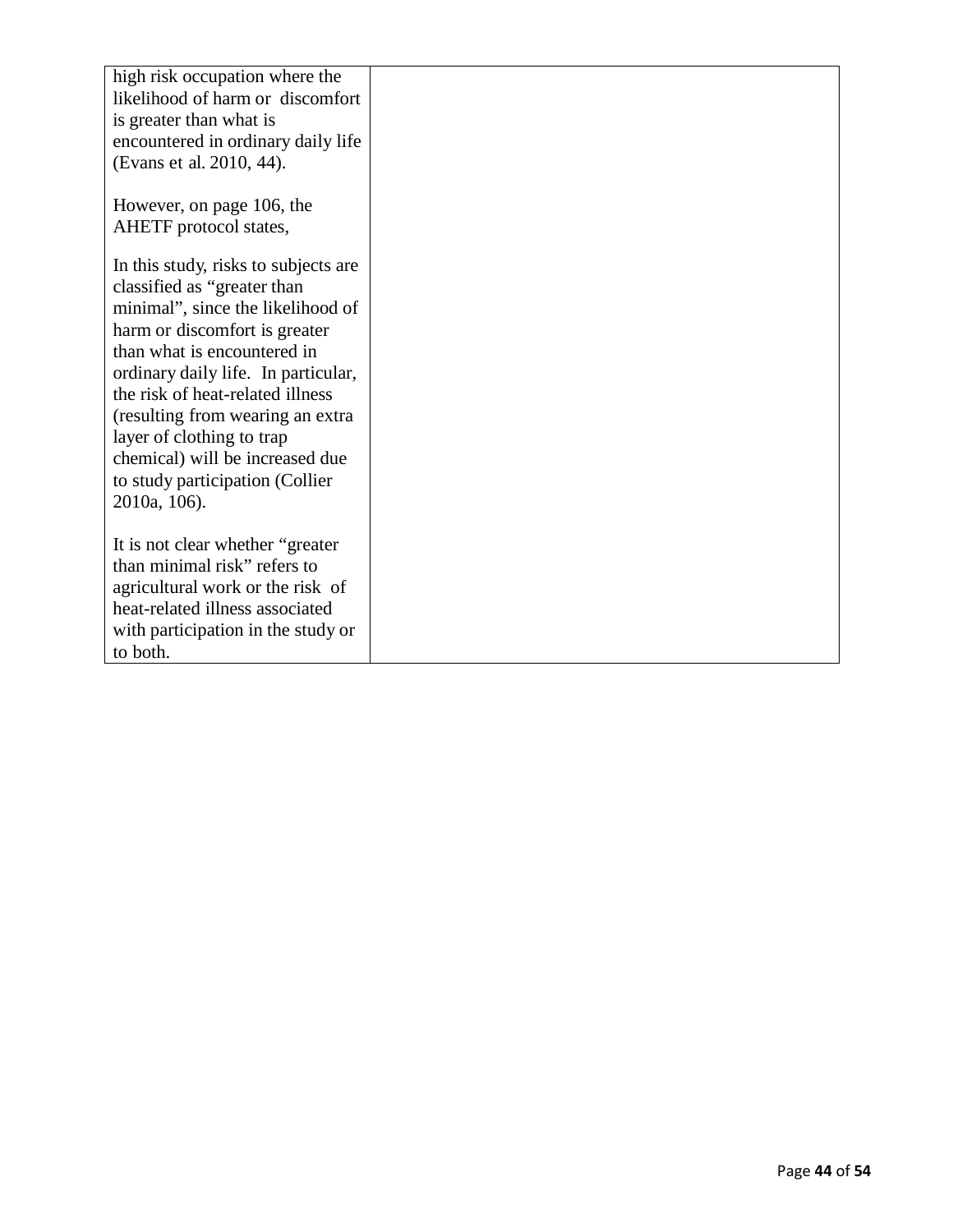| | |
|---|---|
| high risk occupation where the likelihood of harm or discomfort is greater than what is encountered in ordinary daily life (Evans et al. 2010, 44).<br><br>However, on page 106, the AHETF protocol states,<br><br>In this study, risks to subjects are classified as "greater than minimal", since the likelihood of harm or discomfort is greater than what is encountered in ordinary daily life. In particular, the risk of heat-related illness (resulting from wearing an extra layer of clothing to trap chemical) will be increased due to study participation (Collier 2010a, 106).<br><br>It is not clear whether "greater than minimal risk" refers to agricultural work or the risk of heat-related illness associated with participation in the study or to both. | |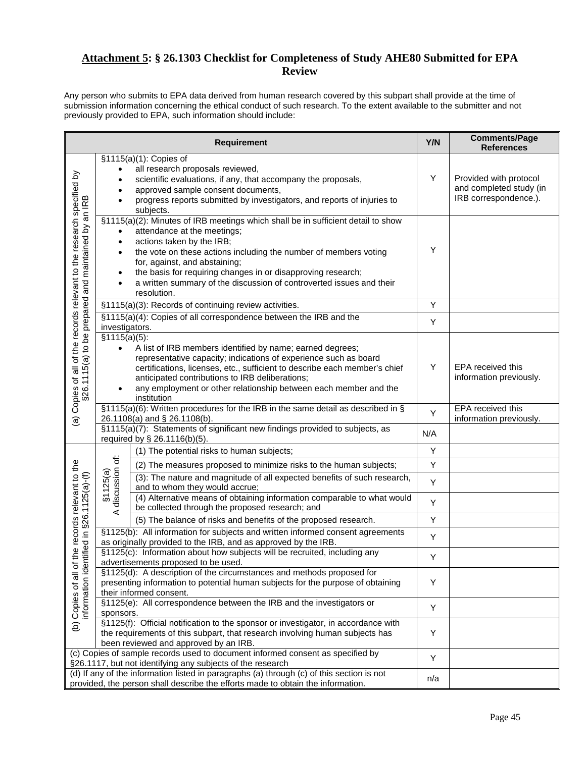## **Attachment 5: § 26.1303 Checklist for Completeness of Study AHE80 Submitted for EPA Review**

Any person who submits to EPA data derived from human research covered by this subpart shall provide at the time of submission information concerning the ethical conduct of such research. To the extent available to the submitter and not previously provided to EPA, such information should include:

| Requirement | | | Y/N | Comments/Page References |
|---|---|---|---|---|
| (a) Copies of all of the records relevant to the research specified by §26.1115(a) to be prepared and maintained by an IRB | §1115(a)(1): Copies of<br>• all research proposals reviewed,<br>• scientific evaluations, if any, that accompany the proposals,<br>• approved sample consent documents,<br>• progress reports submitted by investigators, and reports of injuries to subjects. | | Y | Provided with protocol and completed study (in IRB correspondence.). |
| | §1115(a)(2): Minutes of IRB meetings which shall be in sufficient detail to show<br>• attendance at the meetings;<br>• actions taken by the IRB;<br>• the vote on these actions including the number of members voting for, against, and abstaining;<br>• the basis for requiring changes in or disapproving research;<br>• a written summary of the discussion of controverted issues and their resolution. | | Y | |
| | §1115(a)(3): Records of continuing review activities. | | Y | |
| | §1115(a)(4): Copies of all correspondence between the IRB and the investigators. | | Y | |
| | §1115(a)(5):<br>• A list of IRB members identified by name; earned degrees; representative capacity; indications of experience such as board certifications, licenses, etc., sufficient to describe each member's chief anticipated contributions to IRB deliberations;<br>• any employment or other relationship between each member and the institution | | Y | EPA received this information previously. |
| | §1115(a)(6): Written procedures for the IRB in the same detail as described in § 26.1108(a) and § 26.1108(b). | | Y | EPA received this information previously. |
| | §1115(a)(7): Statements of significant new findings provided to subjects, as required by § 26.1116(b)(5). | | N/A | |
| (b) Copies of all of the records relevant to the information identified in §26.1125(a)-(f) | §1125(a) A discussion of: | (1) The potential risks to human subjects; | Y | |
| | | (2) The measures proposed to minimize risks to the human subjects; | Y | |
| | | (3): The nature and magnitude of all expected benefits of such research, and to whom they would accrue; | Y | |
| | | (4) Alternative means of obtaining information comparable to what would be collected through the proposed research; and | Y | |
| | | (5) The balance of risks and benefits of the proposed research. | Y | |
| | §1125(b): All information for subjects and written informed consent agreements as originally provided to the IRB, and as approved by the IRB. | | Y | |
| | §1125(c): Information about how subjects will be recruited, including any advertisements proposed to be used. | | Y | |
| | §1125(d): A description of the circumstances and methods proposed for presenting information to potential human subjects for the purpose of obtaining their informed consent. | | Y | |
| | §1125(e): All correspondence between the IRB and the investigators or sponsors. | | Y | |
| | §1125(f): Official notification to the sponsor or investigator, in accordance with the requirements of this subpart, that research involving human subjects has been reviewed and approved by an IRB. | | Y | |
| (c) Copies of sample records used to document informed consent as specified by §26.1117, but not identifying any subjects of the research | | | Y | |
| (d) If any of the information listed in paragraphs (a) through (c) of this section is not provided, the person shall describe the efforts made to obtain the information. | | | n/a | |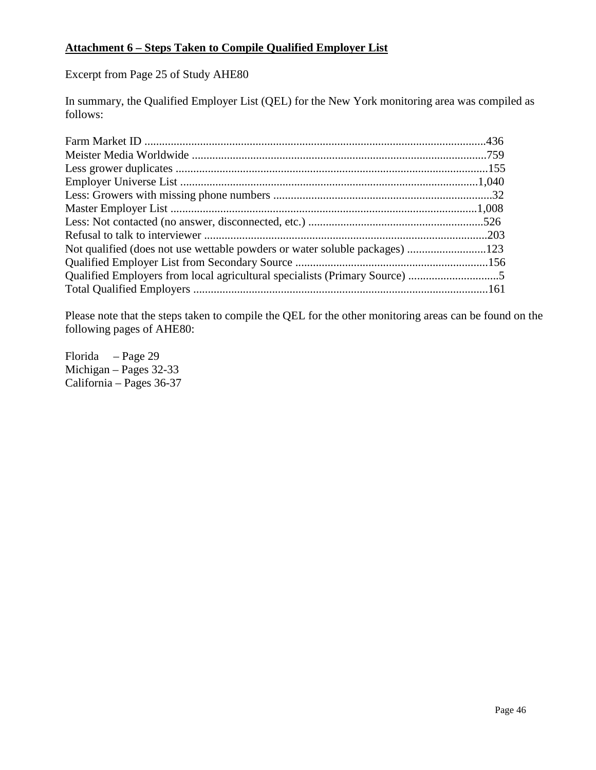**Attachment 6 – Steps Taken to Compile Qualified Employer List**

Excerpt from Page 25 of Study AHE80

In summary, the Qualified Employer List (QEL) for the New York monitoring area was compiled as follows:

Farm Market ID ....................................................................................................................436
Meister Media Worldwide ....................................................................................................759
Less grower duplicates ..........................................................................................................155
Employer Universe List .....................................................................................................1,040
Less: Growers with missing phone numbers ..........................................................................32
Master Employer List .........................................................................................................1,008
Less: Not contacted (no answer, disconnected, etc.) ............................................................526
Refusal to talk to interviewer ................................................................................................203
Not qualified (does not use wettable powders or water soluble packages) ...........................123
Qualified Employer List from Secondary Source ..................................................................156
Qualified Employers from local agricultural specialists (Primary Source) ...............................5
Total Qualified Employers .....................................................................................................161

Please note that the steps taken to compile the QEL for the other monitoring areas can be found on the following pages of AHE80:

Florida – Page 29
Michigan – Pages 32-33
California – Pages 36-37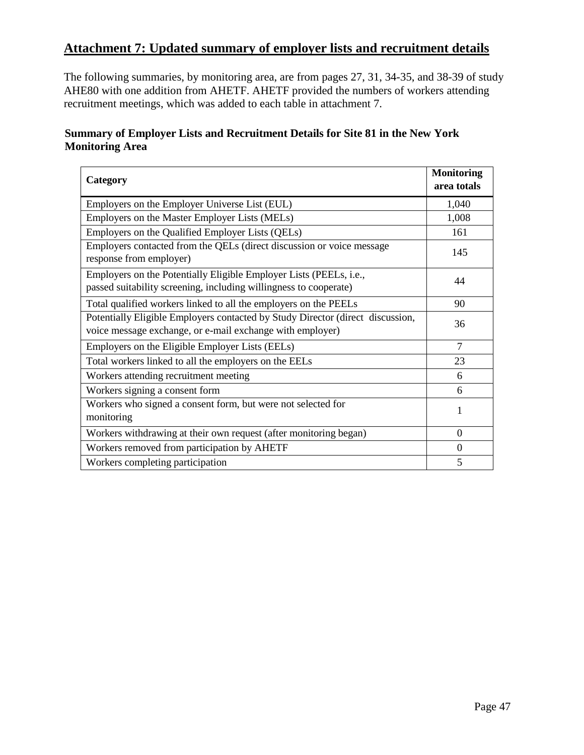## Attachment 7: Updated summary of employer lists and recruitment details

The following summaries, by monitoring area, are from pages 27, 31, 34-35, and 38-39 of study AHE80 with one addition from AHETF. AHETF provided the numbers of workers attending recruitment meetings, which was added to each table in attachment 7.

**Summary of Employer Lists and Recruitment Details for Site 81 in the New York Monitoring Area**

| Category | Monitoring area totals |
|---|---|
| Employers on the Employer Universe List (EUL) | 1,040 |
| Employers on the Master Employer Lists (MELs) | 1,008 |
| Employers on the Qualified Employer Lists (QELs) | 161 |
| Employers contacted from the QELs (direct discussion or voice message response from employer) | 145 |
| Employers on the Potentially Eligible Employer Lists (PEELs, i.e., passed suitability screening, including willingness to cooperate) | 44 |
| Total qualified workers linked to all the employers on the PEELs | 90 |
| Potentially Eligible Employers contacted by Study Director (direct discussion, voice message exchange, or e-mail exchange with employer) | 36 |
| Employers on the Eligible Employer Lists (EELs) | 7 |
| Total workers linked to all the employers on the EELs | 23 |
| Workers attending recruitment meeting | 6 |
| Workers signing a consent form | 6 |
| Workers who signed a consent form, but were not selected for monitoring | 1 |
| Workers withdrawing at their own request (after monitoring began) | 0 |
| Workers removed from participation by AHETF | 0 |
| Workers completing participation | 5 |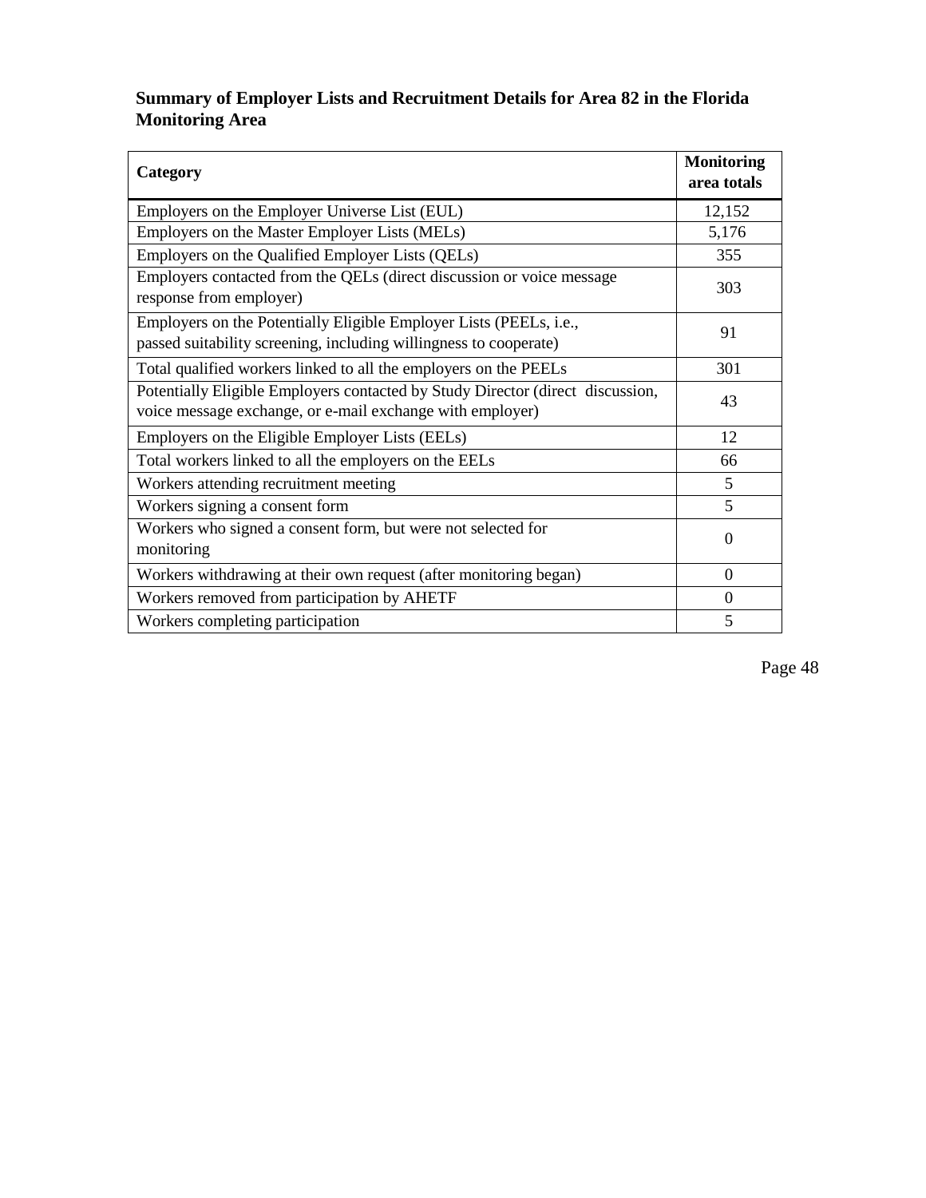**Summary of Employer Lists and Recruitment Details for Area 82 in the Florida Monitoring Area**

| Category | Monitoring area totals |
|---|---|
| Employers on the Employer Universe List (EUL) | 12,152 |
| Employers on the Master Employer Lists (MELs) | 5,176 |
| Employers on the Qualified Employer Lists (QELs) | 355 |
| Employers contacted from the QELs (direct discussion or voice message response from employer) | 303 |
| Employers on the Potentially Eligible Employer Lists (PEELs, i.e., passed suitability screening, including willingness to cooperate) | 91 |
| Total qualified workers linked to all the employers on the PEELs | 301 |
| Potentially Eligible Employers contacted by Study Director (direct discussion, voice message exchange, or e-mail exchange with employer) | 43 |
| Employers on the Eligible Employer Lists (EELs) | 12 |
| Total workers linked to all the employers on the EELs | 66 |
| Workers attending recruitment meeting | 5 |
| Workers signing a consent form | 5 |
| Workers who signed a consent form, but were not selected for monitoring | 0 |
| Workers withdrawing at their own request (after monitoring began) | 0 |
| Workers removed from participation by AHETF | 0 |
| Workers completing participation | 5 |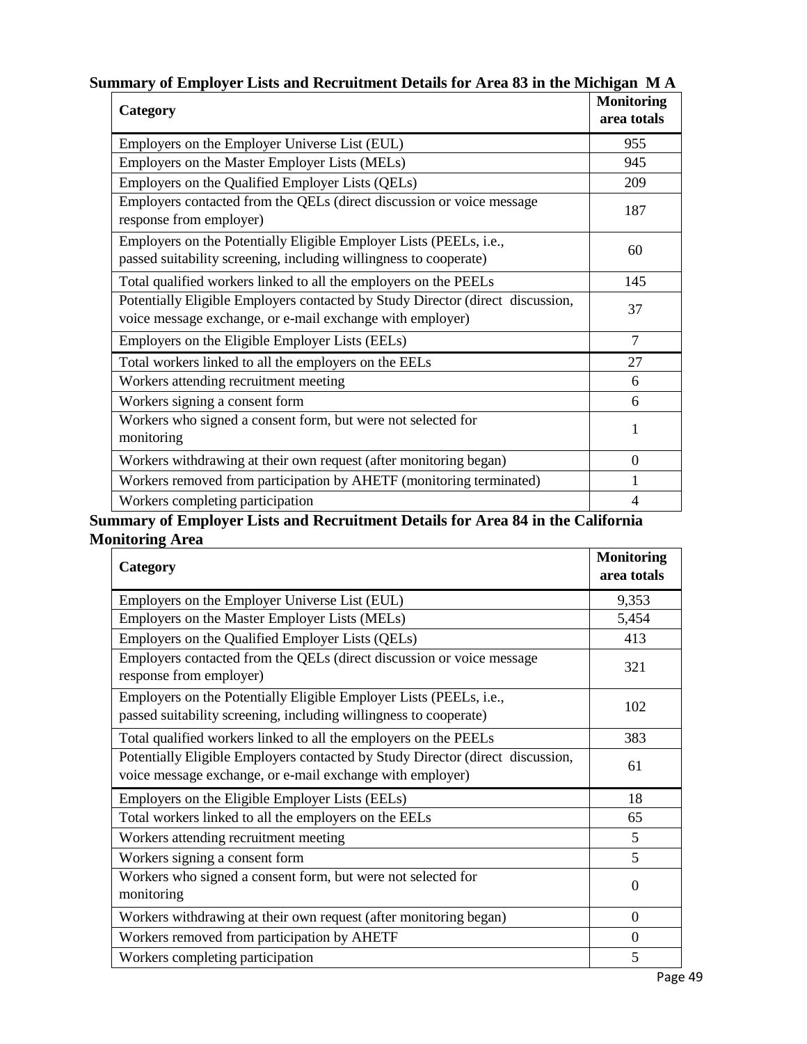**Summary of Employer Lists and Recruitment Details for Area 83 in the Michigan M A**

| Category | Monitoring area totals |
|---|---|
| Employers on the Employer Universe List (EUL) | 955 |
| Employers on the Master Employer Lists (MELs) | 945 |
| Employers on the Qualified Employer Lists (QELs) | 209 |
| Employers contacted from the QELs (direct discussion or voice message response from employer) | 187 |
| Employers on the Potentially Eligible Employer Lists (PEELs, i.e., passed suitability screening, including willingness to cooperate) | 60 |
| Total qualified workers linked to all the employers on the PEELs | 145 |
| Potentially Eligible Employers contacted by Study Director (direct discussion, voice message exchange, or e-mail exchange with employer) | 37 |
| Employers on the Eligible Employer Lists (EELs) | 7 |
| Total workers linked to all the employers on the EELs | 27 |
| Workers attending recruitment meeting | 6 |
| Workers signing a consent form | 6 |
| Workers who signed a consent form, but were not selected for monitoring | 1 |
| Workers withdrawing at their own request (after monitoring began) | 0 |
| Workers removed from participation by AHETF (monitoring terminated) | 1 |
| Workers completing participation | 4 |

**Summary of Employer Lists and Recruitment Details for Area 84 in the California Monitoring Area**

| Category | Monitoring area totals |
|---|---|
| Employers on the Employer Universe List (EUL) | 9,353 |
| Employers on the Master Employer Lists (MELs) | 5,454 |
| Employers on the Qualified Employer Lists (QELs) | 413 |
| Employers contacted from the QELs (direct discussion or voice message response from employer) | 321 |
| Employers on the Potentially Eligible Employer Lists (PEELs, i.e., passed suitability screening, including willingness to cooperate) | 102 |
| Total qualified workers linked to all the employers on the PEELs | 383 |
| Potentially Eligible Employers contacted by Study Director (direct discussion, voice message exchange, or e-mail exchange with employer) | 61 |
| Employers on the Eligible Employer Lists (EELs) | 18 |
| Total workers linked to all the employers on the EELs | 65 |
| Workers attending recruitment meeting | 5 |
| Workers signing a consent form | 5 |
| Workers who signed a consent form, but were not selected for monitoring | 0 |
| Workers withdrawing at their own request (after monitoring began) | 0 |
| Workers removed from participation by AHETF | 0 |
| Workers completing participation | 5 |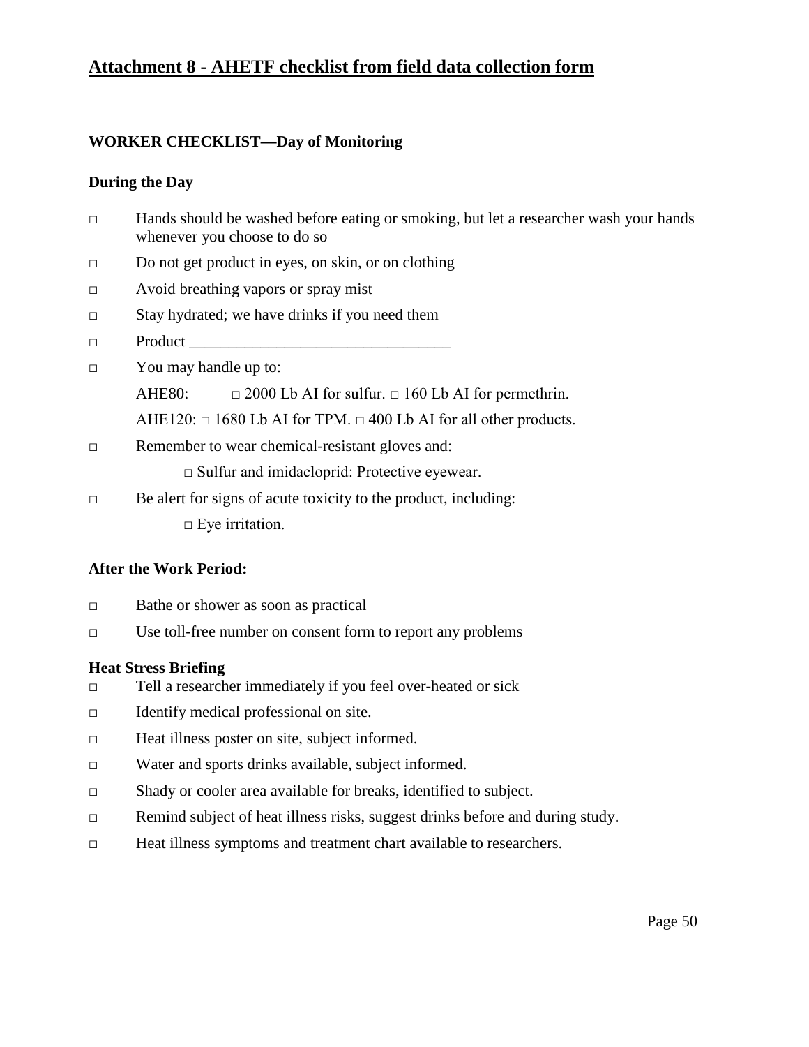## Attachment 8 - AHETF checklist from field data collection form

### WORKER CHECKLIST—Day of Monitoring

#### During the Day

- □ Hands should be washed before eating or smoking, but let a researcher wash your hands whenever you choose to do so
- □ Do not get product in eyes, on skin, or on clothing
- □ Avoid breathing vapors or spray mist
- □ Stay hydrated; we have drinks if you need them
- □ Product _________________________________
- □ You may handle up to:

  AHE80: □ 2000 Lb AI for sulfur. □ 160 Lb AI for permethrin.

  AHE120: □ 1680 Lb AI for TPM. □ 400 Lb AI for all other products.
- □ Remember to wear chemical-resistant gloves and:
  - □ Sulfur and imidacloprid: Protective eyewear.
- □ Be alert for signs of acute toxicity to the product, including:
  - □ Eye irritation.

#### After the Work Period:

- □ Bathe or shower as soon as practical
- □ Use toll-free number on consent form to report any problems

#### Heat Stress Briefing

- □ Tell a researcher immediately if you feel over-heated or sick
- □ Identify medical professional on site.
- □ Heat illness poster on site, subject informed.
- □ Water and sports drinks available, subject informed.
- □ Shady or cooler area available for breaks, identified to subject.
- □ Remind subject of heat illness risks, suggest drinks before and during study.
- □ Heat illness symptoms and treatment chart available to researchers.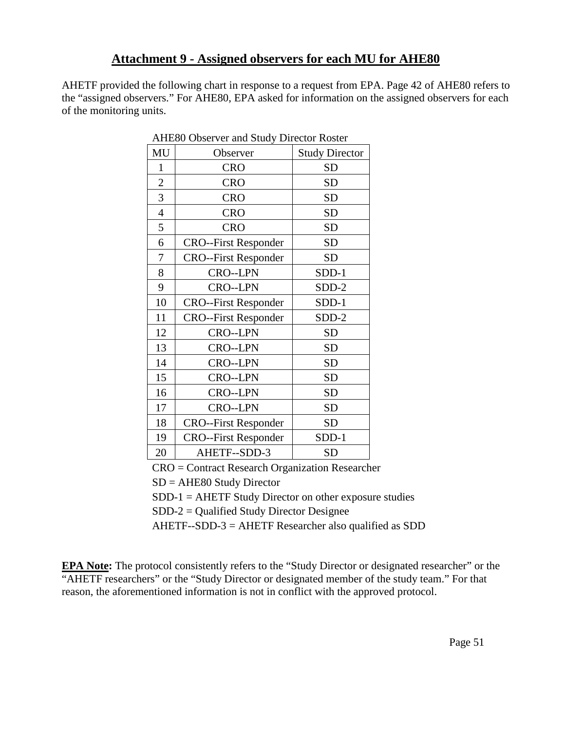## Attachment 9 - Assigned observers for each MU for AHE80

AHETF provided the following chart in response to a request from EPA. Page 42 of AHE80 refers to the "assigned observers." For AHE80, EPA asked for information on the assigned observers for each of the monitoring units.

AHE80 Observer and Study Director Roster

| MU | Observer | Study Director |
|---|---|---|
| 1 | CRO | SD |
| 2 | CRO | SD |
| 3 | CRO | SD |
| 4 | CRO | SD |
| 5 | CRO | SD |
| 6 | CRO--First Responder | SD |
| 7 | CRO--First Responder | SD |
| 8 | CRO--LPN | SDD-1 |
| 9 | CRO--LPN | SDD-2 |
| 10 | CRO--First Responder | SDD-1 |
| 11 | CRO--First Responder | SDD-2 |
| 12 | CRO--LPN | SD |
| 13 | CRO--LPN | SD |
| 14 | CRO--LPN | SD |
| 15 | CRO--LPN | SD |
| 16 | CRO--LPN | SD |
| 17 | CRO--LPN | SD |
| 18 | CRO--First Responder | SD |
| 19 | CRO--First Responder | SDD-1 |
| 20 | AHETF--SDD-3 | SD |

CRO = Contract Research Organization Researcher

SD = AHE80 Study Director

SDD-1 = AHETF Study Director on other exposure studies

SDD-2 = Qualified Study Director Designee

AHETF--SDD-3 = AHETF Researcher also qualified as SDD

**EPA Note:** The protocol consistently refers to the "Study Director or designated researcher" or the "AHETF researchers" or the "Study Director or designated member of the study team." For that reason, the aforementioned information is not in conflict with the approved protocol.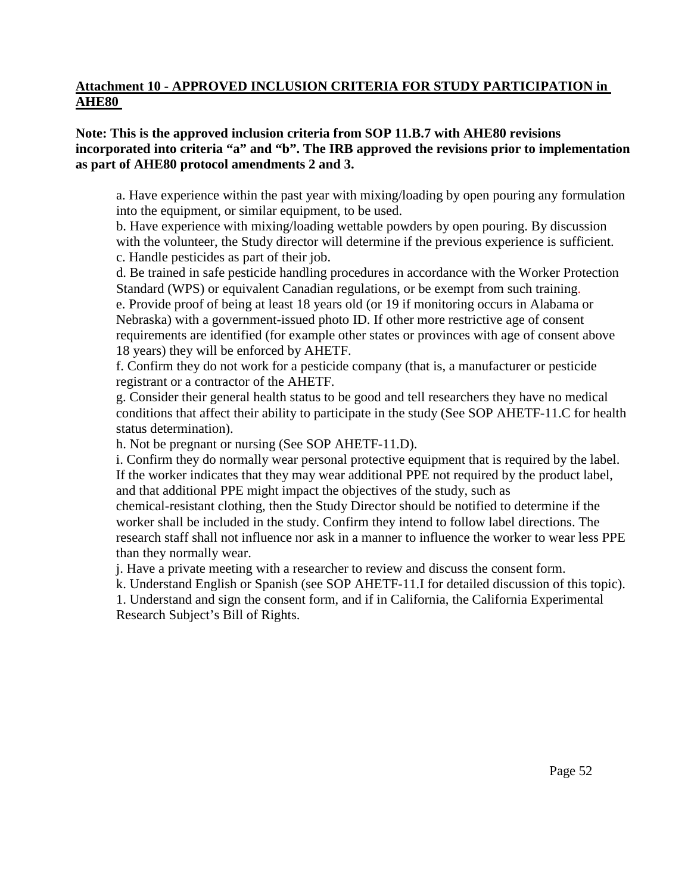**<u>Attachment 10 - APPROVED INCLUSION CRITERIA FOR STUDY PARTICIPATION in AHE80</u>**

**Note: This is the approved inclusion criteria from SOP 11.B.7 with AHE80 revisions incorporated into criteria "a" and "b". The IRB approved the revisions prior to implementation as part of AHE80 protocol amendments 2 and 3.**

a. Have experience within the past year with mixing/loading by open pouring any formulation into the equipment, or similar equipment, to be used.
b. Have experience with mixing/loading wettable powders by open pouring. By discussion with the volunteer, the Study director will determine if the previous experience is sufficient.
c. Handle pesticides as part of their job.
d. Be trained in safe pesticide handling procedures in accordance with the Worker Protection Standard (WPS) or equivalent Canadian regulations, or be exempt from such training.
e. Provide proof of being at least 18 years old (or 19 if monitoring occurs in Alabama or Nebraska) with a government-issued photo ID. If other more restrictive age of consent requirements are identified (for example other states or provinces with age of consent above 18 years) they will be enforced by AHETF.
f. Confirm they do not work for a pesticide company (that is, a manufacturer or pesticide registrant or a contractor of the AHETF.
g. Consider their general health status to be good and tell researchers they have no medical conditions that affect their ability to participate in the study (See SOP AHETF-11.C for health status determination).
h. Not be pregnant or nursing (See SOP AHETF-11.D).
i. Confirm they do normally wear personal protective equipment that is required by the label. If the worker indicates that they may wear additional PPE not required by the product label, and that additional PPE might impact the objectives of the study, such as chemical-resistant clothing, then the Study Director should be notified to determine if the worker shall be included in the study. Confirm they intend to follow label directions. The research staff shall not influence nor ask in a manner to influence the worker to wear less PPE than they normally wear.
j. Have a private meeting with a researcher to review and discuss the consent form.
k. Understand English or Spanish (see SOP AHETF-11.I for detailed discussion of this topic).
l. Understand and sign the consent form, and if in California, the California Experimental Research Subject's Bill of Rights.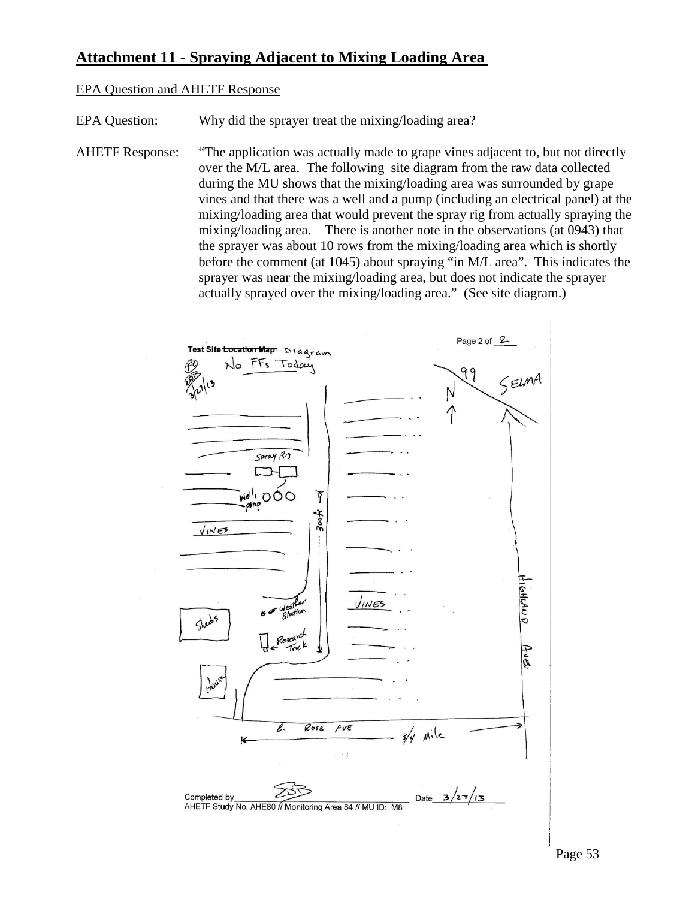## Attachment 11 - Spraying Adjacent to Mixing Loading Area

EPA Question and AHETF Response

EPA Question: Why did the sprayer treat the mixing/loading area?

AHETF Response: "The application was actually made to grape vines adjacent to, but not directly over the M/L area. The following site diagram from the raw data collected during the MU shows that the mixing/loading area was surrounded by grape vines and that there was a well and a pump (including an electrical panel) at the mixing/loading area that would prevent the spray rig from actually spraying the mixing/loading area. There is another note in the observations (at 0943) that the sprayer was about 10 rows from the mixing/loading area which is shortly before the comment (at 1045) about spraying "in M/L area". This indicates the sprayer was near the mixing/loading area, but does not indicate the sprayer actually sprayed over the mixing/loading area." (See site diagram.)

Page 2 of 2

Test Site ~~Location Map~~ Diagram

No FFs Today

FC 3/27/13

99 SELMA

N

Spray Rig

Well, pump

300 ft

VINES

VINES

Weather Station

Sheds

Research Truck

House

HIGHLAND AVE

E. ROSE AVE

3/4 Mile

Completed by SDB Date 3/27/13

AHETF Study No. AHE80 // Monitoring Area 84 // MU ID: M8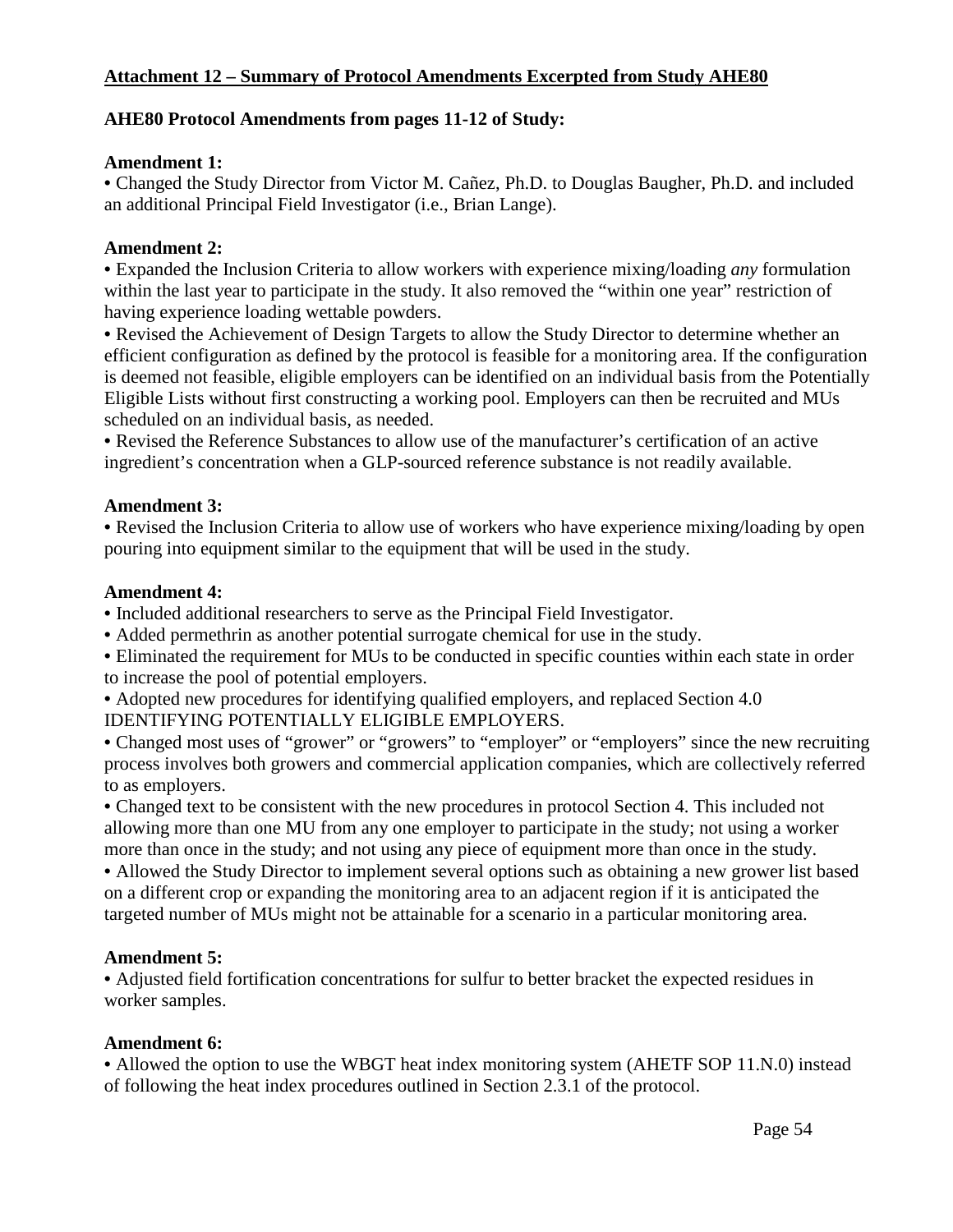**Attachment 12 – Summary of Protocol Amendments Excerpted from Study AHE80**

**AHE80 Protocol Amendments from pages 11-12 of Study:**

**Amendment 1:**

- Changed the Study Director from Victor M. Cañez, Ph.D. to Douglas Baugher, Ph.D. and included an additional Principal Field Investigator (i.e., Brian Lange).

**Amendment 2:**

- Expanded the Inclusion Criteria to allow workers with experience mixing/loading *any* formulation within the last year to participate in the study. It also removed the "within one year" restriction of having experience loading wettable powders.
- Revised the Achievement of Design Targets to allow the Study Director to determine whether an efficient configuration as defined by the protocol is feasible for a monitoring area. If the configuration is deemed not feasible, eligible employers can be identified on an individual basis from the Potentially Eligible Lists without first constructing a working pool. Employers can then be recruited and MUs scheduled on an individual basis, as needed.
- Revised the Reference Substances to allow use of the manufacturer's certification of an active ingredient's concentration when a GLP-sourced reference substance is not readily available.

**Amendment 3:**

- Revised the Inclusion Criteria to allow use of workers who have experience mixing/loading by open pouring into equipment similar to the equipment that will be used in the study.

**Amendment 4:**

- Included additional researchers to serve as the Principal Field Investigator.
- Added permethrin as another potential surrogate chemical for use in the study.
- Eliminated the requirement for MUs to be conducted in specific counties within each state in order to increase the pool of potential employers.
- Adopted new procedures for identifying qualified employers, and replaced Section 4.0 IDENTIFYING POTENTIALLY ELIGIBLE EMPLOYERS.
- Changed most uses of "grower" or "growers" to "employer" or "employers" since the new recruiting process involves both growers and commercial application companies, which are collectively referred to as employers.
- Changed text to be consistent with the new procedures in protocol Section 4. This included not allowing more than one MU from any one employer to participate in the study; not using a worker more than once in the study; and not using any piece of equipment more than once in the study.
- Allowed the Study Director to implement several options such as obtaining a new grower list based on a different crop or expanding the monitoring area to an adjacent region if it is anticipated the targeted number of MUs might not be attainable for a scenario in a particular monitoring area.

**Amendment 5:**

- Adjusted field fortification concentrations for sulfur to better bracket the expected residues in worker samples.

**Amendment 6:**

- Allowed the option to use the WBGT heat index monitoring system (AHETF SOP 11.N.0) instead of following the heat index procedures outlined in Section 2.3.1 of the protocol.